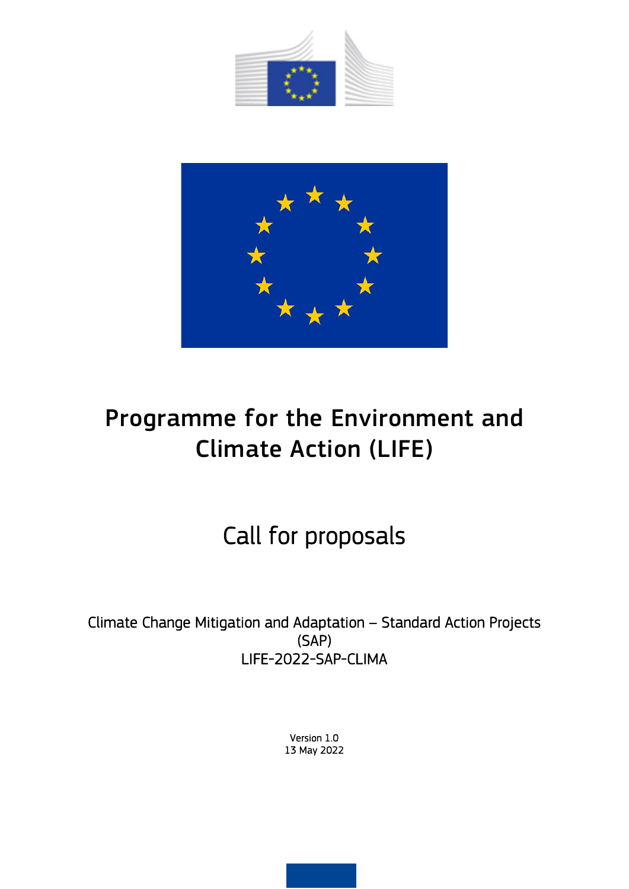# Programme for the Environment and Climate Action (LIFE)

## Call for proposals

Climate Change Mitigation and Adaptation – Standard Action Projects (SAP)
LIFE-2022-SAP-CLIMA

Version 1.0
13 May 2022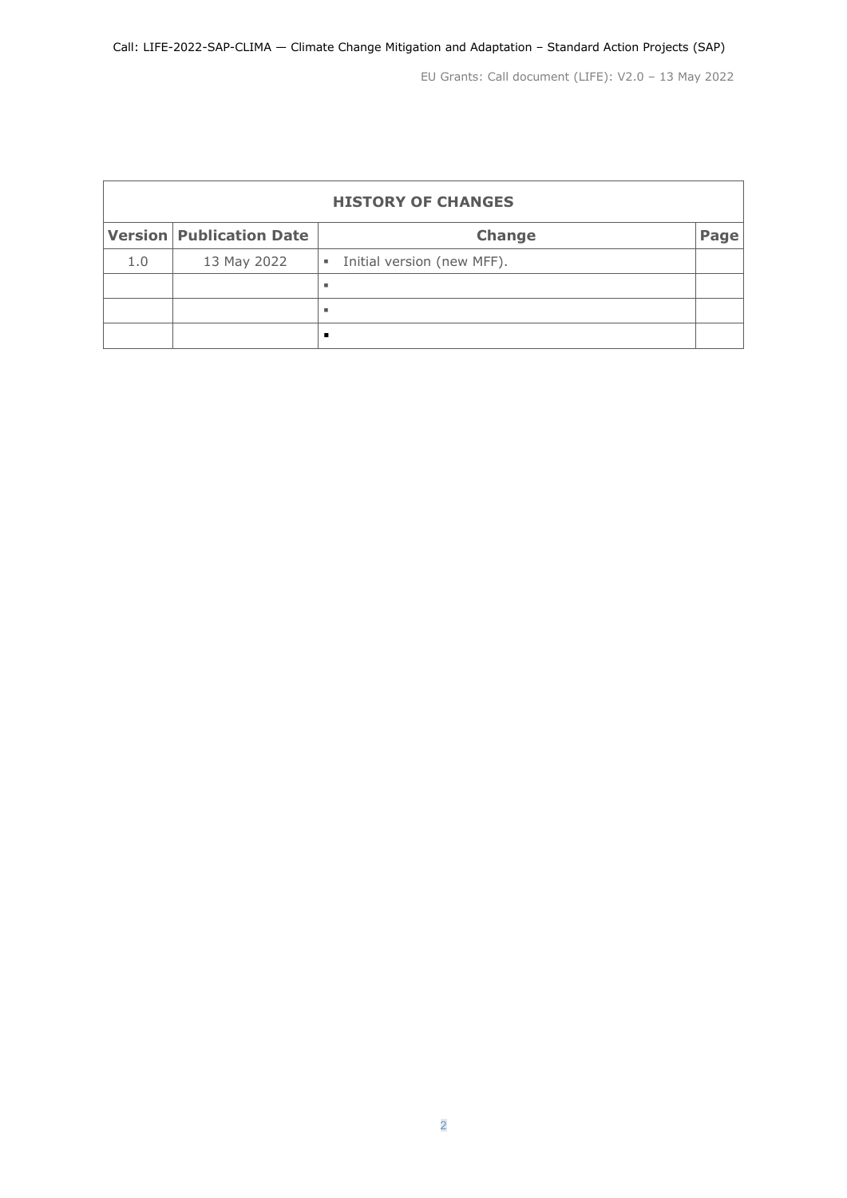| HISTORY OF CHANGES | | | |
|---|---|---|---|
| **Version** | **Publication Date** | **Change** | **Page** |
| 1.0 | 13 May 2022 | ▪ Initial version (new MFF). | |
| | | ▪ | |
| | | ▪ | |
| | | ▪ | |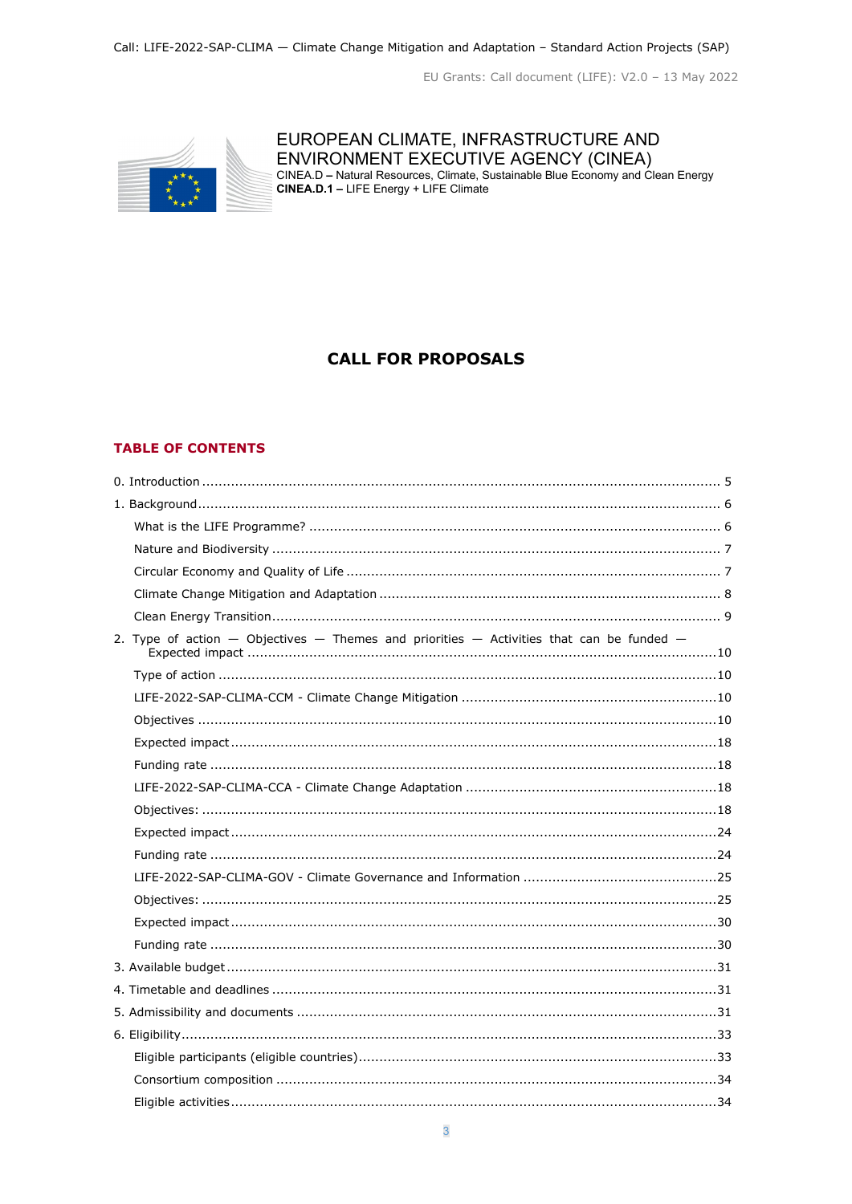EUROPEAN CLIMATE, INFRASTRUCTURE AND ENVIRONMENT EXECUTIVE AGENCY (CINEA)

CINEA.D – Natural Resources, Climate, Sustainable Blue Economy and Clean Energy

**CINEA.D.1 –** LIFE Energy + LIFE Climate

# CALL FOR PROPOSALS

## TABLE OF CONTENTS

0. Introduction ... 5
1. Background ... 6
   - What is the LIFE Programme? ... 6
   - Nature and Biodiversity ... 7
   - Circular Economy and Quality of Life ... 7
   - Climate Change Mitigation and Adaptation ... 8
   - Clean Energy Transition ... 9
2. Type of action — Objectives — Themes and priorities — Activities that can be funded — Expected impact ... 10
   - Type of action ... 10
   - LIFE-2022-SAP-CLIMA-CCM - Climate Change Mitigation ... 10
   - Objectives ... 10
   - Expected impact ... 18
   - Funding rate ... 18
   - LIFE-2022-SAP-CLIMA-CCA - Climate Change Adaptation ... 18
   - Objectives: ... 18
   - Expected impact ... 24
   - Funding rate ... 24
   - LIFE-2022-SAP-CLIMA-GOV - Climate Governance and Information ... 25
   - Objectives: ... 25
   - Expected impact ... 30
   - Funding rate ... 30
3. Available budget ... 31
4. Timetable and deadlines ... 31
5. Admissibility and documents ... 31
6. Eligibility ... 33
   - Eligible participants (eligible countries) ... 33
   - Consortium composition ... 34
   - Eligible activities ... 34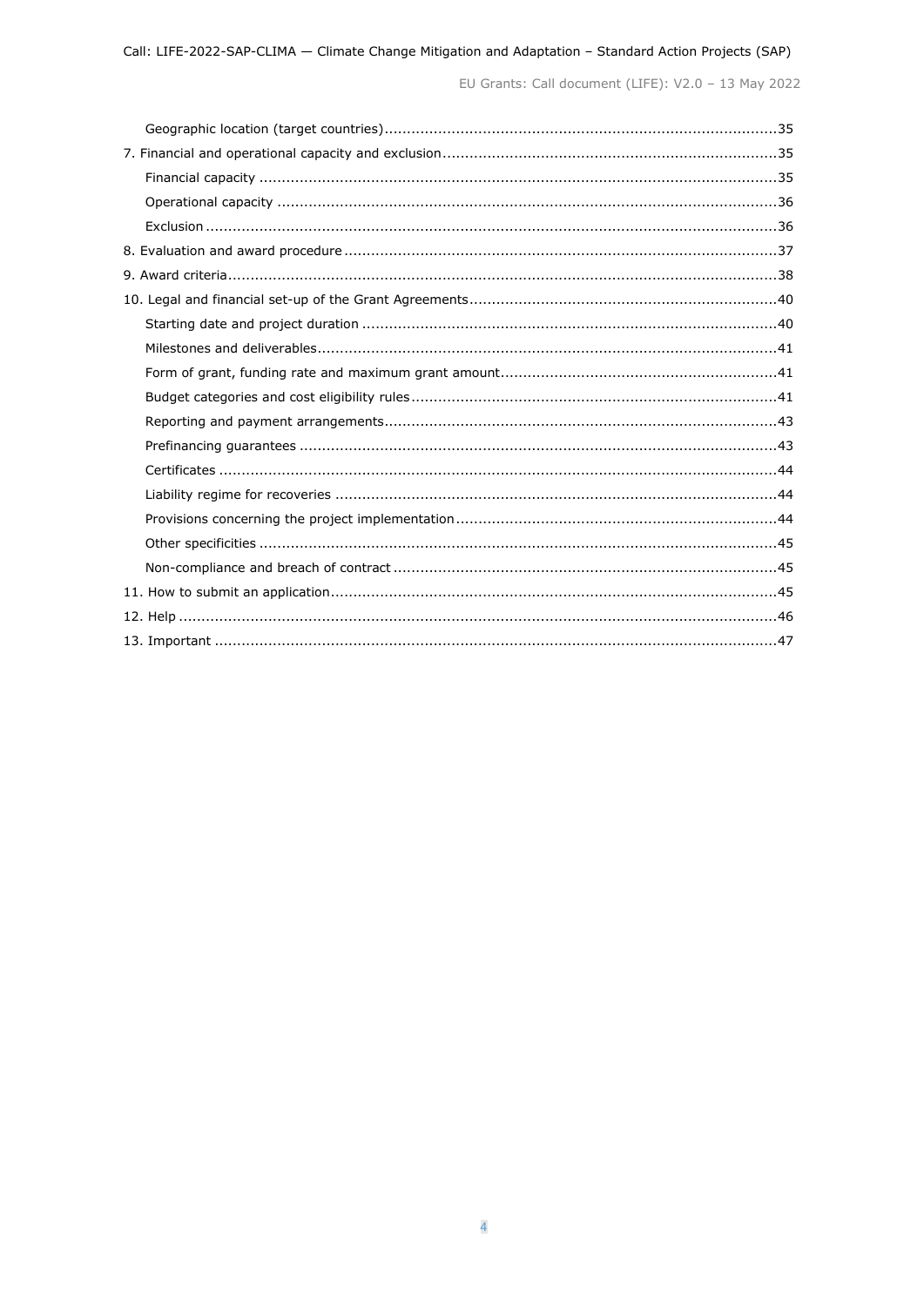Geographic location (target countries) ........................................................................................ 35

7. Financial and operational capacity and exclusion ........................................................................ 35

Financial capacity ................................................................................................................... 35

Operational capacity ............................................................................................................... 36

Exclusion ................................................................................................................................ 36

8. Evaluation and award procedure ................................................................................................ 37

9. Award criteria ............................................................................................................................. 38

10. Legal and financial set-up of the Grant Agreements ................................................................... 40

Starting date and project duration ............................................................................................ 40

Milestones and deliverables ...................................................................................................... 41

Form of grant, funding rate and maximum grant amount ............................................................. 41

Budget categories and cost eligibility rules ................................................................................. 41

Reporting and payment arrangements ....................................................................................... 43

Prefinancing guarantees ........................................................................................................... 43

Certificates ............................................................................................................................. 44

Liability regime for recoveries .................................................................................................. 44

Provisions concerning the project implementation ....................................................................... 44

Other specificities ................................................................................................................... 45

Non-compliance and breach of contract ..................................................................................... 45

11. How to submit an application .................................................................................................. 45

12. Help ....................................................................................................................................... 46

13. Important ............................................................................................................................... 47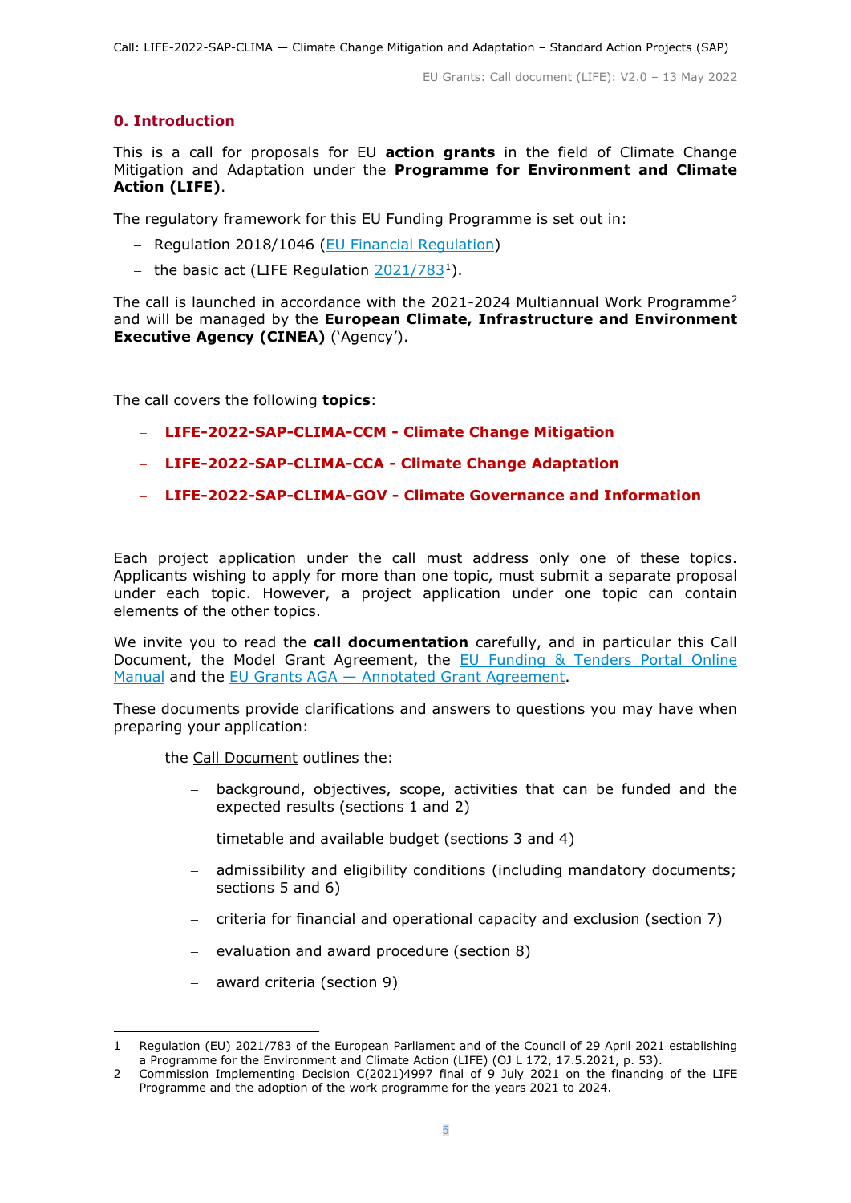## 0. Introduction

This is a call for proposals for EU **action grants** in the field of Climate Change Mitigation and Adaptation under the **Programme for Environment and Climate Action (LIFE)**.

The regulatory framework for this EU Funding Programme is set out in:

- Regulation 2018/1046 (EU Financial Regulation)
- the basic act (LIFE Regulation 2021/783[1]).

The call is launched in accordance with the 2021-2024 Multiannual Work Programme[2] and will be managed by the **European Climate, Infrastructure and Environment Executive Agency (CINEA)** ('Agency').

The call covers the following **topics**:

- **LIFE-2022-SAP-CLIMA-CCM - Climate Change Mitigation**
- **LIFE-2022-SAP-CLIMA-CCA - Climate Change Adaptation**
- **LIFE-2022-SAP-CLIMA-GOV - Climate Governance and Information**

Each project application under the call must address only one of these topics. Applicants wishing to apply for more than one topic, must submit a separate proposal under each topic. However, a project application under one topic can contain elements of the other topics.

We invite you to read the **call documentation** carefully, and in particular this Call Document, the Model Grant Agreement, the EU Funding & Tenders Portal Online Manual and the EU Grants AGA — Annotated Grant Agreement.

These documents provide clarifications and answers to questions you may have when preparing your application:

- the Call Document outlines the:
  - background, objectives, scope, activities that can be funded and the expected results (sections 1 and 2)
  - timetable and available budget (sections 3 and 4)
  - admissibility and eligibility conditions (including mandatory documents; sections 5 and 6)
  - criteria for financial and operational capacity and exclusion (section 7)
  - evaluation and award procedure (section 8)
  - award criteria (section 9)

---

1 Regulation (EU) 2021/783 of the European Parliament and of the Council of 29 April 2021 establishing a Programme for the Environment and Climate Action (LIFE) (OJ L 172, 17.5.2021, p. 53).

2 Commission Implementing Decision C(2021)4997 final of 9 July 2021 on the financing of the LIFE Programme and the adoption of the work programme for the years 2021 to 2024.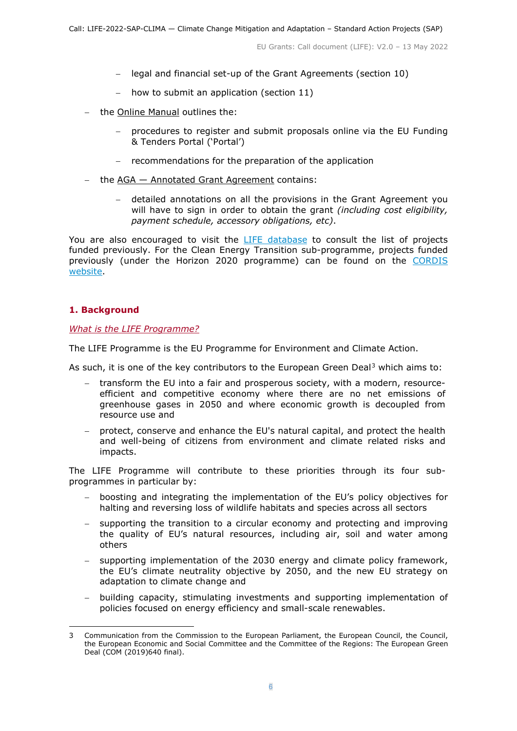- legal and financial set-up of the Grant Agreements (section 10)
  - how to submit an application (section 11)
- the Online Manual outlines the:
  - procedures to register and submit proposals online via the EU Funding & Tenders Portal ('Portal')
  - recommendations for the preparation of the application
- the AGA — Annotated Grant Agreement contains:
  - detailed annotations on all the provisions in the Grant Agreement you will have to sign in order to obtain the grant *(including cost eligibility, payment schedule, accessory obligations, etc)*.

You are also encouraged to visit the LIFE database to consult the list of projects funded previously. For the Clean Energy Transition sub-programme, projects funded previously (under the Horizon 2020 programme) can be found on the CORDIS website.

## 1. Background

*What is the LIFE Programme?*

The LIFE Programme is the EU Programme for Environment and Climate Action.

As such, it is one of the key contributors to the European Green Deal[3] which aims to:

- transform the EU into a fair and prosperous society, with a modern, resource-efficient and competitive economy where there are no net emissions of greenhouse gases in 2050 and where economic growth is decoupled from resource use and
- protect, conserve and enhance the EU's natural capital, and protect the health and well-being of citizens from environment and climate related risks and impacts.

The LIFE Programme will contribute to these priorities through its four sub-programmes in particular by:

- boosting and integrating the implementation of the EU's policy objectives for halting and reversing loss of wildlife habitats and species across all sectors
- supporting the transition to a circular economy and protecting and improving the quality of EU's natural resources, including air, soil and water among others
- supporting implementation of the 2030 energy and climate policy framework, the EU's climate neutrality objective by 2050, and the new EU strategy on adaptation to climate change and
- building capacity, stimulating investments and supporting implementation of policies focused on energy efficiency and small-scale renewables.

---

[3] Communication from the Commission to the European Parliament, the European Council, the Council, the European Economic and Social Committee and the Committee of the Regions: The European Green Deal (COM (2019)640 final).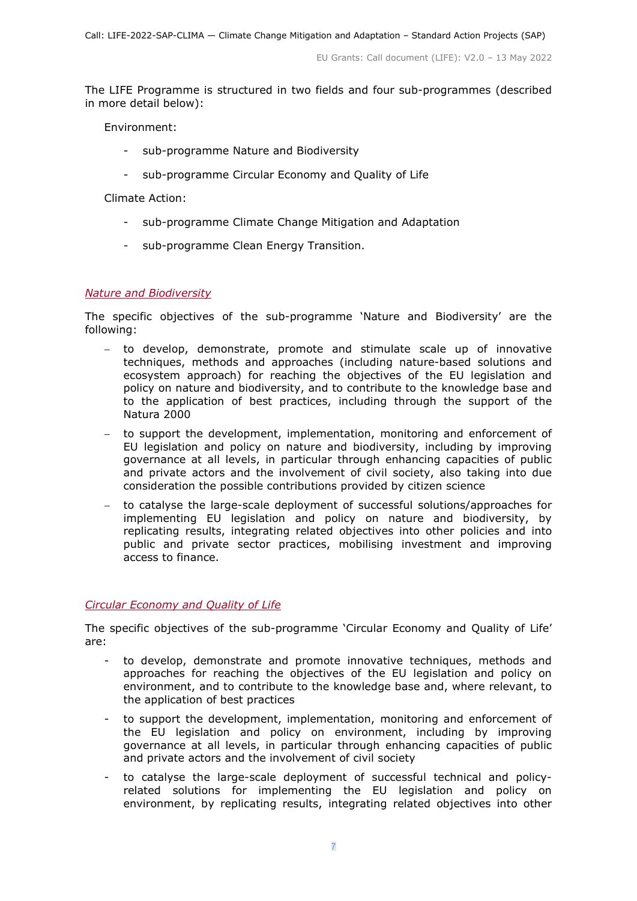The LIFE Programme is structured in two fields and four sub-programmes (described in more detail below):

Environment:

- sub-programme Nature and Biodiversity
- sub-programme Circular Economy and Quality of Life

Climate Action:

- sub-programme Climate Change Mitigation and Adaptation
- sub-programme Clean Energy Transition.

*Nature and Biodiversity*

The specific objectives of the sub-programme 'Nature and Biodiversity' are the following:

- to develop, demonstrate, promote and stimulate scale up of innovative techniques, methods and approaches (including nature-based solutions and ecosystem approach) for reaching the objectives of the EU legislation and policy on nature and biodiversity, and to contribute to the knowledge base and to the application of best practices, including through the support of the Natura 2000
- to support the development, implementation, monitoring and enforcement of EU legislation and policy on nature and biodiversity, including by improving governance at all levels, in particular through enhancing capacities of public and private actors and the involvement of civil society, also taking into due consideration the possible contributions provided by citizen science
- to catalyse the large-scale deployment of successful solutions/approaches for implementing EU legislation and policy on nature and biodiversity, by replicating results, integrating related objectives into other policies and into public and private sector practices, mobilising investment and improving access to finance.

*Circular Economy and Quality of Life*

The specific objectives of the sub-programme 'Circular Economy and Quality of Life' are:

- to develop, demonstrate and promote innovative techniques, methods and approaches for reaching the objectives of the EU legislation and policy on environment, and to contribute to the knowledge base and, where relevant, to the application of best practices
- to support the development, implementation, monitoring and enforcement of the EU legislation and policy on environment, including by improving governance at all levels, in particular through enhancing capacities of public and private actors and the involvement of civil society
- to catalyse the large-scale deployment of successful technical and policy-related solutions for implementing the EU legislation and policy on environment, by replicating results, integrating related objectives into other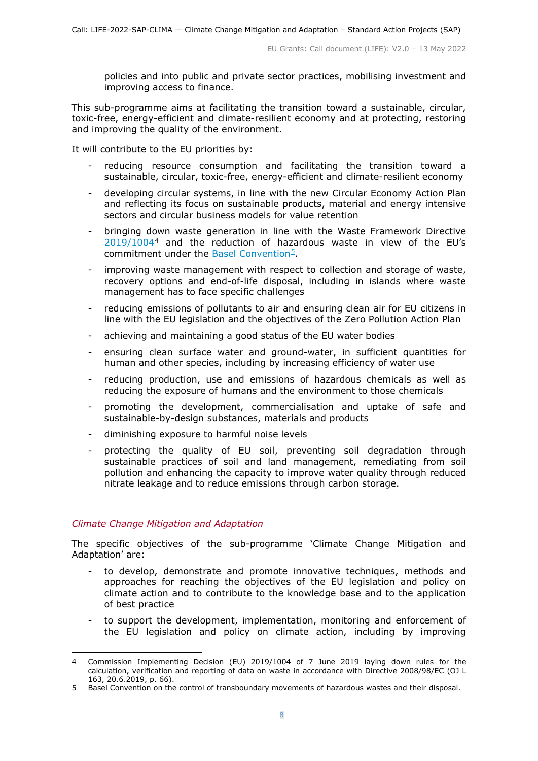policies and into public and private sector practices, mobilising investment and improving access to finance.

This sub-programme aims at facilitating the transition toward a sustainable, circular, toxic-free, energy-efficient and climate-resilient economy and at protecting, restoring and improving the quality of the environment.

It will contribute to the EU priorities by:

- reducing resource consumption and facilitating the transition toward a sustainable, circular, toxic-free, energy-efficient and climate-resilient economy
- developing circular systems, in line with the new Circular Economy Action Plan and reflecting its focus on sustainable products, material and energy intensive sectors and circular business models for value retention
- bringing down waste generation in line with the Waste Framework Directive 2019/1004[4] and the reduction of hazardous waste in view of the EU's commitment under the Basel Convention[5].
- improving waste management with respect to collection and storage of waste, recovery options and end-of-life disposal, including in islands where waste management has to face specific challenges
- reducing emissions of pollutants to air and ensuring clean air for EU citizens in line with the EU legislation and the objectives of the Zero Pollution Action Plan
- achieving and maintaining a good status of the EU water bodies
- ensuring clean surface water and ground-water, in sufficient quantities for human and other species, including by increasing efficiency of water use
- reducing production, use and emissions of hazardous chemicals as well as reducing the exposure of humans and the environment to those chemicals
- promoting the development, commercialisation and uptake of safe and sustainable-by-design substances, materials and products
- diminishing exposure to harmful noise levels
- protecting the quality of EU soil, preventing soil degradation through sustainable practices of soil and land management, remediating from soil pollution and enhancing the capacity to improve water quality through reduced nitrate leakage and to reduce emissions through carbon storage.

*Climate Change Mitigation and Adaptation*

The specific objectives of the sub-programme 'Climate Change Mitigation and Adaptation' are:

- to develop, demonstrate and promote innovative techniques, methods and approaches for reaching the objectives of the EU legislation and policy on climate action and to contribute to the knowledge base and to the application of best practice
- to support the development, implementation, monitoring and enforcement of the EU legislation and policy on climate action, including by improving

---

4 Commission Implementing Decision (EU) 2019/1004 of 7 June 2019 laying down rules for the calculation, verification and reporting of data on waste in accordance with Directive 2008/98/EC (OJ L 163, 20.6.2019, p. 66).

5 Basel Convention on the control of transboundary movements of hazardous wastes and their disposal.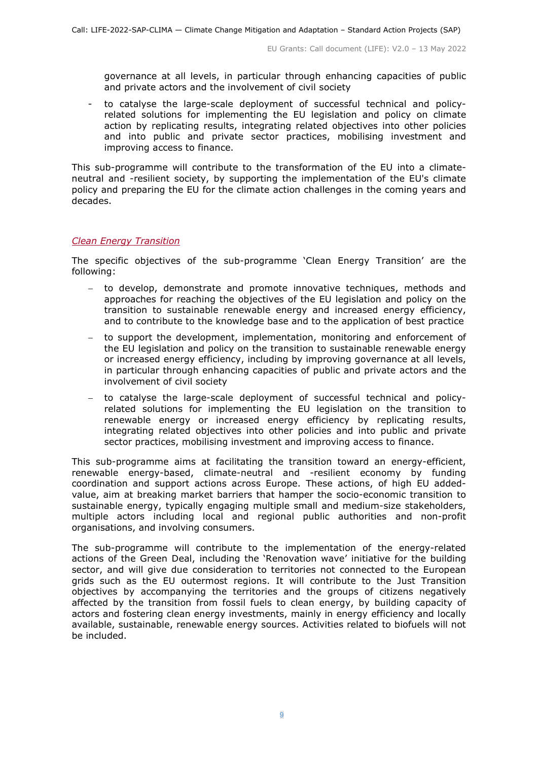governance at all levels, in particular through enhancing capacities of public and private actors and the involvement of civil society

- to catalyse the large-scale deployment of successful technical and policy-related solutions for implementing the EU legislation and policy on climate action by replicating results, integrating related objectives into other policies and into public and private sector practices, mobilising investment and improving access to finance.

This sub-programme will contribute to the transformation of the EU into a climate-neutral and -resilient society, by supporting the implementation of the EU's climate policy and preparing the EU for the climate action challenges in the coming years and decades.

*Clean Energy Transition*

The specific objectives of the sub-programme 'Clean Energy Transition' are the following:

- to develop, demonstrate and promote innovative techniques, methods and approaches for reaching the objectives of the EU legislation and policy on the transition to sustainable renewable energy and increased energy efficiency, and to contribute to the knowledge base and to the application of best practice
- to support the development, implementation, monitoring and enforcement of the EU legislation and policy on the transition to sustainable renewable energy or increased energy efficiency, including by improving governance at all levels, in particular through enhancing capacities of public and private actors and the involvement of civil society
- to catalyse the large-scale deployment of successful technical and policy-related solutions for implementing the EU legislation on the transition to renewable energy or increased energy efficiency by replicating results, integrating related objectives into other policies and into public and private sector practices, mobilising investment and improving access to finance.

This sub-programme aims at facilitating the transition toward an energy-efficient, renewable energy-based, climate-neutral and -resilient economy by funding coordination and support actions across Europe. These actions, of high EU added-value, aim at breaking market barriers that hamper the socio-economic transition to sustainable energy, typically engaging multiple small and medium-size stakeholders, multiple actors including local and regional public authorities and non-profit organisations, and involving consumers.

The sub-programme will contribute to the implementation of the energy-related actions of the Green Deal, including the 'Renovation wave' initiative for the building sector, and will give due consideration to territories not connected to the European grids such as the EU outermost regions. It will contribute to the Just Transition objectives by accompanying the territories and the groups of citizens negatively affected by the transition from fossil fuels to clean energy, by building capacity of actors and fostering clean energy investments, mainly in energy efficiency and locally available, sustainable, renewable energy sources. Activities related to biofuels will not be included.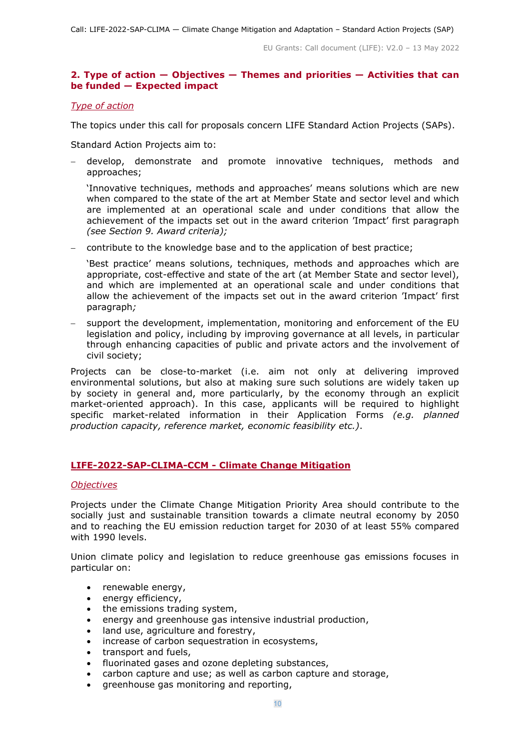## 2. Type of action — Objectives — Themes and priorities — Activities that can be funded — Expected impact

*Type of action*

The topics under this call for proposals concern LIFE Standard Action Projects (SAPs).

Standard Action Projects aim to:

- develop, demonstrate and promote innovative techniques, methods and approaches;

  'Innovative techniques, methods and approaches' means solutions which are new when compared to the state of the art at Member State and sector level and which are implemented at an operational scale and under conditions that allow the achievement of the impacts set out in the award criterion 'Impact' first paragraph *(see Section 9. Award criteria);*

- contribute to the knowledge base and to the application of best practice;

  'Best practice' means solutions, techniques, methods and approaches which are appropriate, cost-effective and state of the art (at Member State and sector level), and which are implemented at an operational scale and under conditions that allow the achievement of the impacts set out in the award criterion 'Impact' first paragraph*;*

- support the development, implementation, monitoring and enforcement of the EU legislation and policy, including by improving governance at all levels, in particular through enhancing capacities of public and private actors and the involvement of civil society;

Projects can be close-to-market (i.e. aim not only at delivering improved environmental solutions, but also at making sure such solutions are widely taken up by society in general and, more particularly, by the economy through an explicit market-oriented approach). In this case, applicants will be required to highlight specific market-related information in their Application Forms *(e.g. planned production capacity, reference market, economic feasibility etc.)*.

### LIFE-2022-SAP-CLIMA-CCM - Climate Change Mitigation

*Objectives*

Projects under the Climate Change Mitigation Priority Area should contribute to the socially just and sustainable transition towards a climate neutral economy by 2050 and to reaching the EU emission reduction target for 2030 of at least 55% compared with 1990 levels.

Union climate policy and legislation to reduce greenhouse gas emissions focuses in particular on:

- renewable energy,
- energy efficiency,
- the emissions trading system,
- energy and greenhouse gas intensive industrial production,
- land use, agriculture and forestry,
- increase of carbon sequestration in ecosystems,
- transport and fuels,
- fluorinated gases and ozone depleting substances,
- carbon capture and use; as well as carbon capture and storage,
- greenhouse gas monitoring and reporting,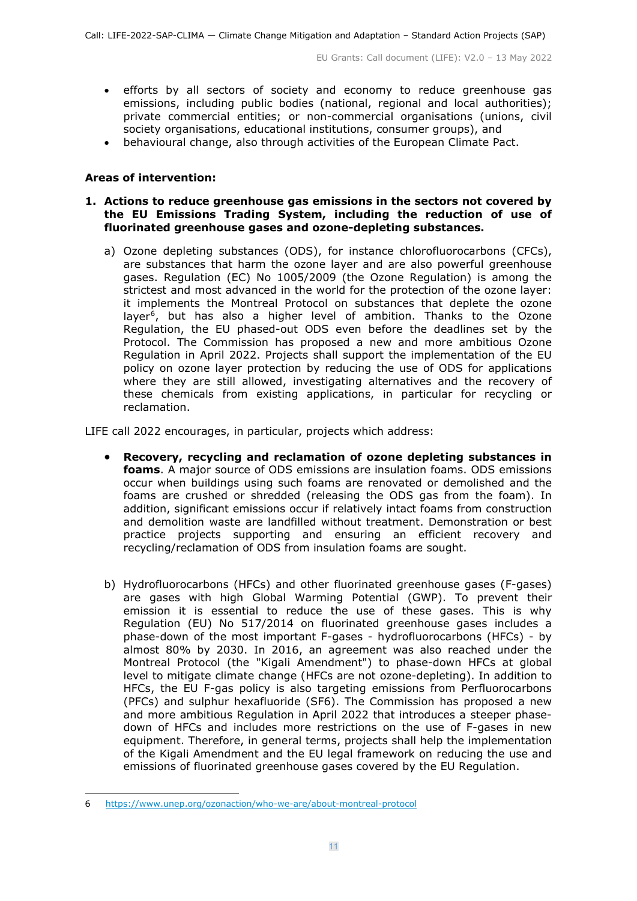- efforts by all sectors of society and economy to reduce greenhouse gas emissions, including public bodies (national, regional and local authorities); private commercial entities; or non-commercial organisations (unions, civil society organisations, educational institutions, consumer groups), and
- behavioural change, also through activities of the European Climate Pact.

**Areas of intervention:**

1. **Actions to reduce greenhouse gas emissions in the sectors not covered by the EU Emissions Trading System, including the reduction of use of fluorinated greenhouse gases and ozone-depleting substances.**

   a) Ozone depleting substances (ODS), for instance chlorofluorocarbons (CFCs), are substances that harm the ozone layer and are also powerful greenhouse gases. Regulation (EC) No 1005/2009 (the Ozone Regulation) is among the strictest and most advanced in the world for the protection of the ozone layer: it implements the Montreal Protocol on substances that deplete the ozone layer[6], but has also a higher level of ambition. Thanks to the Ozone Regulation, the EU phased-out ODS even before the deadlines set by the Protocol. The Commission has proposed a new and more ambitious Ozone Regulation in April 2022. Projects shall support the implementation of the EU policy on ozone layer protection by reducing the use of ODS for applications where they are still allowed, investigating alternatives and the recovery of these chemicals from existing applications, in particular for recycling or reclamation.

LIFE call 2022 encourages, in particular, projects which address:

- **Recovery, recycling and reclamation of ozone depleting substances in foams**. A major source of ODS emissions are insulation foams. ODS emissions occur when buildings using such foams are renovated or demolished and the foams are crushed or shredded (releasing the ODS gas from the foam). In addition, significant emissions occur if relatively intact foams from construction and demolition waste are landfilled without treatment. Demonstration or best practice projects supporting and ensuring an efficient recovery and recycling/reclamation of ODS from insulation foams are sought.

   b) Hydrofluorocarbons (HFCs) and other fluorinated greenhouse gases (F-gases) are gases with high Global Warming Potential (GWP). To prevent their emission it is essential to reduce the use of these gases. This is why Regulation (EU) No 517/2014 on fluorinated greenhouse gases includes a phase-down of the most important F-gases - hydrofluorocarbons (HFCs) - by almost 80% by 2030. In 2016, an agreement was also reached under the Montreal Protocol (the "Kigali Amendment") to phase-down HFCs at global level to mitigate climate change (HFCs are not ozone-depleting). In addition to HFCs, the EU F-gas policy is also targeting emissions from Perfluorocarbons (PFCs) and sulphur hexafluoride (SF6). The Commission has proposed a new and more ambitious Regulation in April 2022 that introduces a steeper phase-down of HFCs and includes more restrictions on the use of F-gases in new equipment. Therefore, in general terms, projects shall help the implementation of the Kigali Amendment and the EU legal framework on reducing the use and emissions of fluorinated greenhouse gases covered by the EU Regulation.

---

6 https://www.unep.org/ozonaction/who-we-are/about-montreal-protocol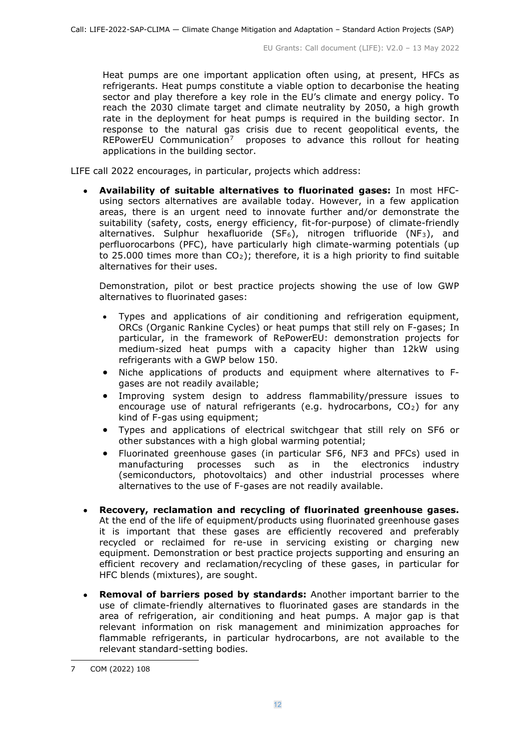Heat pumps are one important application often using, at present, HFCs as refrigerants. Heat pumps constitute a viable option to decarbonise the heating sector and play therefore a key role in the EU's climate and energy policy. To reach the 2030 climate target and climate neutrality by 2050, a high growth rate in the deployment for heat pumps is required in the building sector. In response to the natural gas crisis due to recent geopolitical events, the REPowerEU Communication[7] proposes to advance this rollout for heating applications in the building sector.

LIFE call 2022 encourages, in particular, projects which address:

- **Availability of suitable alternatives to fluorinated gases:** In most HFC-using sectors alternatives are available today. However, in a few application areas, there is an urgent need to innovate further and/or demonstrate the suitability (safety, costs, energy efficiency, fit-for-purpose) of climate-friendly alternatives. Sulphur hexafluoride ($SF_6$), nitrogen trifluoride ($NF_3$), and perfluorocarbons (PFC), have particularly high climate-warming potentials (up to 25.000 times more than $CO_2$); therefore, it is a high priority to find suitable alternatives for their uses.

  Demonstration, pilot or best practice projects showing the use of low GWP alternatives to fluorinated gases:

  - Types and applications of air conditioning and refrigeration equipment, ORCs (Organic Rankine Cycles) or heat pumps that still rely on F-gases; In particular, in the framework of RePowerEU: demonstration projects for medium-sized heat pumps with a capacity higher than 12kW using refrigerants with a GWP below 150.
  - Niche applications of products and equipment where alternatives to F-gases are not readily available;
  - Improving system design to address flammability/pressure issues to encourage use of natural refrigerants (e.g. hydrocarbons, $CO_2$) for any kind of F-gas using equipment;
  - Types and applications of electrical switchgear that still rely on SF6 or other substances with a high global warming potential;
  - Fluorinated greenhouse gases (in particular SF6, NF3 and PFCs) used in manufacturing processes such as in the electronics industry (semiconductors, photovoltaics) and other industrial processes where alternatives to the use of F-gases are not readily available.

- **Recovery, reclamation and recycling of fluorinated greenhouse gases.** At the end of the life of equipment/products using fluorinated greenhouse gases it is important that these gases are efficiently recovered and preferably recycled or reclaimed for re-use in servicing existing or charging new equipment. Demonstration or best practice projects supporting and ensuring an efficient recovery and reclamation/recycling of these gases, in particular for HFC blends (mixtures), are sought.

- **Removal of barriers posed by standards:** Another important barrier to the use of climate-friendly alternatives to fluorinated gases are standards in the area of refrigeration, air conditioning and heat pumps. A major gap is that relevant information on risk management and minimization approaches for flammable refrigerants, in particular hydrocarbons, are not available to the relevant standard-setting bodies.

[7] COM (2022) 108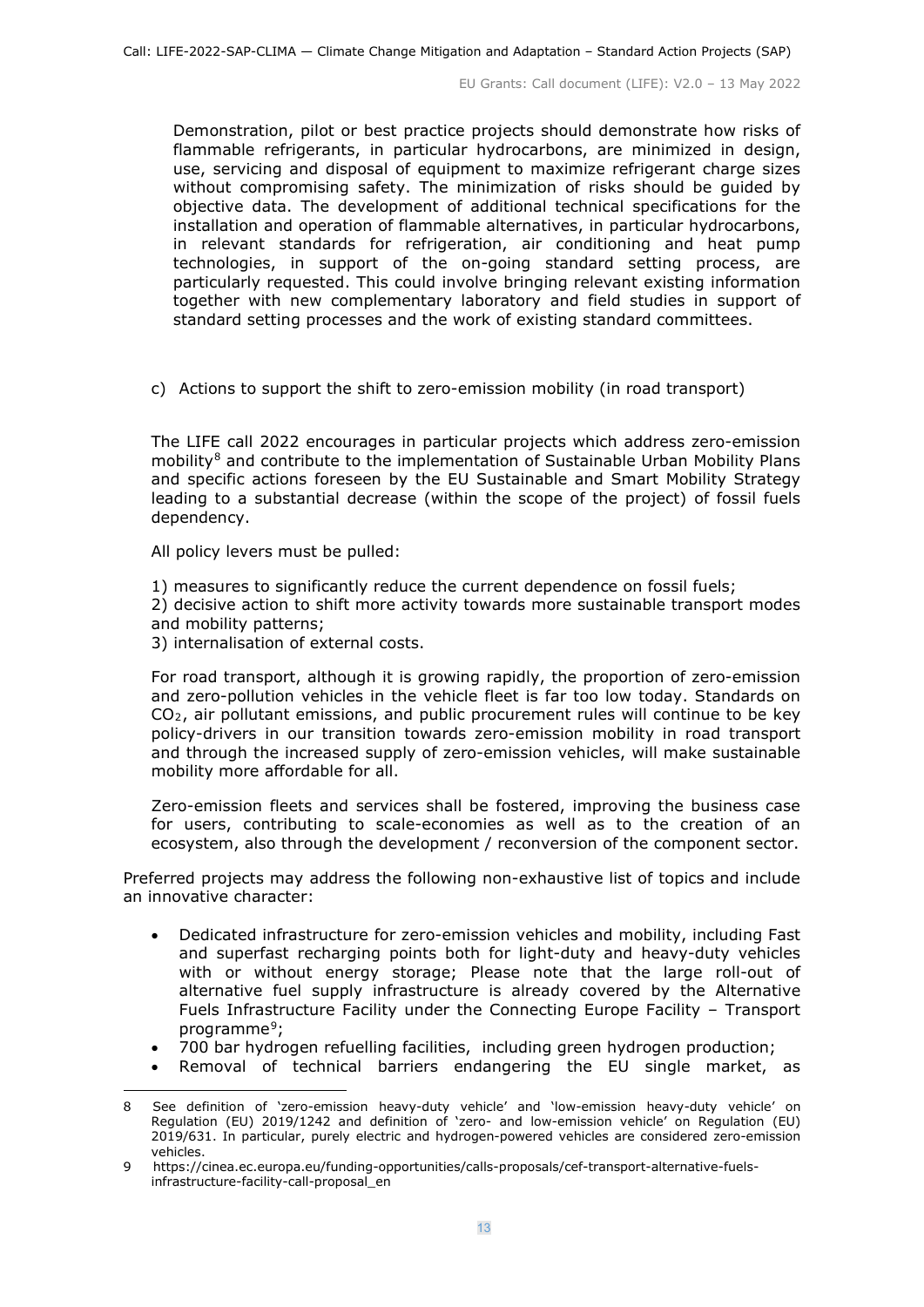Demonstration, pilot or best practice projects should demonstrate how risks of flammable refrigerants, in particular hydrocarbons, are minimized in design, use, servicing and disposal of equipment to maximize refrigerant charge sizes without compromising safety. The minimization of risks should be guided by objective data. The development of additional technical specifications for the installation and operation of flammable alternatives, in particular hydrocarbons, in relevant standards for refrigeration, air conditioning and heat pump technologies, in support of the on-going standard setting process, are particularly requested. This could involve bringing relevant existing information together with new complementary laboratory and field studies in support of standard setting processes and the work of existing standard committees.

c) Actions to support the shift to zero-emission mobility (in road transport)

The LIFE call 2022 encourages in particular projects which address zero-emission mobility[8] and contribute to the implementation of Sustainable Urban Mobility Plans and specific actions foreseen by the EU Sustainable and Smart Mobility Strategy leading to a substantial decrease (within the scope of the project) of fossil fuels dependency.

All policy levers must be pulled:

1) measures to significantly reduce the current dependence on fossil fuels;
2) decisive action to shift more activity towards more sustainable transport modes and mobility patterns;
3) internalisation of external costs.

For road transport, although it is growing rapidly, the proportion of zero-emission and zero-pollution vehicles in the vehicle fleet is far too low today. Standards on $CO_2$, air pollutant emissions, and public procurement rules will continue to be key policy-drivers in our transition towards zero-emission mobility in road transport and through the increased supply of zero-emission vehicles, will make sustainable mobility more affordable for all.

Zero-emission fleets and services shall be fostered, improving the business case for users, contributing to scale-economies as well as to the creation of an ecosystem, also through the development / reconversion of the component sector.

Preferred projects may address the following non-exhaustive list of topics and include an innovative character:

- Dedicated infrastructure for zero-emission vehicles and mobility, including Fast and superfast recharging points both for light-duty and heavy-duty vehicles with or without energy storage; Please note that the large roll-out of alternative fuel supply infrastructure is already covered by the Alternative Fuels Infrastructure Facility under the Connecting Europe Facility – Transport programme[9];
- 700 bar hydrogen refuelling facilities, including green hydrogen production;
- Removal of technical barriers endangering the EU single market, as

---

[8] See definition of 'zero-emission heavy-duty vehicle' and 'low-emission heavy-duty vehicle' on Regulation (EU) 2019/1242 and definition of 'zero- and low-emission vehicle' on Regulation (EU) 2019/631. In particular, purely electric and hydrogen-powered vehicles are considered zero-emission vehicles.

[9] https://cinea.ec.europa.eu/funding-opportunities/calls-proposals/cef-transport-alternative-fuels-infrastructure-facility-call-proposal_en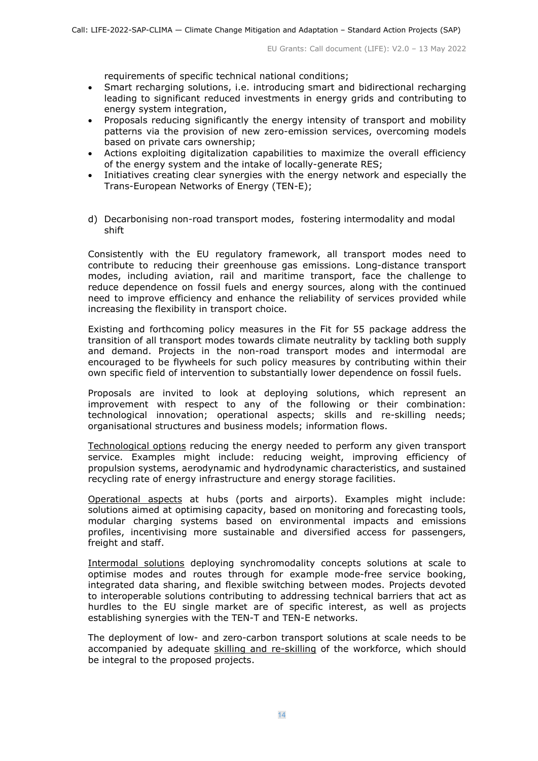requirements of specific technical national conditions;

- Smart recharging solutions, i.e. introducing smart and bidirectional recharging leading to significant reduced investments in energy grids and contributing to energy system integration,
- Proposals reducing significantly the energy intensity of transport and mobility patterns via the provision of new zero-emission services, overcoming models based on private cars ownership;
- Actions exploiting digitalization capabilities to maximize the overall efficiency of the energy system and the intake of locally-generate RES;
- Initiatives creating clear synergies with the energy network and especially the Trans-European Networks of Energy (TEN-E);

d) Decarbonising non-road transport modes, fostering intermodality and modal shift

Consistently with the EU regulatory framework, all transport modes need to contribute to reducing their greenhouse gas emissions. Long-distance transport modes, including aviation, rail and maritime transport, face the challenge to reduce dependence on fossil fuels and energy sources, along with the continued need to improve efficiency and enhance the reliability of services provided while increasing the flexibility in transport choice.

Existing and forthcoming policy measures in the Fit for 55 package address the transition of all transport modes towards climate neutrality by tackling both supply and demand. Projects in the non-road transport modes and intermodal are encouraged to be flywheels for such policy measures by contributing within their own specific field of intervention to substantially lower dependence on fossil fuels.

Proposals are invited to look at deploying solutions, which represent an improvement with respect to any of the following or their combination: technological innovation; operational aspects; skills and re-skilling needs; organisational structures and business models; information flows.

Technological options reducing the energy needed to perform any given transport service. Examples might include: reducing weight, improving efficiency of propulsion systems, aerodynamic and hydrodynamic characteristics, and sustained recycling rate of energy infrastructure and energy storage facilities.

Operational aspects at hubs (ports and airports). Examples might include: solutions aimed at optimising capacity, based on monitoring and forecasting tools, modular charging systems based on environmental impacts and emissions profiles, incentivising more sustainable and diversified access for passengers, freight and staff.

Intermodal solutions deploying synchromodality concepts solutions at scale to optimise modes and routes through for example mode-free service booking, integrated data sharing, and flexible switching between modes. Projects devoted to interoperable solutions contributing to addressing technical barriers that act as hurdles to the EU single market are of specific interest, as well as projects establishing synergies with the TEN-T and TEN-E networks.

The deployment of low- and zero-carbon transport solutions at scale needs to be accompanied by adequate skilling and re-skilling of the workforce, which should be integral to the proposed projects.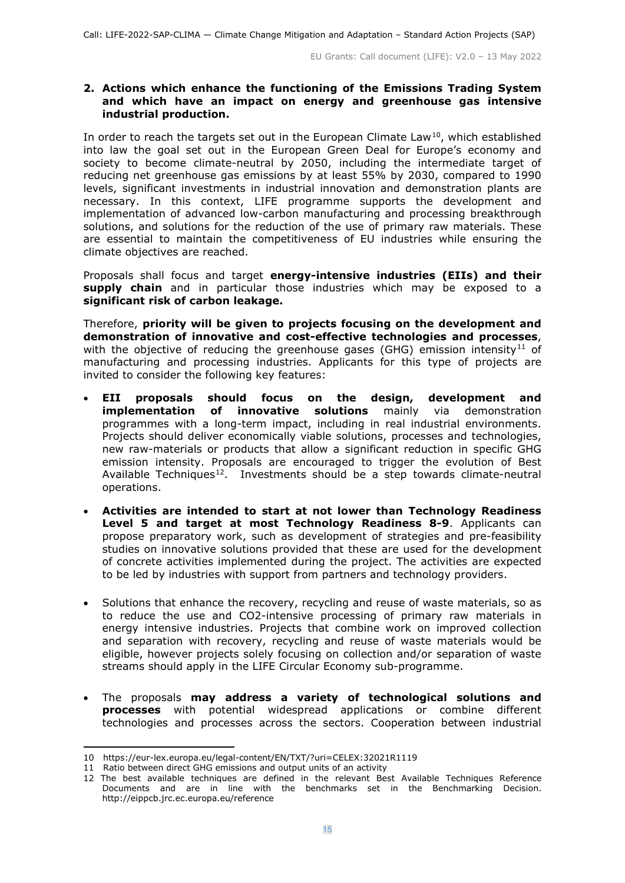**2. Actions which enhance the functioning of the Emissions Trading System and which have an impact on energy and greenhouse gas intensive industrial production.**

In order to reach the targets set out in the European Climate Law[10], which established into law the goal set out in the European Green Deal for Europe's economy and society to become climate-neutral by 2050, including the intermediate target of reducing net greenhouse gas emissions by at least 55% by 2030, compared to 1990 levels, significant investments in industrial innovation and demonstration plants are necessary. In this context, LIFE programme supports the development and implementation of advanced low-carbon manufacturing and processing breakthrough solutions, and solutions for the reduction of the use of primary raw materials. These are essential to maintain the competitiveness of EU industries while ensuring the climate objectives are reached.

Proposals shall focus and target **energy-intensive industries (EIIs) and their supply chain** and in particular those industries which may be exposed to a **significant risk of carbon leakage.**

Therefore, **priority will be given to projects focusing on the development and demonstration of innovative and cost-effective technologies and processes**, with the objective of reducing the greenhouse gases (GHG) emission intensity[11] of manufacturing and processing industries. Applicants for this type of projects are invited to consider the following key features:

- **EII proposals should focus on the design, development and implementation of innovative solutions** mainly via demonstration programmes with a long-term impact, including in real industrial environments. Projects should deliver economically viable solutions, processes and technologies, new raw-materials or products that allow a significant reduction in specific GHG emission intensity. Proposals are encouraged to trigger the evolution of Best Available Techniques[12]. Investments should be a step towards climate-neutral operations.

- **Activities are intended to start at not lower than Technology Readiness Level 5 and target at most Technology Readiness 8-9**. Applicants can propose preparatory work, such as development of strategies and pre-feasibility studies on innovative solutions provided that these are used for the development of concrete activities implemented during the project. The activities are expected to be led by industries with support from partners and technology providers.

- Solutions that enhance the recovery, recycling and reuse of waste materials, so as to reduce the use and CO2-intensive processing of primary raw materials in energy intensive industries. Projects that combine work on improved collection and separation with recovery, recycling and reuse of waste materials would be eligible, however projects solely focusing on collection and/or separation of waste streams should apply in the LIFE Circular Economy sub-programme.

- The proposals **may address a variety of technological solutions and processes** with potential widespread applications or combine different technologies and processes across the sectors. Cooperation between industrial

---

10 https://eur-lex.europa.eu/legal-content/EN/TXT/?uri=CELEX:32021R1119

11 Ratio between direct GHG emissions and output units of an activity

12 The best available techniques are defined in the relevant Best Available Techniques Reference Documents and are in line with the benchmarks set in the Benchmarking Decision. http://eippcb.jrc.ec.europa.eu/reference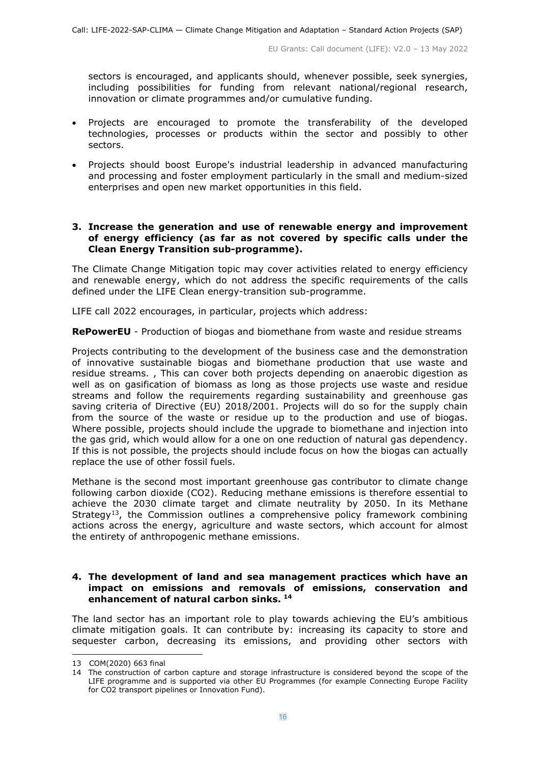sectors is encouraged, and applicants should, whenever possible, seek synergies, including possibilities for funding from relevant national/regional research, innovation or climate programmes and/or cumulative funding.

- Projects are encouraged to promote the transferability of the developed technologies, processes or products within the sector and possibly to other sectors.
- Projects should boost Europe's industrial leadership in advanced manufacturing and processing and foster employment particularly in the small and medium-sized enterprises and open new market opportunities in this field.

### 3. Increase the generation and use of renewable energy and improvement of energy efficiency (as far as not covered by specific calls under the Clean Energy Transition sub-programme).

The Climate Change Mitigation topic may cover activities related to energy efficiency and renewable energy, which do not address the specific requirements of the calls defined under the LIFE Clean energy-transition sub-programme.

LIFE call 2022 encourages, in particular, projects which address:

**RePowerEU** - Production of biogas and biomethane from waste and residue streams

Projects contributing to the development of the business case and the demonstration of innovative sustainable biogas and biomethane production that use waste and residue streams. , This can cover both projects depending on anaerobic digestion as well as on gasification of biomass as long as those projects use waste and residue streams and follow the requirements regarding sustainability and greenhouse gas saving criteria of Directive (EU) 2018/2001. Projects will do so for the supply chain from the source of the waste or residue up to the production and use of biogas. Where possible, projects should include the upgrade to biomethane and injection into the gas grid, which would allow for a one on one reduction of natural gas dependency. If this is not possible, the projects should include focus on how the biogas can actually replace the use of other fossil fuels.

Methane is the second most important greenhouse gas contributor to climate change following carbon dioxide ($CO_2$). Reducing methane emissions is therefore essential to achieve the 2030 climate target and climate neutrality by 2050. In its Methane Strategy[13], the Commission outlines a comprehensive policy framework combining actions across the energy, agriculture and waste sectors, which account for almost the entirety of anthropogenic methane emissions.

### 4. The development of land and sea management practices which have an impact on emissions and removals of emissions, conservation and enhancement of natural carbon sinks. [14]

The land sector has an important role to play towards achieving the EU's ambitious climate mitigation goals. It can contribute by: increasing its capacity to store and sequester carbon, decreasing its emissions, and providing other sectors with

---

13 COM(2020) 663 final

14 The construction of carbon capture and storage infrastructure is considered beyond the scope of the LIFE programme and is supported via other EU Programmes (for example Connecting Europe Facility for CO2 transport pipelines or Innovation Fund).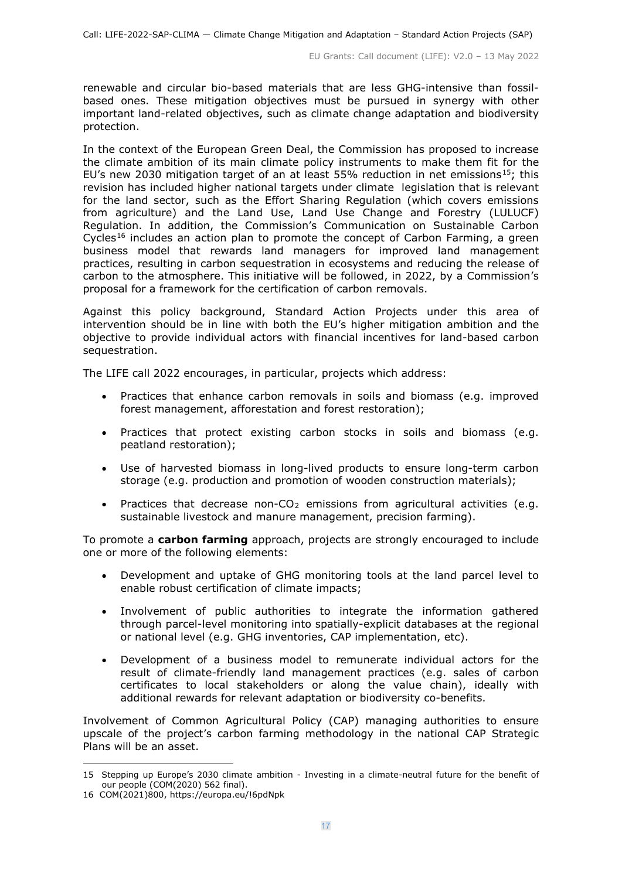renewable and circular bio-based materials that are less GHG-intensive than fossil-based ones. These mitigation objectives must be pursued in synergy with other important land-related objectives, such as climate change adaptation and biodiversity protection.

In the context of the European Green Deal, the Commission has proposed to increase the climate ambition of its main climate policy instruments to make them fit for the EU's new 2030 mitigation target of an at least 55% reduction in net emissions[15]; this revision has included higher national targets under climate legislation that is relevant for the land sector, such as the Effort Sharing Regulation (which covers emissions from agriculture) and the Land Use, Land Use Change and Forestry (LULUCF) Regulation. In addition, the Commission's Communication on Sustainable Carbon Cycles[16] includes an action plan to promote the concept of Carbon Farming, a green business model that rewards land managers for improved land management practices, resulting in carbon sequestration in ecosystems and reducing the release of carbon to the atmosphere. This initiative will be followed, in 2022, by a Commission's proposal for a framework for the certification of carbon removals.

Against this policy background, Standard Action Projects under this area of intervention should be in line with both the EU's higher mitigation ambition and the objective to provide individual actors with financial incentives for land-based carbon sequestration.

The LIFE call 2022 encourages, in particular, projects which address:

- Practices that enhance carbon removals in soils and biomass (e.g. improved forest management, afforestation and forest restoration);
- Practices that protect existing carbon stocks in soils and biomass (e.g. peatland restoration);
- Use of harvested biomass in long-lived products to ensure long-term carbon storage (e.g. production and promotion of wooden construction materials);
- Practices that decrease non-$CO_2$ emissions from agricultural activities (e.g. sustainable livestock and manure management, precision farming).

To promote a **carbon farming** approach, projects are strongly encouraged to include one or more of the following elements:

- Development and uptake of GHG monitoring tools at the land parcel level to enable robust certification of climate impacts;
- Involvement of public authorities to integrate the information gathered through parcel-level monitoring into spatially-explicit databases at the regional or national level (e.g. GHG inventories, CAP implementation, etc).
- Development of a business model to remunerate individual actors for the result of climate-friendly land management practices (e.g. sales of carbon certificates to local stakeholders or along the value chain), ideally with additional rewards for relevant adaptation or biodiversity co-benefits.

Involvement of Common Agricultural Policy (CAP) managing authorities to ensure upscale of the project's carbon farming methodology in the national CAP Strategic Plans will be an asset.

---

15 Stepping up Europe's 2030 climate ambition - Investing in a climate-neutral future for the benefit of our people (COM(2020) 562 final).

16 COM(2021)800, https://europa.eu/!6pdNpk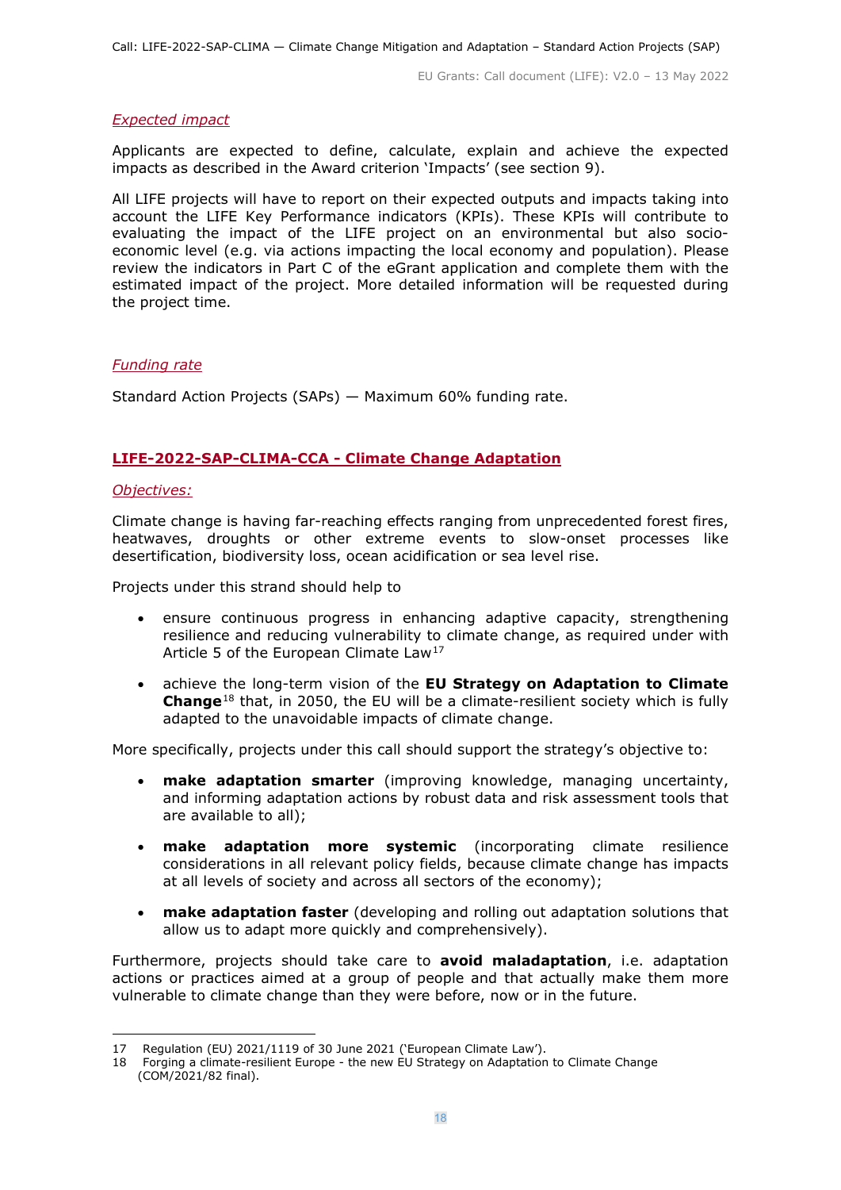*Expected impact*

Applicants are expected to define, calculate, explain and achieve the expected impacts as described in the Award criterion 'Impacts' (see section 9).

All LIFE projects will have to report on their expected outputs and impacts taking into account the LIFE Key Performance indicators (KPIs). These KPIs will contribute to evaluating the impact of the LIFE project on an environmental but also socio-economic level (e.g. via actions impacting the local economy and population). Please review the indicators in Part C of the eGrant application and complete them with the estimated impact of the project. More detailed information will be requested during the project time.

*Funding rate*

Standard Action Projects (SAPs) — Maximum 60% funding rate.

## LIFE-2022-SAP-CLIMA-CCA - Climate Change Adaptation

*Objectives:*

Climate change is having far-reaching effects ranging from unprecedented forest fires, heatwaves, droughts or other extreme events to slow-onset processes like desertification, biodiversity loss, ocean acidification or sea level rise.

Projects under this strand should help to

- ensure continuous progress in enhancing adaptive capacity, strengthening resilience and reducing vulnerability to climate change, as required under with Article 5 of the European Climate Law[17]
- achieve the long-term vision of the **EU Strategy on Adaptation to Climate Change**[18] that, in 2050, the EU will be a climate-resilient society which is fully adapted to the unavoidable impacts of climate change.

More specifically, projects under this call should support the strategy's objective to:

- **make adaptation smarter** (improving knowledge, managing uncertainty, and informing adaptation actions by robust data and risk assessment tools that are available to all);
- **make adaptation more systemic** (incorporating climate resilience considerations in all relevant policy fields, because climate change has impacts at all levels of society and across all sectors of the economy);
- **make adaptation faster** (developing and rolling out adaptation solutions that allow us to adapt more quickly and comprehensively).

Furthermore, projects should take care to **avoid maladaptation**, i.e. adaptation actions or practices aimed at a group of people and that actually make them more vulnerable to climate change than they were before, now or in the future.

---

17 Regulation (EU) 2021/1119 of 30 June 2021 ('European Climate Law').

18 Forging a climate-resilient Europe - the new EU Strategy on Adaptation to Climate Change (COM/2021/82 final).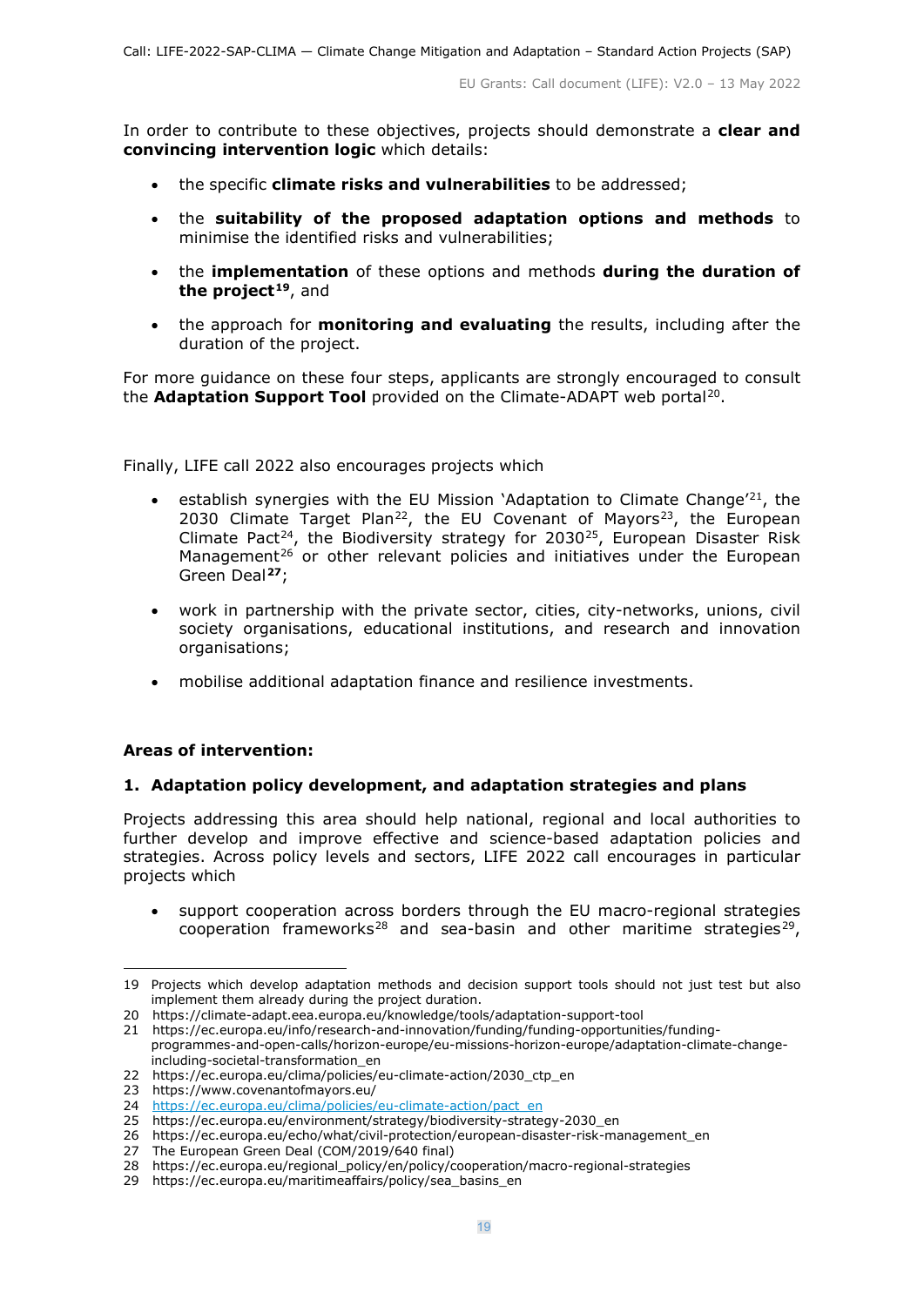In order to contribute to these objectives, projects should demonstrate a **clear and convincing intervention logic** which details:

- the specific **climate risks and vulnerabilities** to be addressed;
- the **suitability of the proposed adaptation options and methods** to minimise the identified risks and vulnerabilities;
- the **implementation** of these options and methods **during the duration of the project**[19], and
- the approach for **monitoring and evaluating** the results, including after the duration of the project.

For more guidance on these four steps, applicants are strongly encouraged to consult the **Adaptation Support Tool** provided on the Climate-ADAPT web portal[20].

Finally, LIFE call 2022 also encourages projects which

- establish synergies with the EU Mission 'Adaptation to Climate Change'[21], the 2030 Climate Target Plan[22], the EU Covenant of Mayors[23], the European Climate Pact[24], the Biodiversity strategy for 2030[25], European Disaster Risk Management[26] or other relevant policies and initiatives under the European Green Deal[27];
- work in partnership with the private sector, cities, city-networks, unions, civil society organisations, educational institutions, and research and innovation organisations;
- mobilise additional adaptation finance and resilience investments.

**Areas of intervention:**

**1. Adaptation policy development, and adaptation strategies and plans**

Projects addressing this area should help national, regional and local authorities to further develop and improve effective and science-based adaptation policies and strategies. Across policy levels and sectors, LIFE 2022 call encourages in particular projects which

- support cooperation across borders through the EU macro-regional strategies cooperation frameworks[28] and sea-basin and other maritime strategies[29],

---

19 Projects which develop adaptation methods and decision support tools should not just test but also implement them already during the project duration.

20 https://climate-adapt.eea.europa.eu/knowledge/tools/adaptation-support-tool

21 https://ec.europa.eu/info/research-and-innovation/funding/funding-opportunities/funding-programmes-and-open-calls/horizon-europe/eu-missions-horizon-europe/adaptation-climate-change-including-societal-transformation_en

22 https://ec.europa.eu/clima/policies/eu-climate-action/2030_ctp_en

23 https://www.covenantofmayors.eu/

24 https://ec.europa.eu/clima/policies/eu-climate-action/pact_en

25 https://ec.europa.eu/environment/strategy/biodiversity-strategy-2030_en

26 https://ec.europa.eu/echo/what/civil-protection/european-disaster-risk-management_en

27 The European Green Deal (COM/2019/640 final)

28 https://ec.europa.eu/regional_policy/en/policy/cooperation/macro-regional-strategies

29 https://ec.europa.eu/maritimeaffairs/policy/sea_basins_en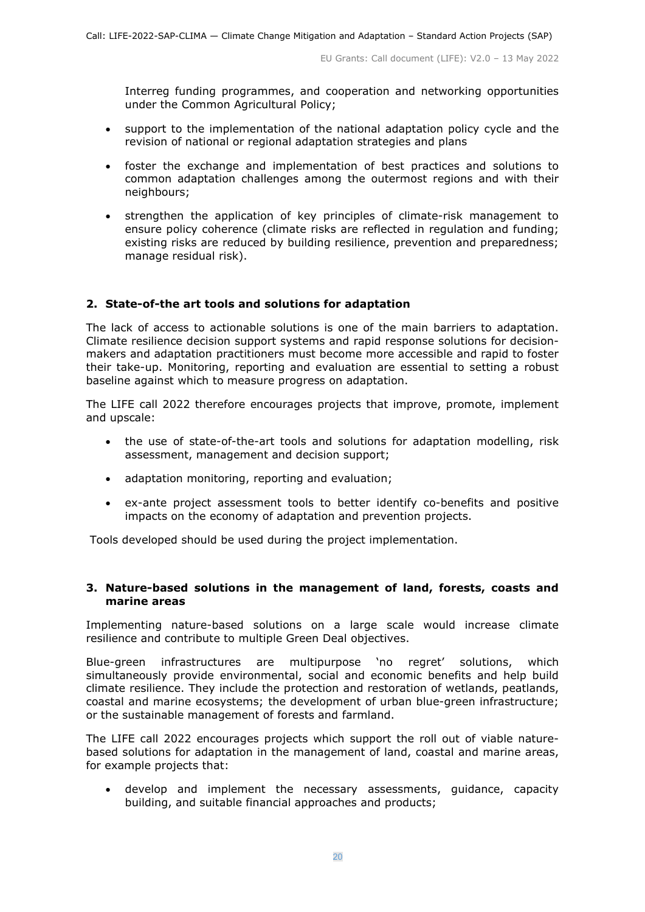Interreg funding programmes, and cooperation and networking opportunities under the Common Agricultural Policy;

- support to the implementation of the national adaptation policy cycle and the revision of national or regional adaptation strategies and plans
- foster the exchange and implementation of best practices and solutions to common adaptation challenges among the outermost regions and with their neighbours;
- strengthen the application of key principles of climate-risk management to ensure policy coherence (climate risks are reflected in regulation and funding; existing risks are reduced by building resilience, prevention and preparedness; manage residual risk).

## 2. State-of-the art tools and solutions for adaptation

The lack of access to actionable solutions is one of the main barriers to adaptation. Climate resilience decision support systems and rapid response solutions for decision-makers and adaptation practitioners must become more accessible and rapid to foster their take-up. Monitoring, reporting and evaluation are essential to setting a robust baseline against which to measure progress on adaptation.

The LIFE call 2022 therefore encourages projects that improve, promote, implement and upscale:

- the use of state-of-the-art tools and solutions for adaptation modelling, risk assessment, management and decision support;
- adaptation monitoring, reporting and evaluation;
- ex-ante project assessment tools to better identify co-benefits and positive impacts on the economy of adaptation and prevention projects.

Tools developed should be used during the project implementation.

## 3. Nature-based solutions in the management of land, forests, coasts and marine areas

Implementing nature-based solutions on a large scale would increase climate resilience and contribute to multiple Green Deal objectives.

Blue-green infrastructures are multipurpose 'no regret' solutions, which simultaneously provide environmental, social and economic benefits and help build climate resilience. They include the protection and restoration of wetlands, peatlands, coastal and marine ecosystems; the development of urban blue-green infrastructure; or the sustainable management of forests and farmland.

The LIFE call 2022 encourages projects which support the roll out of viable nature-based solutions for adaptation in the management of land, coastal and marine areas, for example projects that:

- develop and implement the necessary assessments, guidance, capacity building, and suitable financial approaches and products;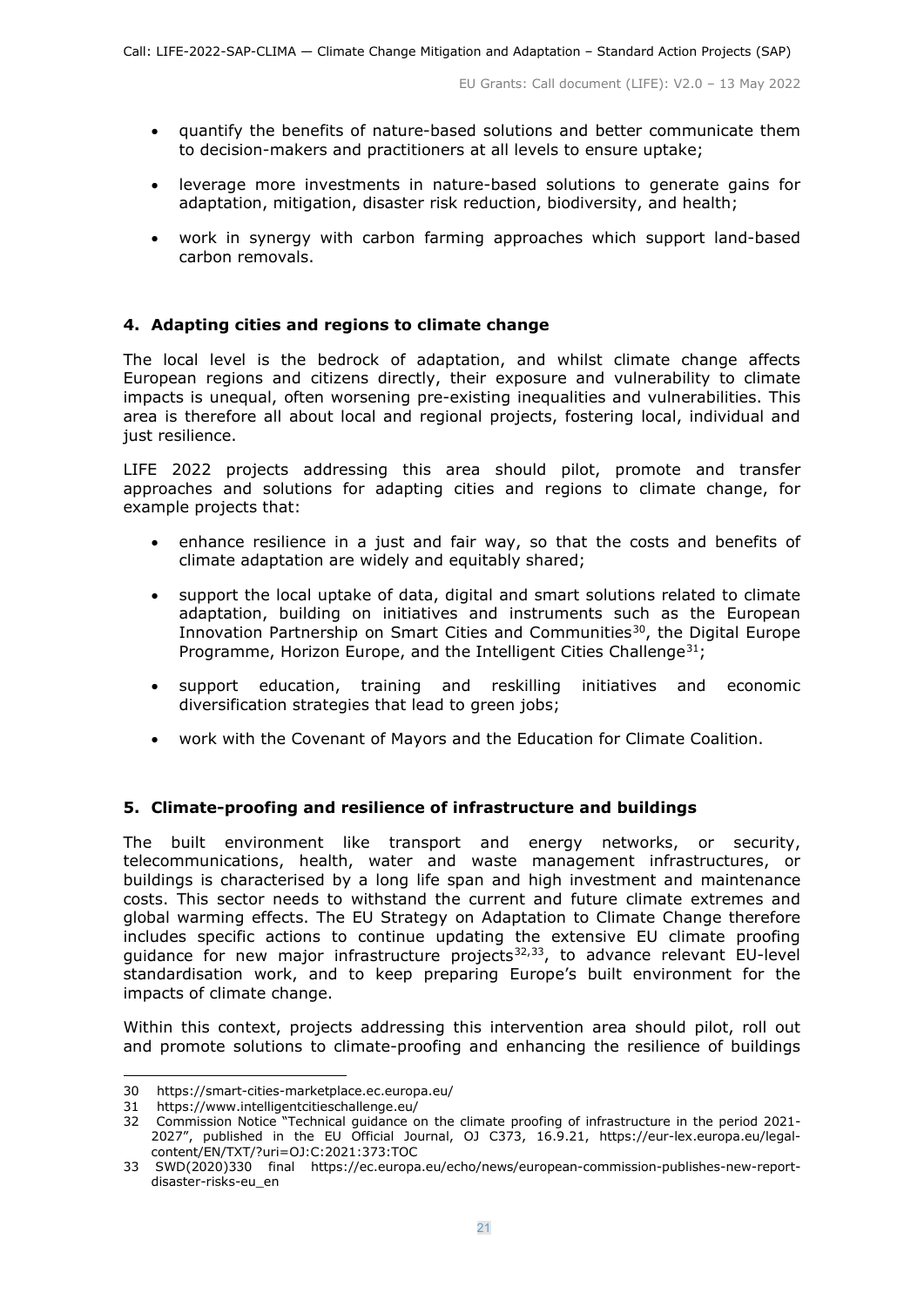- quantify the benefits of nature-based solutions and better communicate them to decision-makers and practitioners at all levels to ensure uptake;
- leverage more investments in nature-based solutions to generate gains for adaptation, mitigation, disaster risk reduction, biodiversity, and health;
- work in synergy with carbon farming approaches which support land-based carbon removals.

#### 4. Adapting cities and regions to climate change

The local level is the bedrock of adaptation, and whilst climate change affects European regions and citizens directly, their exposure and vulnerability to climate impacts is unequal, often worsening pre-existing inequalities and vulnerabilities. This area is therefore all about local and regional projects, fostering local, individual and just resilience.

LIFE 2022 projects addressing this area should pilot, promote and transfer approaches and solutions for adapting cities and regions to climate change, for example projects that:

- enhance resilience in a just and fair way, so that the costs and benefits of climate adaptation are widely and equitably shared;
- support the local uptake of data, digital and smart solutions related to climate adaptation, building on initiatives and instruments such as the European Innovation Partnership on Smart Cities and Communities[30], the Digital Europe Programme, Horizon Europe, and the Intelligent Cities Challenge[31];
- support education, training and reskilling initiatives and economic diversification strategies that lead to green jobs;
- work with the Covenant of Mayors and the Education for Climate Coalition.

#### 5. Climate-proofing and resilience of infrastructure and buildings

The built environment like transport and energy networks, or security, telecommunications, health, water and waste management infrastructures, or buildings is characterised by a long life span and high investment and maintenance costs. This sector needs to withstand the current and future climate extremes and global warming effects. The EU Strategy on Adaptation to Climate Change therefore includes specific actions to continue updating the extensive EU climate proofing guidance for new major infrastructure projects[32,33], to advance relevant EU-level standardisation work, and to keep preparing Europe's built environment for the impacts of climate change.

Within this context, projects addressing this intervention area should pilot, roll out and promote solutions to climate-proofing and enhancing the resilience of buildings

---

30 https://smart-cities-marketplace.ec.europa.eu/

31 https://www.intelligentcitieschallenge.eu/

32 Commission Notice "Technical guidance on the climate proofing of infrastructure in the period 2021-2027", published in the EU Official Journal, OJ C373, 16.9.21, https://eur-lex.europa.eu/legal-content/EN/TXT/?uri=OJ:C:2021:373:TOC

33 SWD(2020)330 final https://ec.europa.eu/echo/news/european-commission-publishes-new-report-disaster-risks-eu_en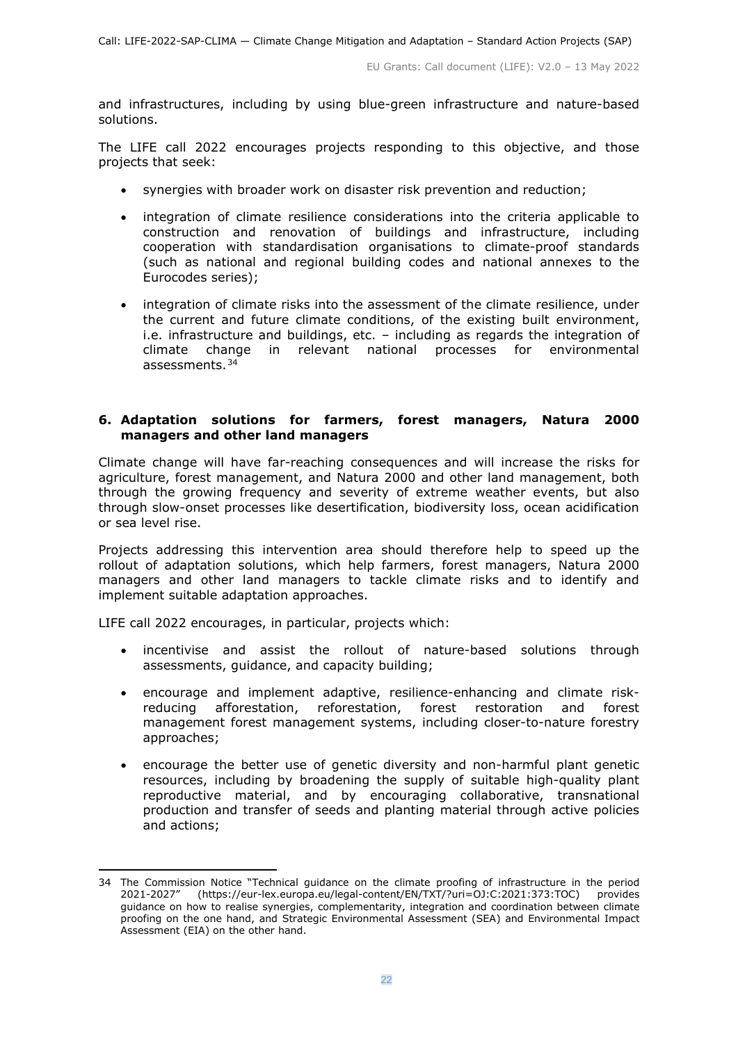and infrastructures, including by using blue-green infrastructure and nature-based solutions.

The LIFE call 2022 encourages projects responding to this objective, and those projects that seek:

- synergies with broader work on disaster risk prevention and reduction;
- integration of climate resilience considerations into the criteria applicable to construction and renovation of buildings and infrastructure, including cooperation with standardisation organisations to climate-proof standards (such as national and regional building codes and national annexes to the Eurocodes series);
- integration of climate risks into the assessment of the climate resilience, under the current and future climate conditions, of the existing built environment, i.e. infrastructure and buildings, etc. – including as regards the integration of climate change in relevant national processes for environmental assessments.[34]

### 6. Adaptation solutions for farmers, forest managers, Natura 2000 managers and other land managers

Climate change will have far-reaching consequences and will increase the risks for agriculture, forest management, and Natura 2000 and other land management, both through the growing frequency and severity of extreme weather events, but also through slow-onset processes like desertification, biodiversity loss, ocean acidification or sea level rise.

Projects addressing this intervention area should therefore help to speed up the rollout of adaptation solutions, which help farmers, forest managers, Natura 2000 managers and other land managers to tackle climate risks and to identify and implement suitable adaptation approaches.

LIFE call 2022 encourages, in particular, projects which:

- incentivise and assist the rollout of nature-based solutions through assessments, guidance, and capacity building;
- encourage and implement adaptive, resilience-enhancing and climate risk-reducing afforestation, reforestation, forest restoration and forest management forest management systems, including closer-to-nature forestry approaches;
- encourage the better use of genetic diversity and non-harmful plant genetic resources, including by broadening the supply of suitable high-quality plant reproductive material, and by encouraging collaborative, transnational production and transfer of seeds and planting material through active policies and actions;

---

34 The Commission Notice "Technical guidance on the climate proofing of infrastructure in the period 2021-2027" (https://eur-lex.europa.eu/legal-content/EN/TXT/?uri=OJ:C:2021:373:TOC) provides guidance on how to realise synergies, complementarity, integration and coordination between climate proofing on the one hand, and Strategic Environmental Assessment (SEA) and Environmental Impact Assessment (EIA) on the other hand.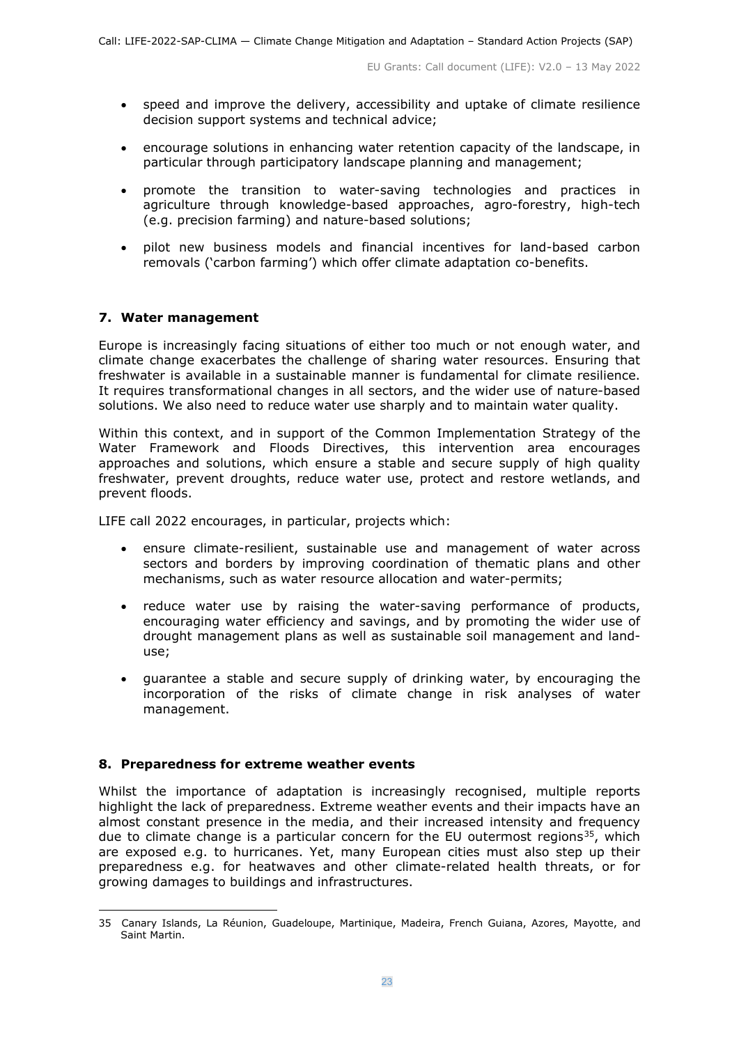- speed and improve the delivery, accessibility and uptake of climate resilience decision support systems and technical advice;
- encourage solutions in enhancing water retention capacity of the landscape, in particular through participatory landscape planning and management;
- promote the transition to water-saving technologies and practices in agriculture through knowledge-based approaches, agro-forestry, high-tech (e.g. precision farming) and nature-based solutions;
- pilot new business models and financial incentives for land-based carbon removals ('carbon farming') which offer climate adaptation co-benefits.

## 7. Water management

Europe is increasingly facing situations of either too much or not enough water, and climate change exacerbates the challenge of sharing water resources. Ensuring that freshwater is available in a sustainable manner is fundamental for climate resilience. It requires transformational changes in all sectors, and the wider use of nature-based solutions. We also need to reduce water use sharply and to maintain water quality.

Within this context, and in support of the Common Implementation Strategy of the Water Framework and Floods Directives, this intervention area encourages approaches and solutions, which ensure a stable and secure supply of high quality freshwater, prevent droughts, reduce water use, protect and restore wetlands, and prevent floods.

LIFE call 2022 encourages, in particular, projects which:

- ensure climate-resilient, sustainable use and management of water across sectors and borders by improving coordination of thematic plans and other mechanisms, such as water resource allocation and water-permits;
- reduce water use by raising the water-saving performance of products, encouraging water efficiency and savings, and by promoting the wider use of drought management plans as well as sustainable soil management and land-use;
- guarantee a stable and secure supply of drinking water, by encouraging the incorporation of the risks of climate change in risk analyses of water management.

## 8. Preparedness for extreme weather events

Whilst the importance of adaptation is increasingly recognised, multiple reports highlight the lack of preparedness. Extreme weather events and their impacts have an almost constant presence in the media, and their increased intensity and frequency due to climate change is a particular concern for the EU outermost regions[35], which are exposed e.g. to hurricanes. Yet, many European cities must also step up their preparedness e.g. for heatwaves and other climate-related health threats, or for growing damages to buildings and infrastructures.

---

[35] Canary Islands, La Réunion, Guadeloupe, Martinique, Madeira, French Guiana, Azores, Mayotte, and Saint Martin.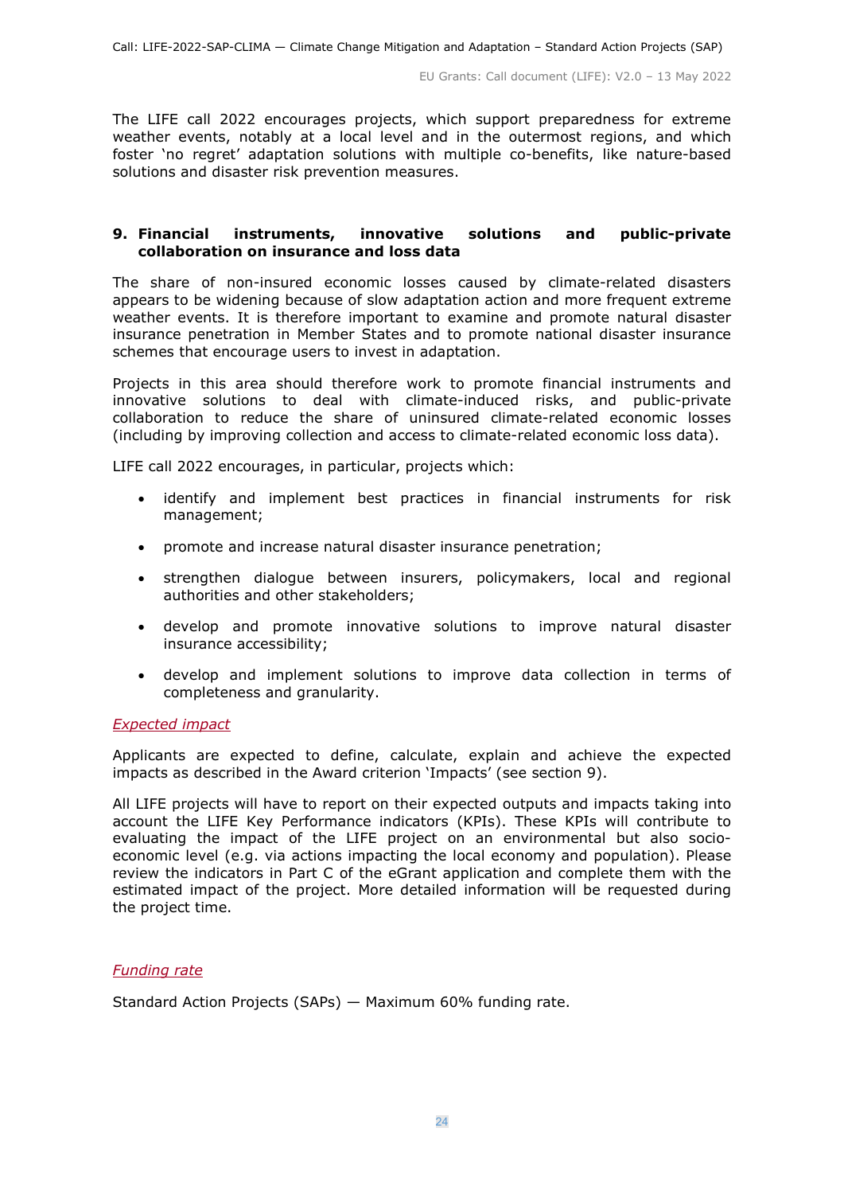The LIFE call 2022 encourages projects, which support preparedness for extreme weather events, notably at a local level and in the outermost regions, and which foster 'no regret' adaptation solutions with multiple co-benefits, like nature-based solutions and disaster risk prevention measures.

### 9. Financial instruments, innovative solutions and public-private collaboration on insurance and loss data

The share of non-insured economic losses caused by climate-related disasters appears to be widening because of slow adaptation action and more frequent extreme weather events. It is therefore important to examine and promote natural disaster insurance penetration in Member States and to promote national disaster insurance schemes that encourage users to invest in adaptation.

Projects in this area should therefore work to promote financial instruments and innovative solutions to deal with climate-induced risks, and public-private collaboration to reduce the share of uninsured climate-related economic losses (including by improving collection and access to climate-related economic loss data).

LIFE call 2022 encourages, in particular, projects which:

- identify and implement best practices in financial instruments for risk management;
- promote and increase natural disaster insurance penetration;
- strengthen dialogue between insurers, policymakers, local and regional authorities and other stakeholders;
- develop and promote innovative solutions to improve natural disaster insurance accessibility;
- develop and implement solutions to improve data collection in terms of completeness and granularity.

*Expected impact*

Applicants are expected to define, calculate, explain and achieve the expected impacts as described in the Award criterion 'Impacts' (see section 9).

All LIFE projects will have to report on their expected outputs and impacts taking into account the LIFE Key Performance indicators (KPIs). These KPIs will contribute to evaluating the impact of the LIFE project on an environmental but also socio-economic level (e.g. via actions impacting the local economy and population). Please review the indicators in Part C of the eGrant application and complete them with the estimated impact of the project. More detailed information will be requested during the project time.

*Funding rate*

Standard Action Projects (SAPs) — Maximum 60% funding rate.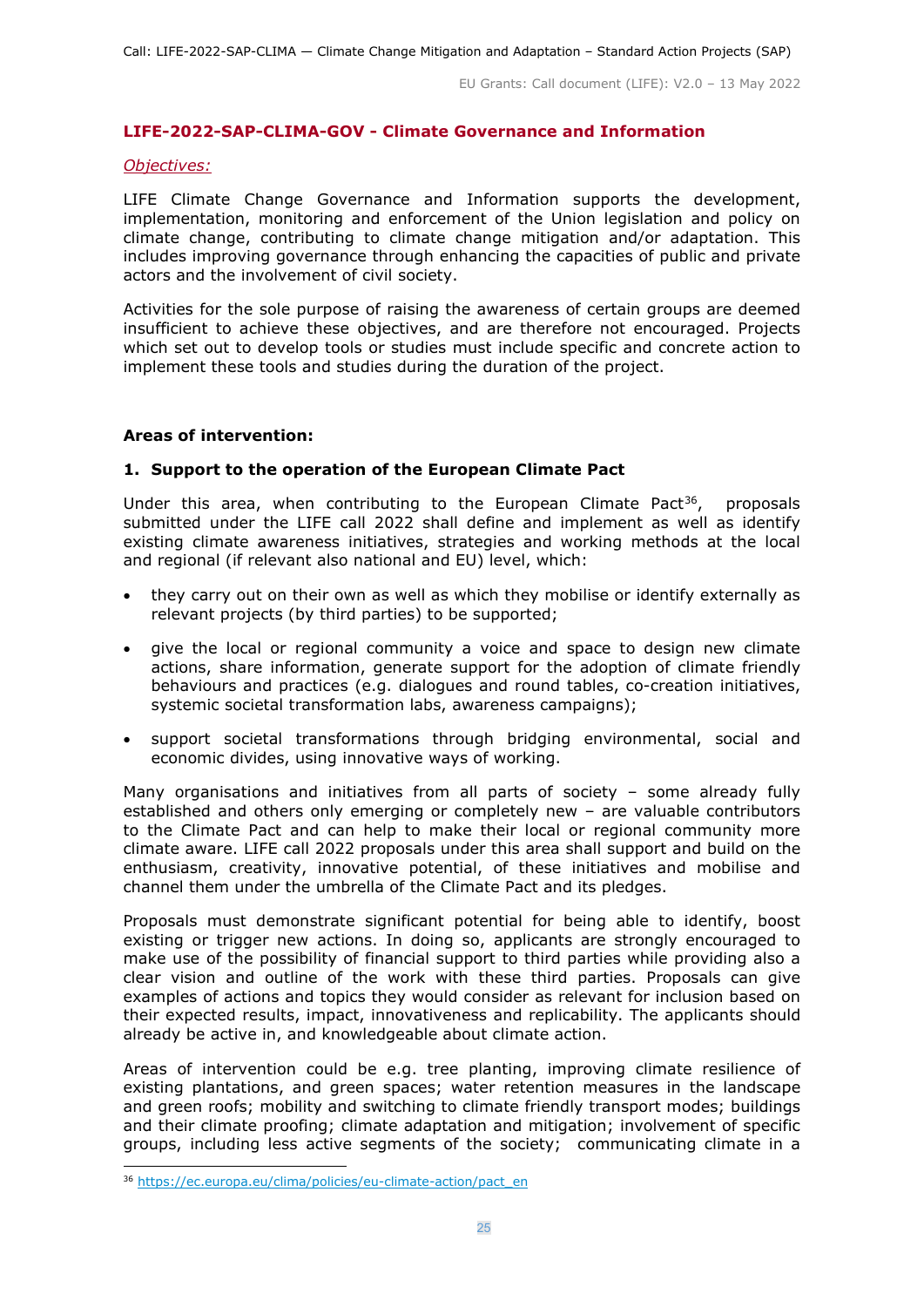## LIFE-2022-SAP-CLIMA-GOV - Climate Governance and Information

*Objectives:*

LIFE Climate Change Governance and Information supports the development, implementation, monitoring and enforcement of the Union legislation and policy on climate change, contributing to climate change mitigation and/or adaptation. This includes improving governance through enhancing the capacities of public and private actors and the involvement of civil society.

Activities for the sole purpose of raising the awareness of certain groups are deemed insufficient to achieve these objectives, and are therefore not encouraged. Projects which set out to develop tools or studies must include specific and concrete action to implement these tools and studies during the duration of the project.

**Areas of intervention:**

**1. Support to the operation of the European Climate Pact**

Under this area, when contributing to the European Climate Pact[36], proposals submitted under the LIFE call 2022 shall define and implement as well as identify existing climate awareness initiatives, strategies and working methods at the local and regional (if relevant also national and EU) level, which:

- they carry out on their own as well as which they mobilise or identify externally as relevant projects (by third parties) to be supported;
- give the local or regional community a voice and space to design new climate actions, share information, generate support for the adoption of climate friendly behaviours and practices (e.g. dialogues and round tables, co-creation initiatives, systemic societal transformation labs, awareness campaigns);
- support societal transformations through bridging environmental, social and economic divides, using innovative ways of working.

Many organisations and initiatives from all parts of society – some already fully established and others only emerging or completely new – are valuable contributors to the Climate Pact and can help to make their local or regional community more climate aware. LIFE call 2022 proposals under this area shall support and build on the enthusiasm, creativity, innovative potential, of these initiatives and mobilise and channel them under the umbrella of the Climate Pact and its pledges.

Proposals must demonstrate significant potential for being able to identify, boost existing or trigger new actions. In doing so, applicants are strongly encouraged to make use of the possibility of financial support to third parties while providing also a clear vision and outline of the work with these third parties. Proposals can give examples of actions and topics they would consider as relevant for inclusion based on their expected results, impact, innovativeness and replicability. The applicants should already be active in, and knowledgeable about climate action.

Areas of intervention could be e.g. tree planting, improving climate resilience of existing plantations, and green spaces; water retention measures in the landscape and green roofs; mobility and switching to climate friendly transport modes; buildings and their climate proofing; climate adaptation and mitigation; involvement of specific groups, including less active segments of the society; communicating climate in a

[36] https://ec.europa.eu/clima/policies/eu-climate-action/pact_en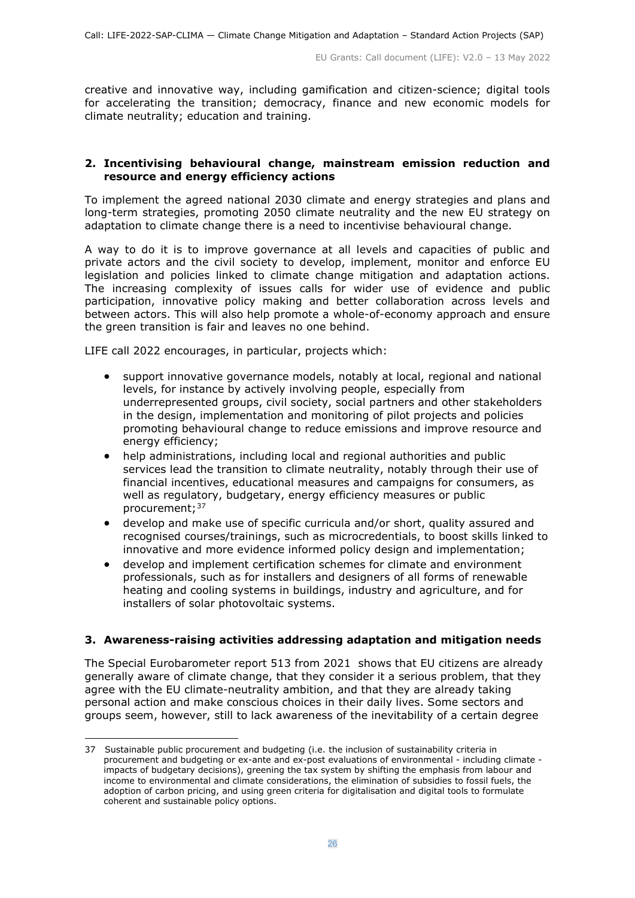creative and innovative way, including gamification and citizen-science; digital tools for accelerating the transition; democracy, finance and new economic models for climate neutrality; education and training.

**2. Incentivising behavioural change, mainstream emission reduction and resource and energy efficiency actions**

To implement the agreed national 2030 climate and energy strategies and plans and long-term strategies, promoting 2050 climate neutrality and the new EU strategy on adaptation to climate change there is a need to incentivise behavioural change.

A way to do it is to improve governance at all levels and capacities of public and private actors and the civil society to develop, implement, monitor and enforce EU legislation and policies linked to climate change mitigation and adaptation actions. The increasing complexity of issues calls for wider use of evidence and public participation, innovative policy making and better collaboration across levels and between actors. This will also help promote a whole-of-economy approach and ensure the green transition is fair and leaves no one behind.

LIFE call 2022 encourages, in particular, projects which:

- support innovative governance models, notably at local, regional and national levels, for instance by actively involving people, especially from underrepresented groups, civil society, social partners and other stakeholders in the design, implementation and monitoring of pilot projects and policies promoting behavioural change to reduce emissions and improve resource and energy efficiency;
- help administrations, including local and regional authorities and public services lead the transition to climate neutrality, notably through their use of financial incentives, educational measures and campaigns for consumers, as well as regulatory, budgetary, energy efficiency measures or public procurement;[37]
- develop and make use of specific curricula and/or short, quality assured and recognised courses/trainings, such as microcredentials, to boost skills linked to innovative and more evidence informed policy design and implementation;
- develop and implement certification schemes for climate and environment professionals, such as for installers and designers of all forms of renewable heating and cooling systems in buildings, industry and agriculture, and for installers of solar photovoltaic systems.

**3. Awareness-raising activities addressing adaptation and mitigation needs**

The Special Eurobarometer report 513 from 2021 shows that EU citizens are already generally aware of climate change, that they consider it a serious problem, that they agree with the EU climate-neutrality ambition, and that they are already taking personal action and make conscious choices in their daily lives. Some sectors and groups seem, however, still to lack awareness of the inevitability of a certain degree

---

37 Sustainable public procurement and budgeting (i.e. the inclusion of sustainability criteria in procurement and budgeting or ex-ante and ex-post evaluations of environmental - including climate - impacts of budgetary decisions), greening the tax system by shifting the emphasis from labour and income to environmental and climate considerations, the elimination of subsidies to fossil fuels, the adoption of carbon pricing, and using green criteria for digitalisation and digital tools to formulate coherent and sustainable policy options.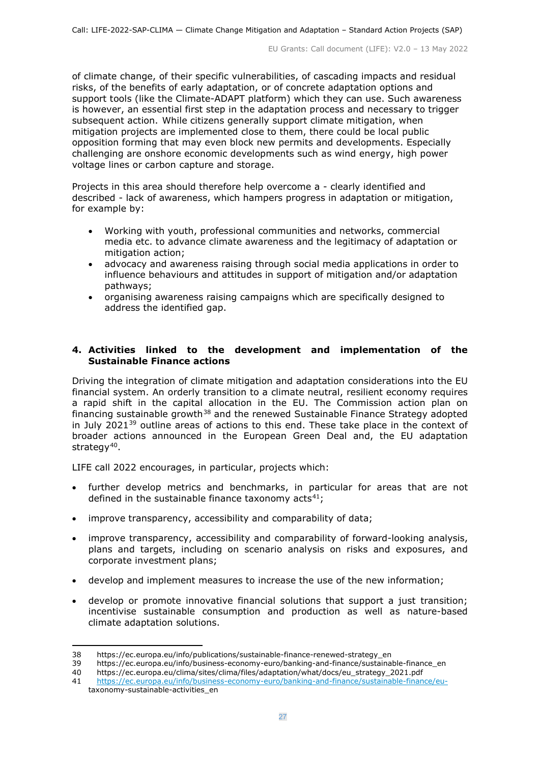of climate change, of their specific vulnerabilities, of cascading impacts and residual risks, of the benefits of early adaptation, or of concrete adaptation options and support tools (like the Climate-ADAPT platform) which they can use. Such awareness is however, an essential first step in the adaptation process and necessary to trigger subsequent action. While citizens generally support climate mitigation, when mitigation projects are implemented close to them, there could be local public opposition forming that may even block new permits and developments. Especially challenging are onshore economic developments such as wind energy, high power voltage lines or carbon capture and storage.

Projects in this area should therefore help overcome a - clearly identified and described - lack of awareness, which hampers progress in adaptation or mitigation, for example by:

- Working with youth, professional communities and networks, commercial media etc. to advance climate awareness and the legitimacy of adaptation or mitigation action;
- advocacy and awareness raising through social media applications in order to influence behaviours and attitudes in support of mitigation and/or adaptation pathways;
- organising awareness raising campaigns which are specifically designed to address the identified gap.

#### 4. Activities linked to the development and implementation of the Sustainable Finance actions

Driving the integration of climate mitigation and adaptation considerations into the EU financial system. An orderly transition to a climate neutral, resilient economy requires a rapid shift in the capital allocation in the EU. The Commission action plan on financing sustainable growth[38] and the renewed Sustainable Finance Strategy adopted in July 2021[39] outline areas of actions to this end. These take place in the context of broader actions announced in the European Green Deal and, the EU adaptation strategy[40].

LIFE call 2022 encourages, in particular, projects which:

- further develop metrics and benchmarks, in particular for areas that are not defined in the sustainable finance taxonomy acts[41];
- improve transparency, accessibility and comparability of data;
- improve transparency, accessibility and comparability of forward-looking analysis, plans and targets, including on scenario analysis on risks and exposures, and corporate investment plans;
- develop and implement measures to increase the use of the new information;
- develop or promote innovative financial solutions that support a just transition; incentivise sustainable consumption and production as well as nature-based climate adaptation solutions.

---

38 https://ec.europa.eu/info/publications/sustainable-finance-renewed-strategy_en
39 https://ec.europa.eu/info/business-economy-euro/banking-and-finance/sustainable-finance_en
40 https://ec.europa.eu/clima/sites/clima/files/adaptation/what/docs/eu_strategy_2021.pdf
41 https://ec.europa.eu/info/business-economy-euro/banking-and-finance/sustainable-finance/eu-taxonomy-sustainable-activities_en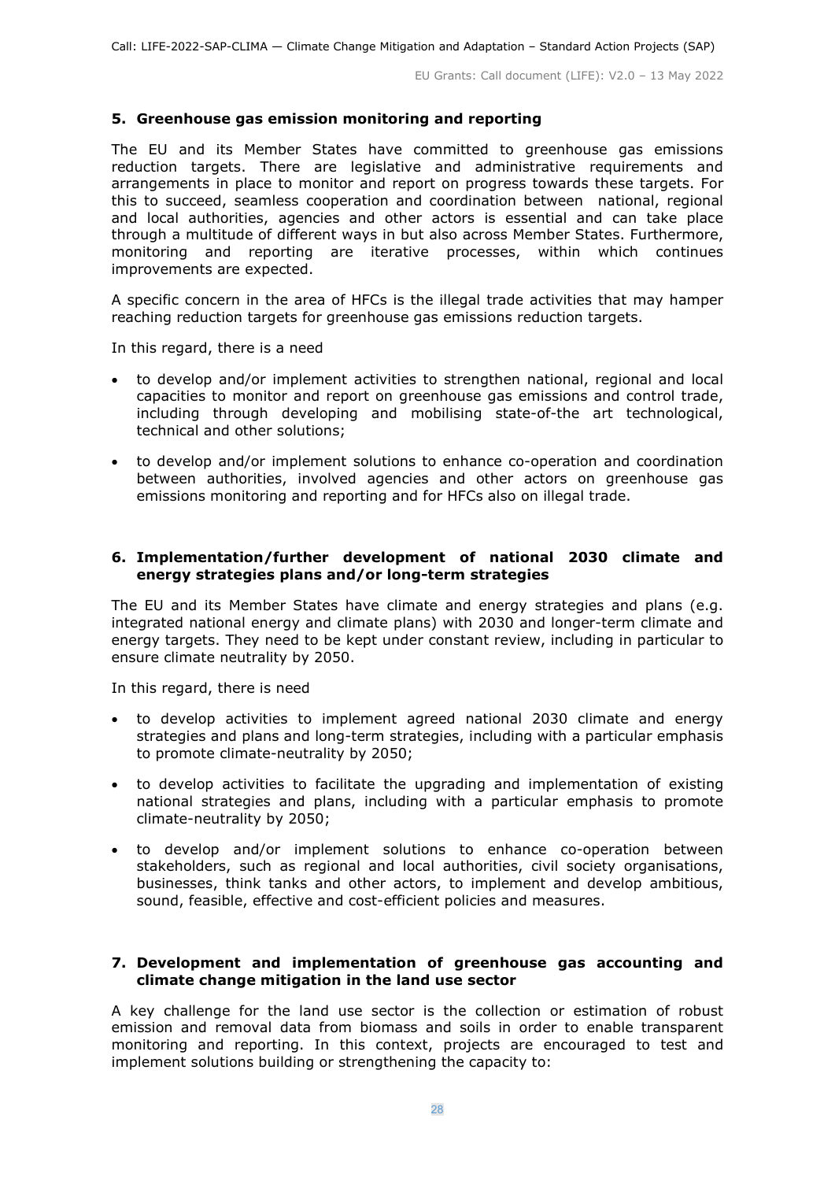### 5. Greenhouse gas emission monitoring and reporting

The EU and its Member States have committed to greenhouse gas emissions reduction targets. There are legislative and administrative requirements and arrangements in place to monitor and report on progress towards these targets. For this to succeed, seamless cooperation and coordination between national, regional and local authorities, agencies and other actors is essential and can take place through a multitude of different ways in but also across Member States. Furthermore, monitoring and reporting are iterative processes, within which continues improvements are expected.

A specific concern in the area of HFCs is the illegal trade activities that may hamper reaching reduction targets for greenhouse gas emissions reduction targets.

In this regard, there is a need

- to develop and/or implement activities to strengthen national, regional and local capacities to monitor and report on greenhouse gas emissions and control trade, including through developing and mobilising state-of-the art technological, technical and other solutions;
- to develop and/or implement solutions to enhance co-operation and coordination between authorities, involved agencies and other actors on greenhouse gas emissions monitoring and reporting and for HFCs also on illegal trade.

### 6. Implementation/further development of national 2030 climate and energy strategies plans and/or long-term strategies

The EU and its Member States have climate and energy strategies and plans (e.g. integrated national energy and climate plans) with 2030 and longer-term climate and energy targets. They need to be kept under constant review, including in particular to ensure climate neutrality by 2050.

In this regard, there is need

- to develop activities to implement agreed national 2030 climate and energy strategies and plans and long-term strategies, including with a particular emphasis to promote climate-neutrality by 2050;
- to develop activities to facilitate the upgrading and implementation of existing national strategies and plans, including with a particular emphasis to promote climate-neutrality by 2050;
- to develop and/or implement solutions to enhance co-operation between stakeholders, such as regional and local authorities, civil society organisations, businesses, think tanks and other actors, to implement and develop ambitious, sound, feasible, effective and cost-efficient policies and measures.

### 7. Development and implementation of greenhouse gas accounting and climate change mitigation in the land use sector

A key challenge for the land use sector is the collection or estimation of robust emission and removal data from biomass and soils in order to enable transparent monitoring and reporting. In this context, projects are encouraged to test and implement solutions building or strengthening the capacity to: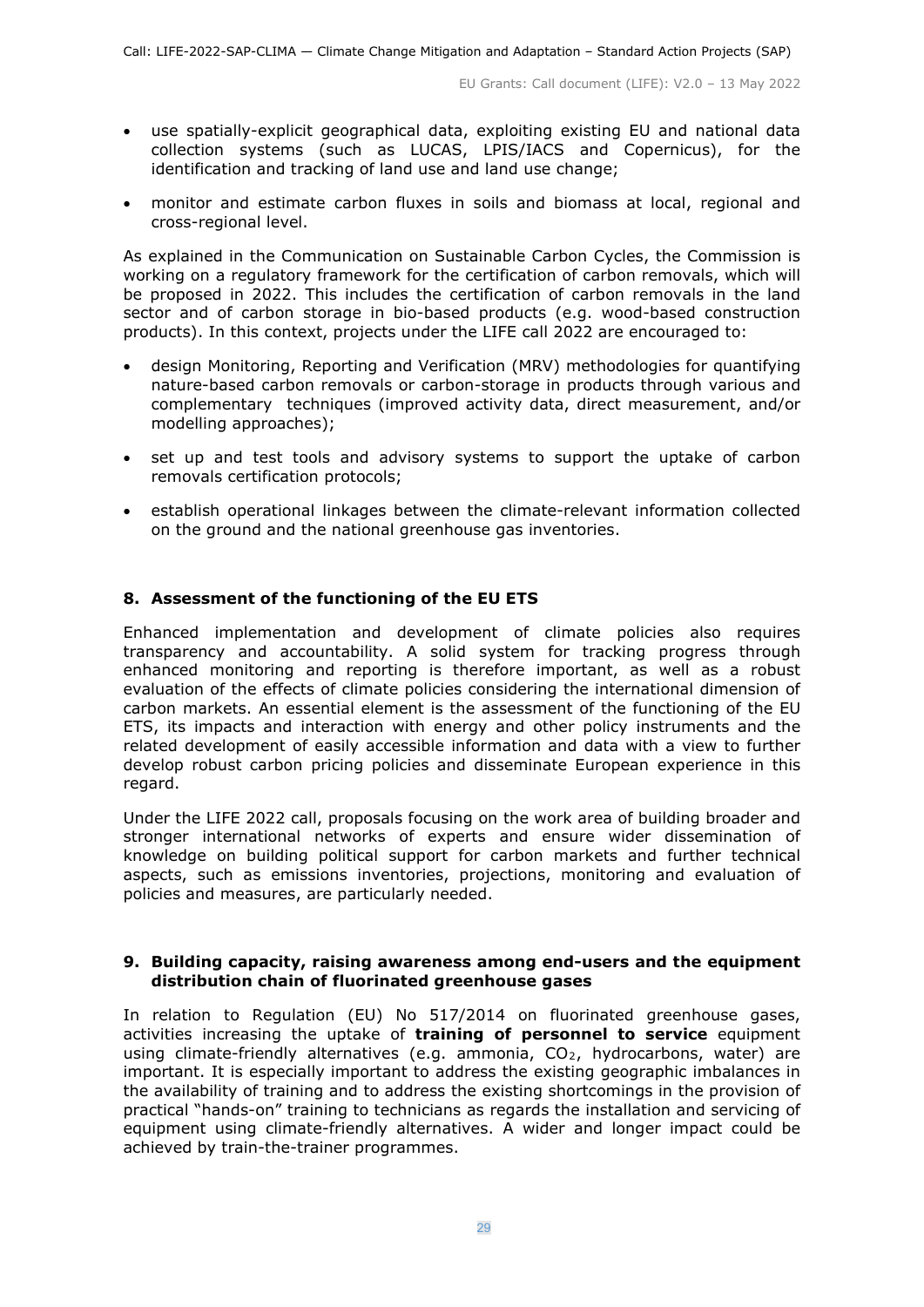- use spatially-explicit geographical data, exploiting existing EU and national data collection systems (such as LUCAS, LPIS/IACS and Copernicus), for the identification and tracking of land use and land use change;
- monitor and estimate carbon fluxes in soils and biomass at local, regional and cross-regional level.

As explained in the Communication on Sustainable Carbon Cycles, the Commission is working on a regulatory framework for the certification of carbon removals, which will be proposed in 2022. This includes the certification of carbon removals in the land sector and of carbon storage in bio-based products (e.g. wood-based construction products). In this context, projects under the LIFE call 2022 are encouraged to:

- design Monitoring, Reporting and Verification (MRV) methodologies for quantifying nature-based carbon removals or carbon-storage in products through various and complementary techniques (improved activity data, direct measurement, and/or modelling approaches);
- set up and test tools and advisory systems to support the uptake of carbon removals certification protocols;
- establish operational linkages between the climate-relevant information collected on the ground and the national greenhouse gas inventories.

### 8. Assessment of the functioning of the EU ETS

Enhanced implementation and development of climate policies also requires transparency and accountability. A solid system for tracking progress through enhanced monitoring and reporting is therefore important, as well as a robust evaluation of the effects of climate policies considering the international dimension of carbon markets. An essential element is the assessment of the functioning of the EU ETS, its impacts and interaction with energy and other policy instruments and the related development of easily accessible information and data with a view to further develop robust carbon pricing policies and disseminate European experience in this regard.

Under the LIFE 2022 call, proposals focusing on the work area of building broader and stronger international networks of experts and ensure wider dissemination of knowledge on building political support for carbon markets and further technical aspects, such as emissions inventories, projections, monitoring and evaluation of policies and measures, are particularly needed.

### 9. Building capacity, raising awareness among end-users and the equipment distribution chain of fluorinated greenhouse gases

In relation to Regulation (EU) No 517/2014 on fluorinated greenhouse gases, activities increasing the uptake of **training of personnel to service** equipment using climate-friendly alternatives (e.g. ammonia, $CO_2$, hydrocarbons, water) are important. It is especially important to address the existing geographic imbalances in the availability of training and to address the existing shortcomings in the provision of practical "hands-on" training to technicians as regards the installation and servicing of equipment using climate-friendly alternatives. A wider and longer impact could be achieved by train-the-trainer programmes.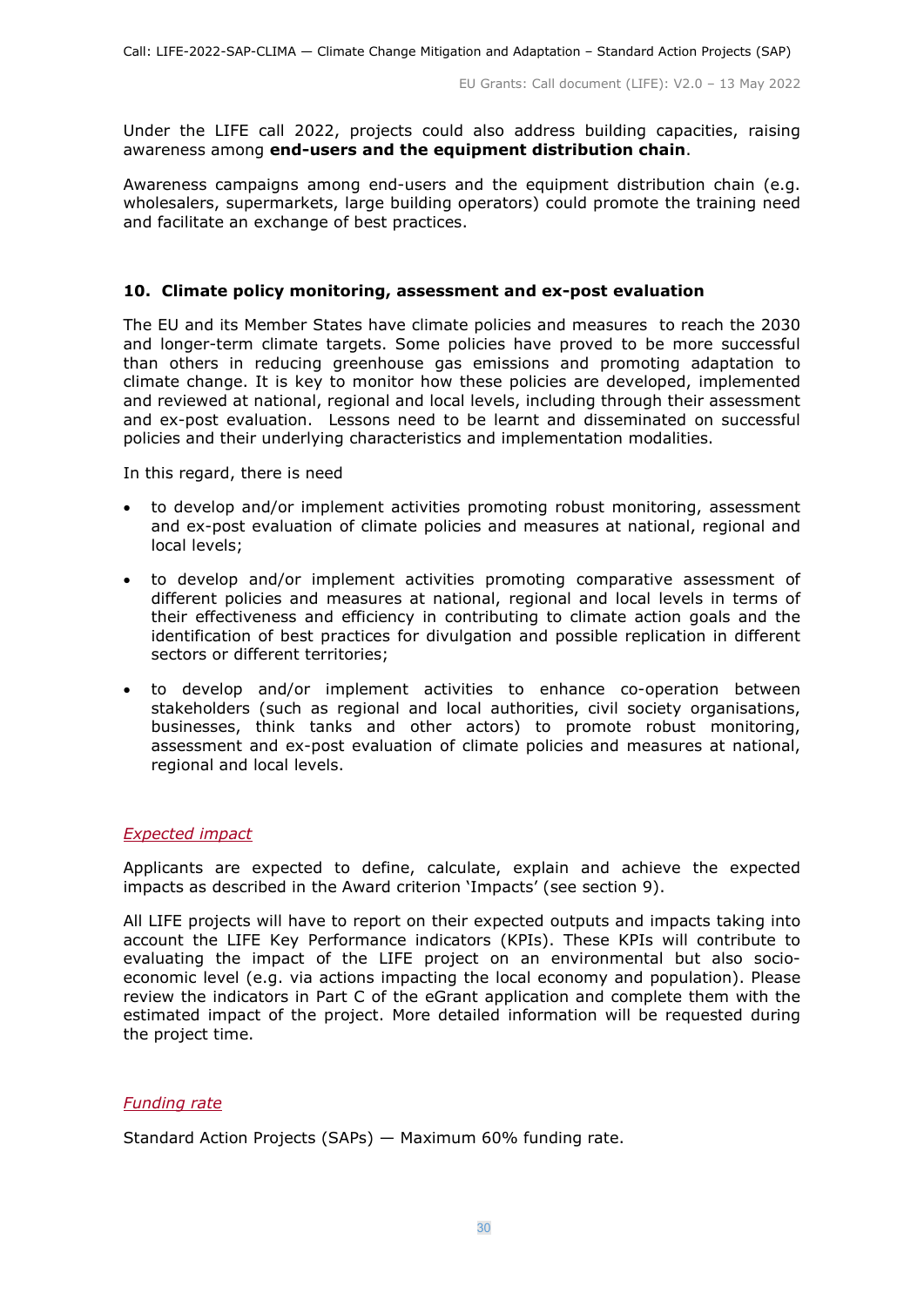Under the LIFE call 2022, projects could also address building capacities, raising awareness among **end-users and the equipment distribution chain**.

Awareness campaigns among end-users and the equipment distribution chain (e.g. wholesalers, supermarkets, large building operators) could promote the training need and facilitate an exchange of best practices.

## 10. Climate policy monitoring, assessment and ex-post evaluation

The EU and its Member States have climate policies and measures to reach the 2030 and longer-term climate targets. Some policies have proved to be more successful than others in reducing greenhouse gas emissions and promoting adaptation to climate change. It is key to monitor how these policies are developed, implemented and reviewed at national, regional and local levels, including through their assessment and ex-post evaluation. Lessons need to be learnt and disseminated on successful policies and their underlying characteristics and implementation modalities.

In this regard, there is need

- to develop and/or implement activities promoting robust monitoring, assessment and ex-post evaluation of climate policies and measures at national, regional and local levels;
- to develop and/or implement activities promoting comparative assessment of different policies and measures at national, regional and local levels in terms of their effectiveness and efficiency in contributing to climate action goals and the identification of best practices for divulgation and possible replication in different sectors or different territories;
- to develop and/or implement activities to enhance co-operation between stakeholders (such as regional and local authorities, civil society organisations, businesses, think tanks and other actors) to promote robust monitoring, assessment and ex-post evaluation of climate policies and measures at national, regional and local levels.

*Expected impact*

Applicants are expected to define, calculate, explain and achieve the expected impacts as described in the Award criterion 'Impacts' (see section 9).

All LIFE projects will have to report on their expected outputs and impacts taking into account the LIFE Key Performance indicators (KPIs). These KPIs will contribute to evaluating the impact of the LIFE project on an environmental but also socio-economic level (e.g. via actions impacting the local economy and population). Please review the indicators in Part C of the eGrant application and complete them with the estimated impact of the project. More detailed information will be requested during the project time.

*Funding rate*

Standard Action Projects (SAPs) — Maximum 60% funding rate.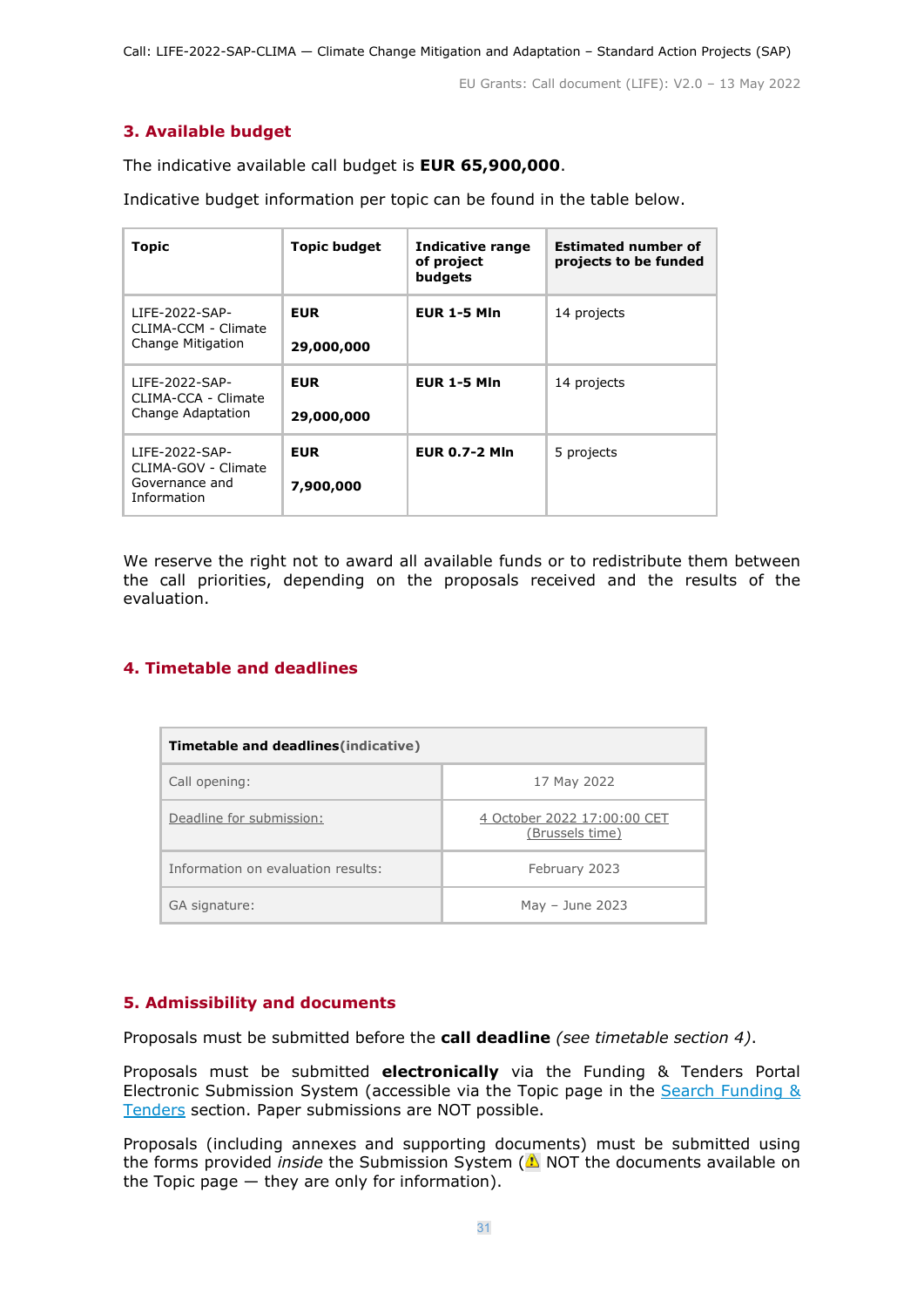## 3. Available budget

The indicative available call budget is **EUR 65,900,000**.

Indicative budget information per topic can be found in the table below.

| Topic | Topic budget | Indicative range of project budgets | Estimated number of projects to be funded |
|---|---|---|---|
| LIFE-2022-SAP-CLIMA-CCM - Climate Change Mitigation | **EUR 29,000,000** | **EUR 1-5 Mln** | 14 projects |
| LIFE-2022-SAP-CLIMA-CCA - Climate Change Adaptation | **EUR 29,000,000** | **EUR 1-5 Mln** | 14 projects |
| LIFE-2022-SAP-CLIMA-GOV - Climate Governance and Information | **EUR 7,900,000** | **EUR 0.7-2 Mln** | 5 projects |

We reserve the right not to award all available funds or to redistribute them between the call priorities, depending on the proposals received and the results of the evaluation.

## 4. Timetable and deadlines

| **Timetable and deadlines** (indicative) | |
|---|---|
| Call opening: | 17 May 2022 |
| Deadline for submission: | 4 October 2022 17:00:00 CET (Brussels time) |
| Information on evaluation results: | February 2023 |
| GA signature: | May – June 2023 |

## 5. Admissibility and documents

Proposals must be submitted before the **call deadline** *(see timetable section 4)*.

Proposals must be submitted **electronically** via the Funding & Tenders Portal Electronic Submission System (accessible via the Topic page in the Search Funding & Tenders section. Paper submissions are NOT possible.

Proposals (including annexes and supporting documents) must be submitted using the forms provided *inside* the Submission System (⚠ NOT the documents available on the Topic page — they are only for information).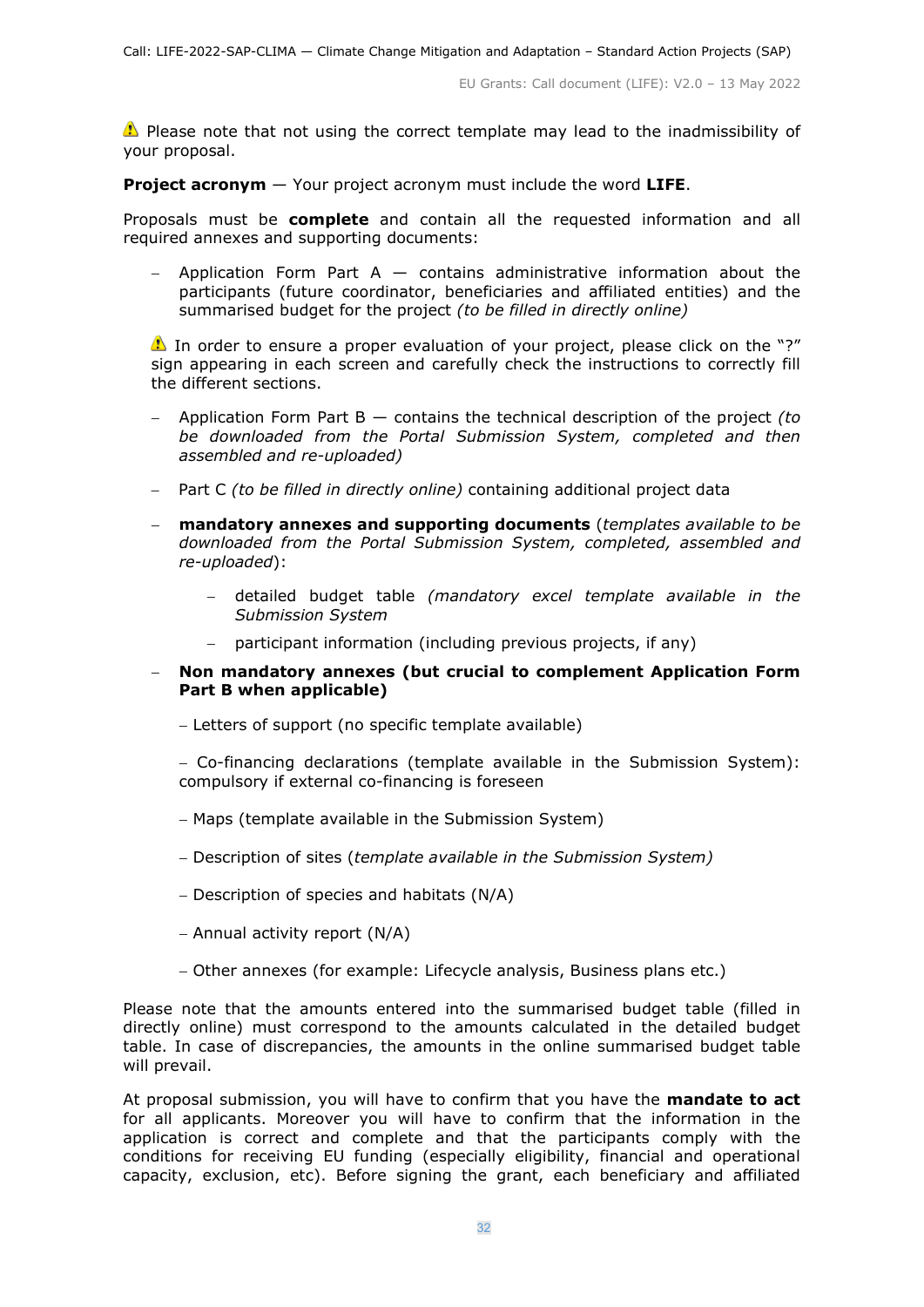⚠ Please note that not using the correct template may lead to the inadmissibility of your proposal.

**Project acronym** — Your project acronym must include the word **LIFE**.

Proposals must be **complete** and contain all the requested information and all required annexes and supporting documents:

- Application Form Part A — contains administrative information about the participants (future coordinator, beneficiaries and affiliated entities) and the summarised budget for the project *(to be filled in directly online)*

  ⚠ In order to ensure a proper evaluation of your project, please click on the "?" sign appearing in each screen and carefully check the instructions to correctly fill the different sections.

- Application Form Part B — contains the technical description of the project *(to be downloaded from the Portal Submission System, completed and then assembled and re-uploaded)*
- Part C *(to be filled in directly online)* containing additional project data
- **mandatory annexes and supporting documents** (*templates available to be downloaded from the Portal Submission System, completed, assembled and re-uploaded*):
  - detailed budget table *(mandatory excel template available in the Submission System*
  - participant information (including previous projects, if any)
- **Non mandatory annexes (but crucial to complement Application Form Part B when applicable)**

  – Letters of support (no specific template available)

  – Co-financing declarations (template available in the Submission System): compulsory if external co-financing is foreseen

  – Maps (template available in the Submission System)

  – Description of sites (*template available in the Submission System)*

  – Description of species and habitats (N/A)

  – Annual activity report (N/A)

  – Other annexes (for example: Lifecycle analysis, Business plans etc.)

Please note that the amounts entered into the summarised budget table (filled in directly online) must correspond to the amounts calculated in the detailed budget table. In case of discrepancies, the amounts in the online summarised budget table will prevail.

At proposal submission, you will have to confirm that you have the **mandate to act** for all applicants. Moreover you will have to confirm that the information in the application is correct and complete and that the participants comply with the conditions for receiving EU funding (especially eligibility, financial and operational capacity, exclusion, etc). Before signing the grant, each beneficiary and affiliated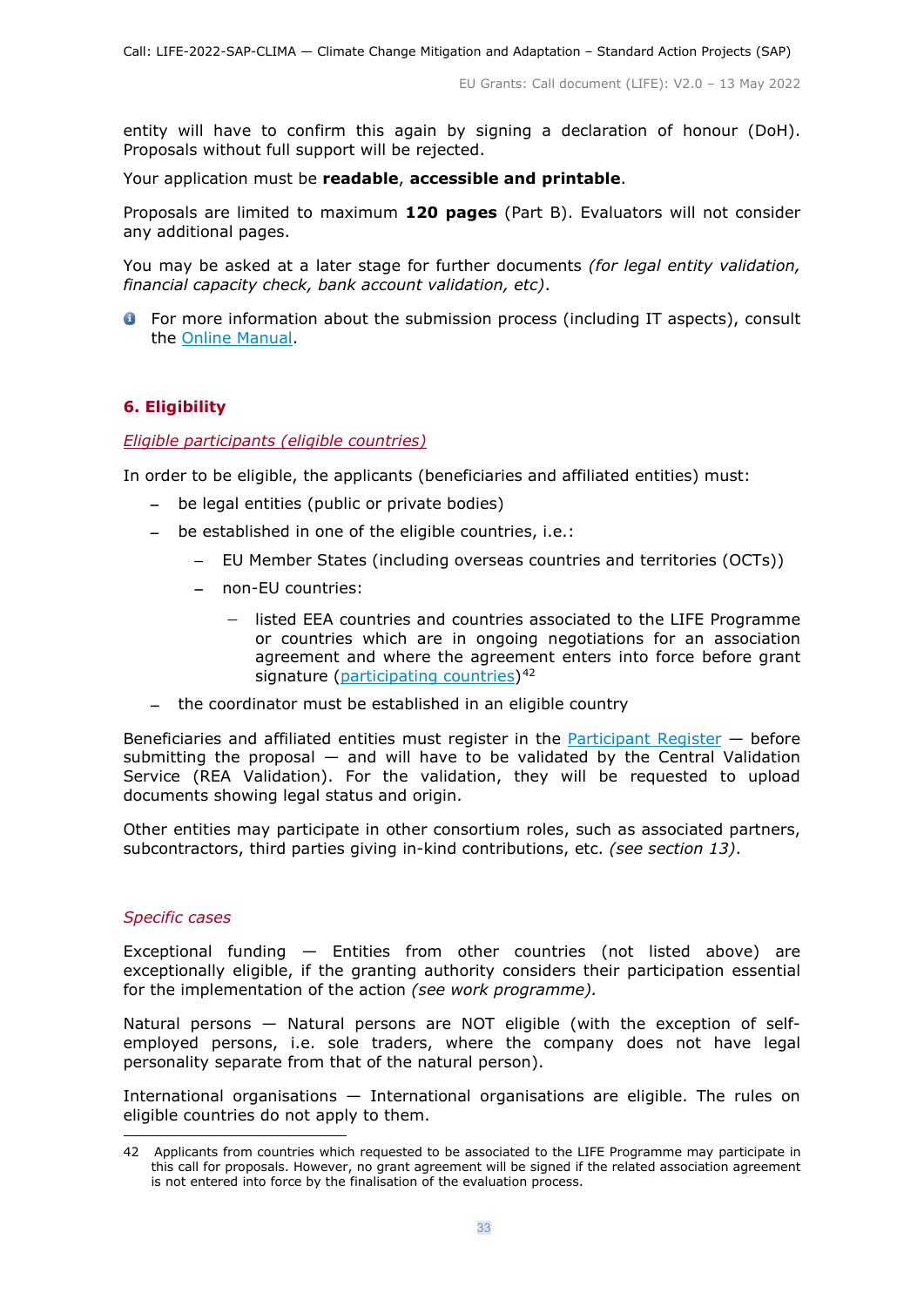entity will have to confirm this again by signing a declaration of honour (DoH). Proposals without full support will be rejected.

Your application must be **readable**, **accessible and printable**.

Proposals are limited to maximum **120 pages** (Part B). Evaluators will not consider any additional pages.

You may be asked at a later stage for further documents *(for legal entity validation, financial capacity check, bank account validation, etc)*.

For more information about the submission process (including IT aspects), consult the Online Manual.

## 6. Eligibility

*Eligible participants (eligible countries)*

In order to be eligible, the applicants (beneficiaries and affiliated entities) must:

- be legal entities (public or private bodies)
- be established in one of the eligible countries, i.e.:
  - EU Member States (including overseas countries and territories (OCTs))
  - non-EU countries:
    - listed EEA countries and countries associated to the LIFE Programme or countries which are in ongoing negotiations for an association agreement and where the agreement enters into force before grant signature (participating countries)[42]
- the coordinator must be established in an eligible country

Beneficiaries and affiliated entities must register in the Participant Register — before submitting the proposal — and will have to be validated by the Central Validation Service (REA Validation). For the validation, they will be requested to upload documents showing legal status and origin.

Other entities may participate in other consortium roles, such as associated partners, subcontractors, third parties giving in-kind contributions, etc. *(see section 13)*.

*Specific cases*

Exceptional funding — Entities from other countries (not listed above) are exceptionally eligible, if the granting authority considers their participation essential for the implementation of the action *(see work programme).*

Natural persons — Natural persons are NOT eligible (with the exception of self-employed persons, i.e. sole traders, where the company does not have legal personality separate from that of the natural person).

International organisations — International organisations are eligible. The rules on eligible countries do not apply to them.

---

42 Applicants from countries which requested to be associated to the LIFE Programme may participate in this call for proposals. However, no grant agreement will be signed if the related association agreement is not entered into force by the finalisation of the evaluation process.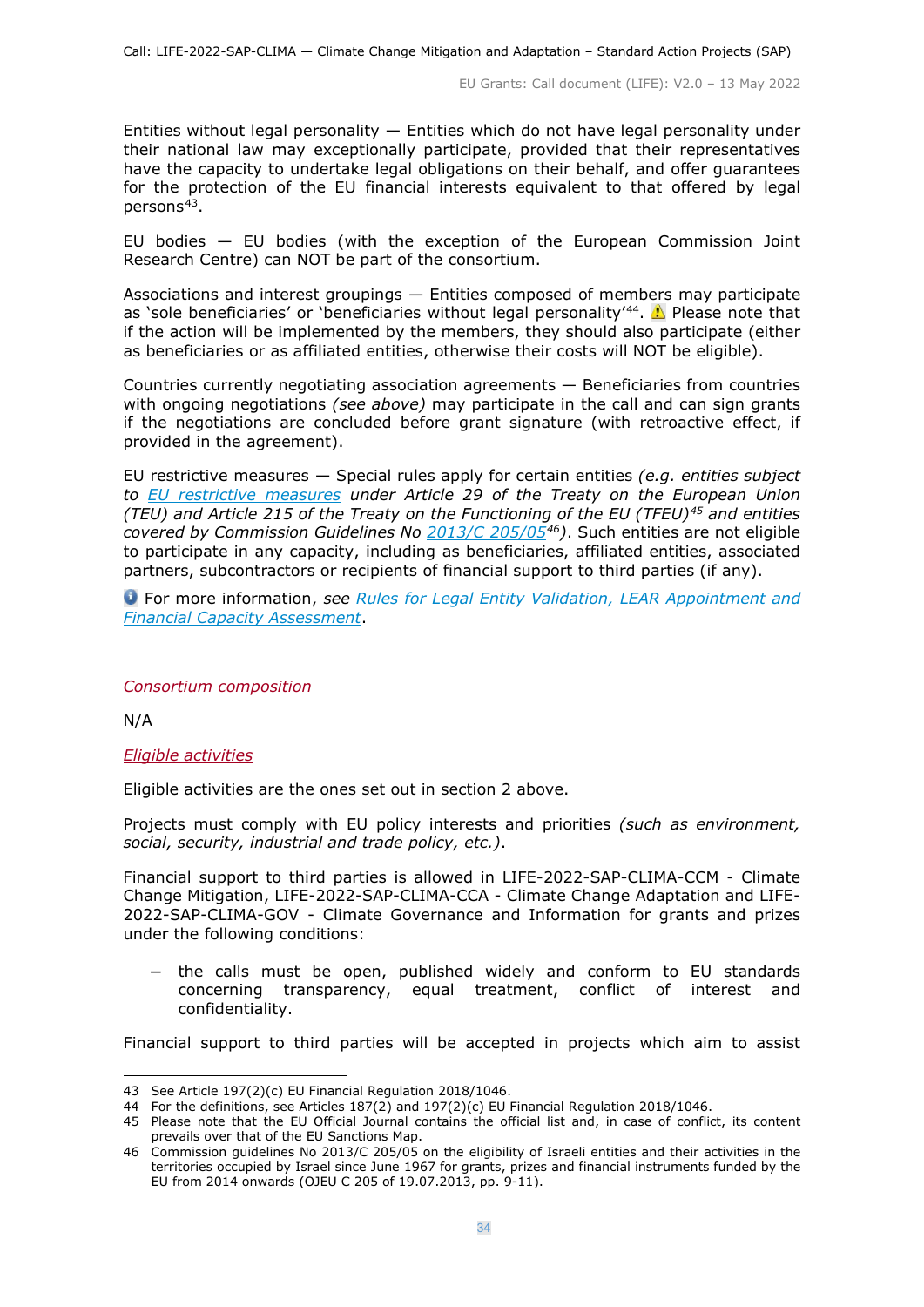Entities without legal personality — Entities which do not have legal personality under their national law may exceptionally participate, provided that their representatives have the capacity to undertake legal obligations on their behalf, and offer guarantees for the protection of the EU financial interests equivalent to that offered by legal persons[43].

EU bodies — EU bodies (with the exception of the European Commission Joint Research Centre) can NOT be part of the consortium.

Associations and interest groupings — Entities composed of members may participate as 'sole beneficiaries' or 'beneficiaries without legal personality'[44]. ⚠ Please note that if the action will be implemented by the members, they should also participate (either as beneficiaries or as affiliated entities, otherwise their costs will NOT be eligible).

Countries currently negotiating association agreements — Beneficiaries from countries with ongoing negotiations *(see above)* may participate in the call and can sign grants if the negotiations are concluded before grant signature (with retroactive effect, if provided in the agreement).

EU restrictive measures — Special rules apply for certain entities *(e.g. entities subject to EU restrictive measures under Article 29 of the Treaty on the European Union (TEU) and Article 215 of the Treaty on the Functioning of the EU (TFEU)[45] and entities covered by Commission Guidelines No 2013/C 205/05[46])*. Such entities are not eligible to participate in any capacity, including as beneficiaries, affiliated entities, associated partners, subcontractors or recipients of financial support to third parties (if any).

ℹ For more information, *see* *Rules for Legal Entity Validation, LEAR Appointment and Financial Capacity Assessment*.

*Consortium composition*

N/A

*Eligible activities*

Eligible activities are the ones set out in section 2 above.

Projects must comply with EU policy interests and priorities *(such as environment, social, security, industrial and trade policy, etc.)*.

Financial support to third parties is allowed in LIFE-2022-SAP-CLIMA-CCM - Climate Change Mitigation, LIFE-2022-SAP-CLIMA-CCA - Climate Change Adaptation and LIFE-2022-SAP-CLIMA-GOV - Climate Governance and Information for grants and prizes under the following conditions:

- the calls must be open, published widely and conform to EU standards concerning transparency, equal treatment, conflict of interest and confidentiality.

Financial support to third parties will be accepted in projects which aim to assist

---

43 See Article 197(2)(c) EU Financial Regulation 2018/1046.

44 For the definitions, see Articles 187(2) and 197(2)(c) EU Financial Regulation 2018/1046.

45 Please note that the EU Official Journal contains the official list and, in case of conflict, its content prevails over that of the EU Sanctions Map.

46 Commission guidelines No 2013/C 205/05 on the eligibility of Israeli entities and their activities in the territories occupied by Israel since June 1967 for grants, prizes and financial instruments funded by the EU from 2014 onwards (OJEU C 205 of 19.07.2013, pp. 9-11).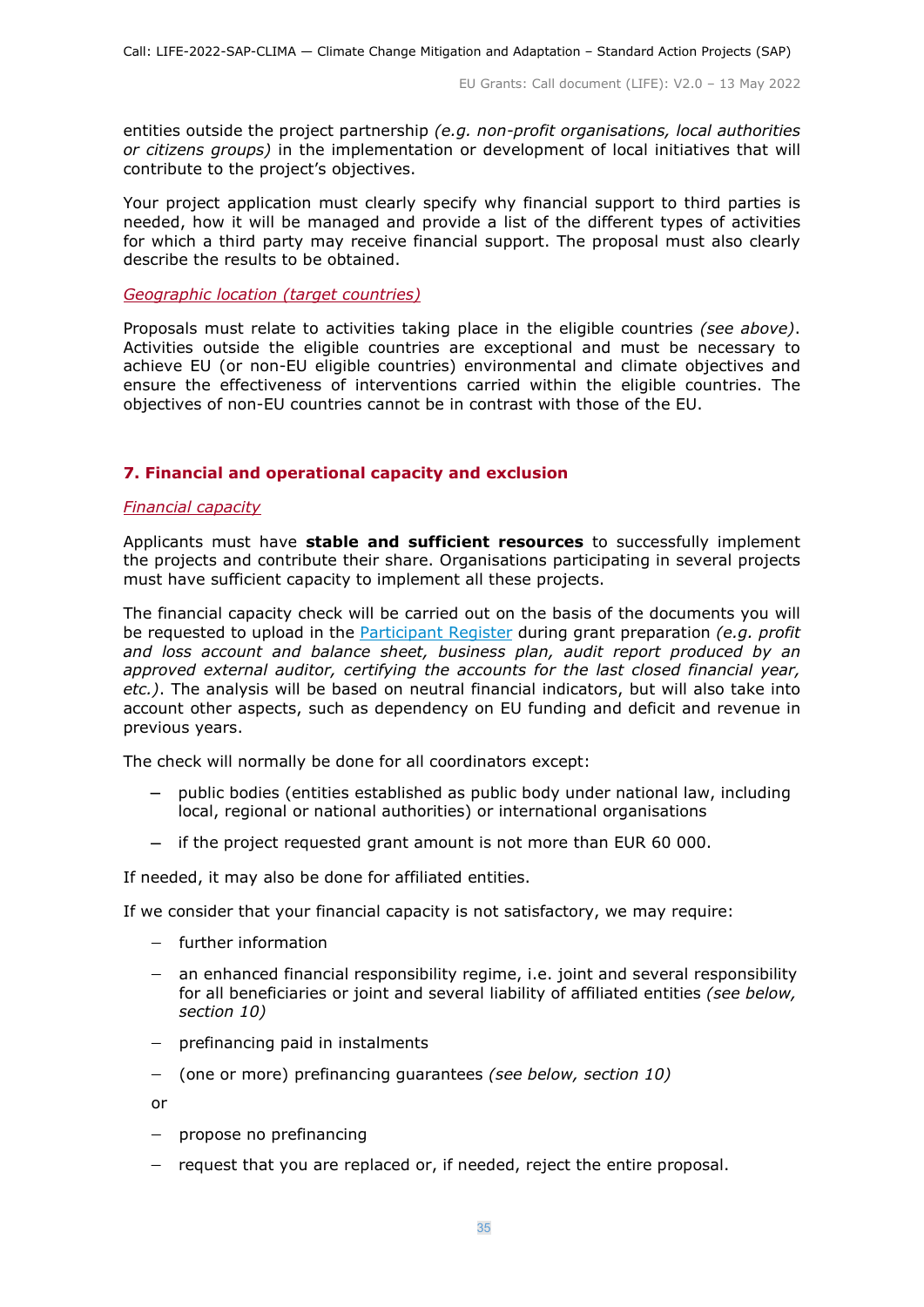entities outside the project partnership *(e.g. non-profit organisations, local authorities or citizens groups)* in the implementation or development of local initiatives that will contribute to the project's objectives.

Your project application must clearly specify why financial support to third parties is needed, how it will be managed and provide a list of the different types of activities for which a third party may receive financial support. The proposal must also clearly describe the results to be obtained.

*Geographic location (target countries)*

Proposals must relate to activities taking place in the eligible countries *(see above)*. Activities outside the eligible countries are exceptional and must be necessary to achieve EU (or non-EU eligible countries) environmental and climate objectives and ensure the effectiveness of interventions carried within the eligible countries. The objectives of non-EU countries cannot be in contrast with those of the EU.

## 7. Financial and operational capacity and exclusion

*Financial capacity*

Applicants must have **stable and sufficient resources** to successfully implement the projects and contribute their share. Organisations participating in several projects must have sufficient capacity to implement all these projects.

The financial capacity check will be carried out on the basis of the documents you will be requested to upload in the [Participant Register](#) during grant preparation *(e.g. profit and loss account and balance sheet, business plan, audit report produced by an approved external auditor, certifying the accounts for the last closed financial year, etc.)*. The analysis will be based on neutral financial indicators, but will also take into account other aspects, such as dependency on EU funding and deficit and revenue in previous years.

The check will normally be done for all coordinators except:

- public bodies (entities established as public body under national law, including local, regional or national authorities) or international organisations
- if the project requested grant amount is not more than EUR 60 000.

If needed, it may also be done for affiliated entities.

If we consider that your financial capacity is not satisfactory, we may require:

- further information
- an enhanced financial responsibility regime, i.e. joint and several responsibility for all beneficiaries or joint and several liability of affiliated entities *(see below, section 10)*
- prefinancing paid in instalments
- (one or more) prefinancing guarantees *(see below, section 10)*

or

- propose no prefinancing
- request that you are replaced or, if needed, reject the entire proposal.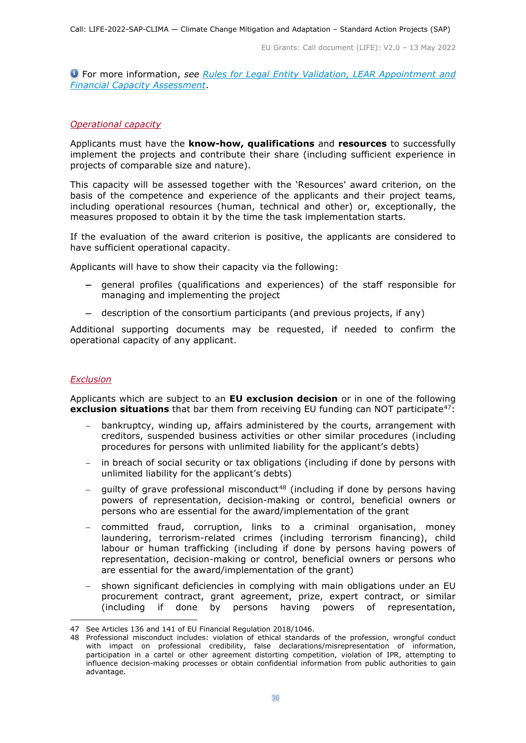For more information, *see* [Rules for Legal Entity Validation, LEAR Appointment and Financial Capacity Assessment](#).

*Operational capacity*

Applicants must have the **know-how, qualifications** and **resources** to successfully implement the projects and contribute their share (including sufficient experience in projects of comparable size and nature).

This capacity will be assessed together with the 'Resources' award criterion, on the basis of the competence and experience of the applicants and their project teams, including operational resources (human, technical and other) or, exceptionally, the measures proposed to obtain it by the time the task implementation starts.

If the evaluation of the award criterion is positive, the applicants are considered to have sufficient operational capacity.

Applicants will have to show their capacity via the following:

- general profiles (qualifications and experiences) of the staff responsible for managing and implementing the project
- description of the consortium participants (and previous projects, if any)

Additional supporting documents may be requested, if needed to confirm the operational capacity of any applicant.

*Exclusion*

Applicants which are subject to an **EU exclusion decision** or in one of the following **exclusion situations** that bar them from receiving EU funding can NOT participate[47]:

- bankruptcy, winding up, affairs administered by the courts, arrangement with creditors, suspended business activities or other similar procedures (including procedures for persons with unlimited liability for the applicant's debts)
- in breach of social security or tax obligations (including if done by persons with unlimited liability for the applicant's debts)
- guilty of grave professional misconduct[48] (including if done by persons having powers of representation, decision-making or control, beneficial owners or persons who are essential for the award/implementation of the grant
- committed fraud, corruption, links to a criminal organisation, money laundering, terrorism-related crimes (including terrorism financing), child labour or human trafficking (including if done by persons having powers of representation, decision-making or control, beneficial owners or persons who are essential for the award/implementation of the grant)
- shown significant deficiencies in complying with main obligations under an EU procurement contract, grant agreement, prize, expert contract, or similar (including if done by persons having powers of representation,

---

47 See Articles 136 and 141 of EU Financial Regulation 2018/1046.

48 Professional misconduct includes: violation of ethical standards of the profession, wrongful conduct with impact on professional credibility, false declarations/misrepresentation of information, participation in a cartel or other agreement distorting competition, violation of IPR, attempting to influence decision-making processes or obtain confidential information from public authorities to gain advantage.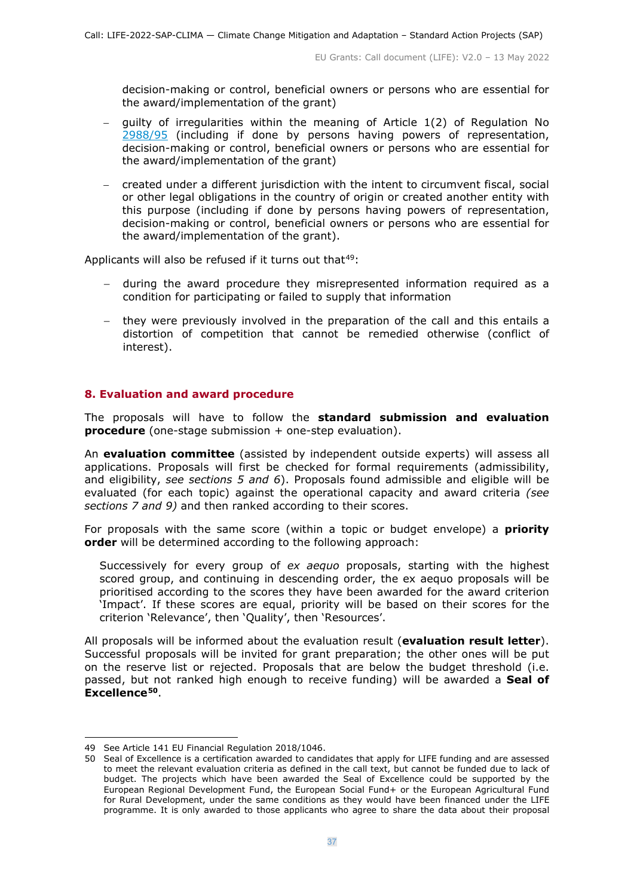decision-making or control, beneficial owners or persons who are essential for the award/implementation of the grant)

- guilty of irregularities within the meaning of Article 1(2) of Regulation No 2988/95 (including if done by persons having powers of representation, decision-making or control, beneficial owners or persons who are essential for the award/implementation of the grant)
- created under a different jurisdiction with the intent to circumvent fiscal, social or other legal obligations in the country of origin or created another entity with this purpose (including if done by persons having powers of representation, decision-making or control, beneficial owners or persons who are essential for the award/implementation of the grant).

Applicants will also be refused if it turns out that[49]:

- during the award procedure they misrepresented information required as a condition for participating or failed to supply that information
- they were previously involved in the preparation of the call and this entails a distortion of competition that cannot be remedied otherwise (conflict of interest).

## 8. Evaluation and award procedure

The proposals will have to follow the **standard submission and evaluation procedure** (one-stage submission + one-step evaluation).

An **evaluation committee** (assisted by independent outside experts) will assess all applications. Proposals will first be checked for formal requirements (admissibility, and eligibility, *see sections 5 and 6*). Proposals found admissible and eligible will be evaluated (for each topic) against the operational capacity and award criteria *(see sections 7 and 9)* and then ranked according to their scores.

For proposals with the same score (within a topic or budget envelope) a **priority order** will be determined according to the following approach:

> Successively for every group of *ex aequo* proposals, starting with the highest scored group, and continuing in descending order, the ex aequo proposals will be prioritised according to the scores they have been awarded for the award criterion 'Impact'. If these scores are equal, priority will be based on their scores for the criterion 'Relevance', then 'Quality', then 'Resources'.

All proposals will be informed about the evaluation result (**evaluation result letter**). Successful proposals will be invited for grant preparation; the other ones will be put on the reserve list or rejected. Proposals that are below the budget threshold (i.e. passed, but not ranked high enough to receive funding) will be awarded a **Seal of Excellence**[50].

---

49 See Article 141 EU Financial Regulation 2018/1046.

50 Seal of Excellence is a certification awarded to candidates that apply for LIFE funding and are assessed to meet the relevant evaluation criteria as defined in the call text, but cannot be funded due to lack of budget. The projects which have been awarded the Seal of Excellence could be supported by the European Regional Development Fund, the European Social Fund+ or the European Agricultural Fund for Rural Development, under the same conditions as they would have been financed under the LIFE programme. It is only awarded to those applicants who agree to share the data about their proposal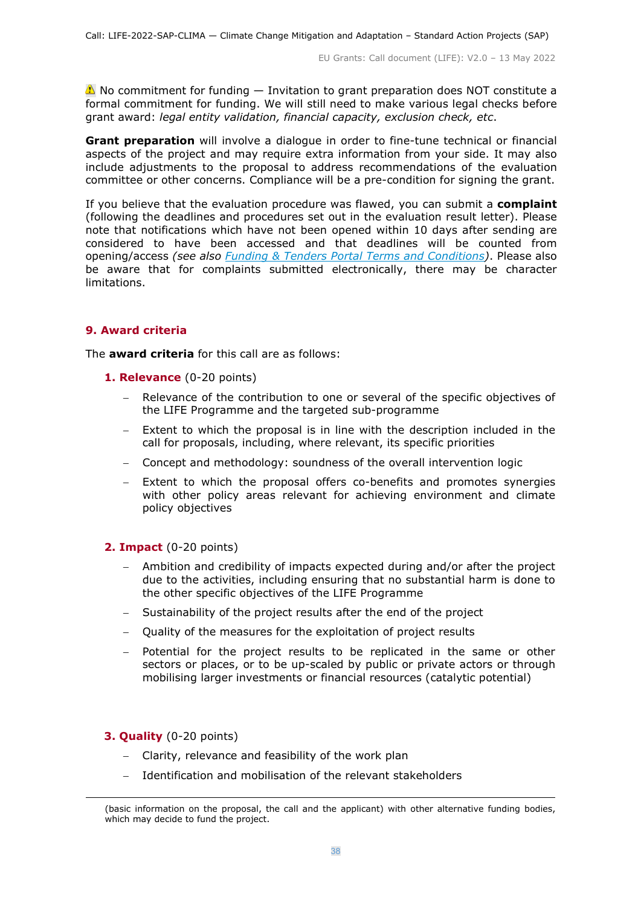⚠ No commitment for funding — Invitation to grant preparation does NOT constitute a formal commitment for funding. We will still need to make various legal checks before grant award: *legal entity validation, financial capacity, exclusion check, etc*.

**Grant preparation** will involve a dialogue in order to fine-tune technical or financial aspects of the project and may require extra information from your side. It may also include adjustments to the proposal to address recommendations of the evaluation committee or other concerns. Compliance will be a pre-condition for signing the grant.

If you believe that the evaluation procedure was flawed, you can submit a **complaint** (following the deadlines and procedures set out in the evaluation result letter). Please note that notifications which have not been opened within 10 days after sending are considered to have been accessed and that deadlines will be counted from opening/access *(see also [Funding & Tenders Portal Terms and Conditions](#))*. Please also be aware that for complaints submitted electronically, there may be character limitations.

## 9. Award criteria

The **award criteria** for this call are as follows:

**1. Relevance** (0-20 points)

- Relevance of the contribution to one or several of the specific objectives of the LIFE Programme and the targeted sub-programme
- Extent to which the proposal is in line with the description included in the call for proposals, including, where relevant, its specific priorities
- Concept and methodology: soundness of the overall intervention logic
- Extent to which the proposal offers co-benefits and promotes synergies with other policy areas relevant for achieving environment and climate policy objectives

**2. Impact** (0-20 points)

- Ambition and credibility of impacts expected during and/or after the project due to the activities, including ensuring that no substantial harm is done to the other specific objectives of the LIFE Programme
- Sustainability of the project results after the end of the project
- Quality of the measures for the exploitation of project results
- Potential for the project results to be replicated in the same or other sectors or places, or to be up-scaled by public or private actors or through mobilising larger investments or financial resources (catalytic potential)

**3. Quality** (0-20 points)

- Clarity, relevance and feasibility of the work plan
- Identification and mobilisation of the relevant stakeholders

(basic information on the proposal, the call and the applicant) with other alternative funding bodies, which may decide to fund the project.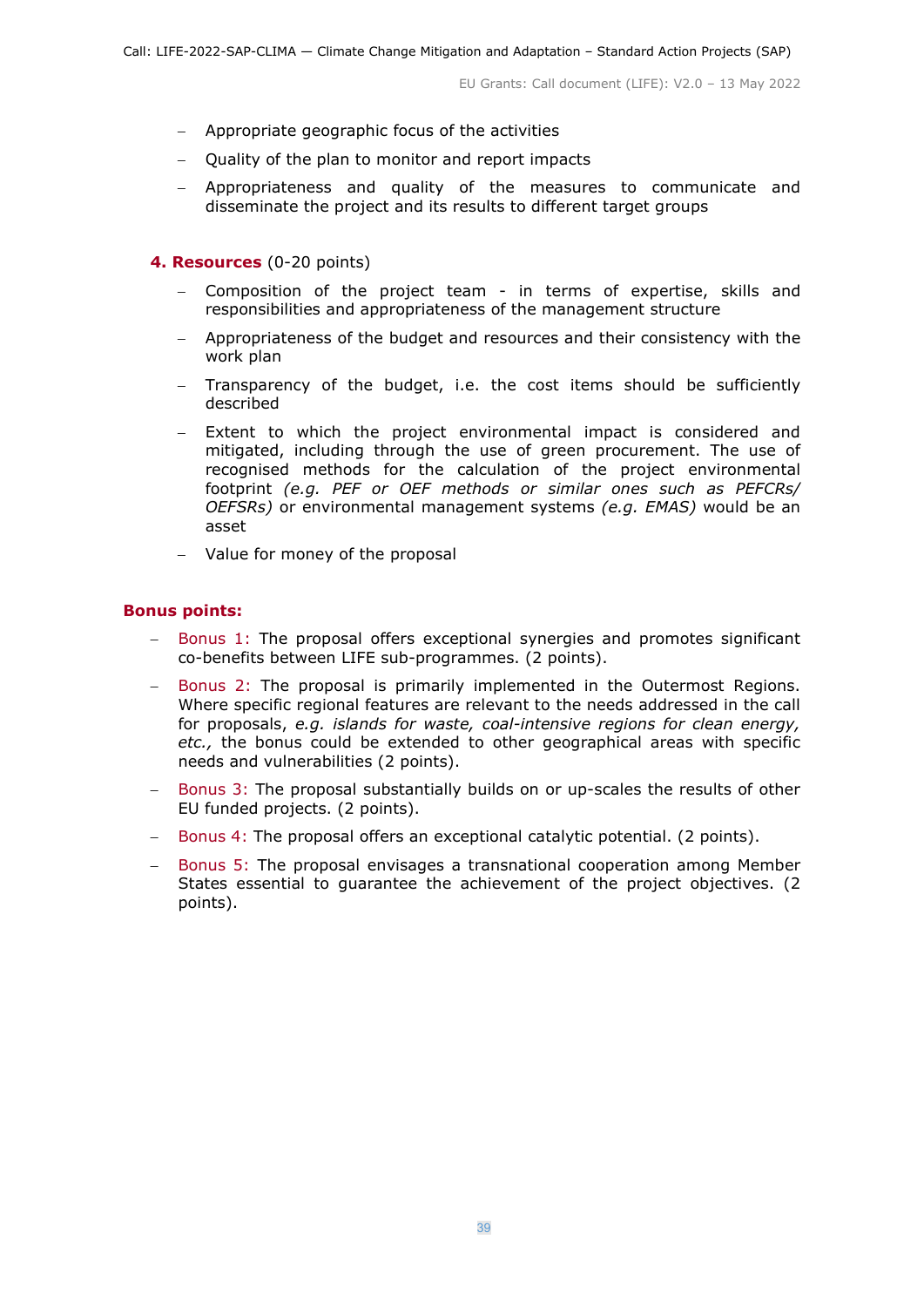- Appropriate geographic focus of the activities
- Quality of the plan to monitor and report impacts
- Appropriateness and quality of the measures to communicate and disseminate the project and its results to different target groups

**4. Resources** (0-20 points)

- Composition of the project team - in terms of expertise, skills and responsibilities and appropriateness of the management structure
- Appropriateness of the budget and resources and their consistency with the work plan
- Transparency of the budget, i.e. the cost items should be sufficiently described
- Extent to which the project environmental impact is considered and mitigated, including through the use of green procurement. The use of recognised methods for the calculation of the project environmental footprint *(e.g. PEF or OEF methods or similar ones such as PEFCRs/ OEFSRs)* or environmental management systems *(e.g. EMAS)* would be an asset
- Value for money of the proposal

**Bonus points:**

- Bonus 1: The proposal offers exceptional synergies and promotes significant co-benefits between LIFE sub-programmes. (2 points).
- Bonus 2: The proposal is primarily implemented in the Outermost Regions. Where specific regional features are relevant to the needs addressed in the call for proposals, *e.g. islands for waste, coal-intensive regions for clean energy, etc.,* the bonus could be extended to other geographical areas with specific needs and vulnerabilities (2 points).
- Bonus 3: The proposal substantially builds on or up-scales the results of other EU funded projects. (2 points).
- Bonus 4: The proposal offers an exceptional catalytic potential. (2 points).
- Bonus 5: The proposal envisages a transnational cooperation among Member States essential to guarantee the achievement of the project objectives. (2 points).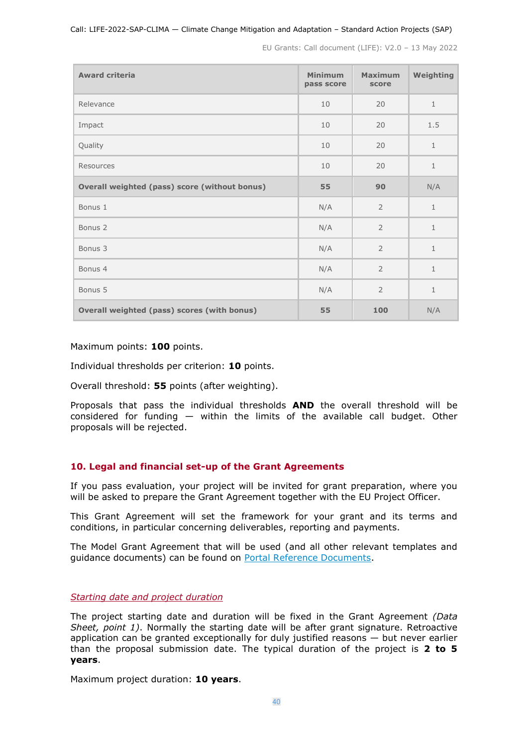| Award criteria | Minimum pass score | Maximum score | Weighting |
|---|---|---|---|
| Relevance | 10 | 20 | 1 |
| Impact | 10 | 20 | 1.5 |
| Quality | 10 | 20 | 1 |
| Resources | 10 | 20 | 1 |
| **Overall weighted (pass) score (without bonus)** | **55** | **90** | N/A |
| Bonus 1 | N/A | 2 | 1 |
| Bonus 2 | N/A | 2 | 1 |
| Bonus 3 | N/A | 2 | 1 |
| Bonus 4 | N/A | 2 | 1 |
| Bonus 5 | N/A | 2 | 1 |
| **Overall weighted (pass) scores (with bonus)** | **55** | **100** | N/A |

Maximum points: **100** points.

Individual thresholds per criterion: **10** points.

Overall threshold: **55** points (after weighting).

Proposals that pass the individual thresholds **AND** the overall threshold will be considered for funding — within the limits of the available call budget. Other proposals will be rejected.

## 10. Legal and financial set-up of the Grant Agreements

If you pass evaluation, your project will be invited for grant preparation, where you will be asked to prepare the Grant Agreement together with the EU Project Officer.

This Grant Agreement will set the framework for your grant and its terms and conditions, in particular concerning deliverables, reporting and payments.

The Model Grant Agreement that will be used (and all other relevant templates and guidance documents) can be found on Portal Reference Documents.

### *Starting date and project duration*

The project starting date and duration will be fixed in the Grant Agreement *(Data Sheet, point 1)*. Normally the starting date will be after grant signature. Retroactive application can be granted exceptionally for duly justified reasons — but never earlier than the proposal submission date. The typical duration of the project is **2 to 5 years**.

Maximum project duration: **10 years**.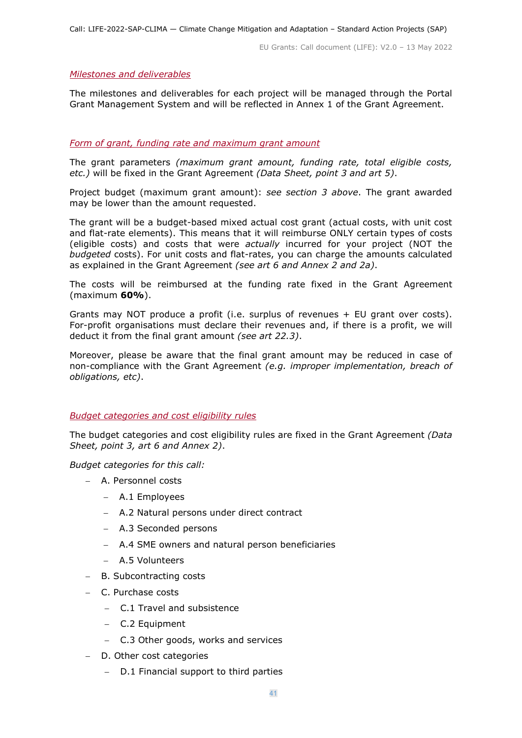*Milestones and deliverables*

The milestones and deliverables for each project will be managed through the Portal Grant Management System and will be reflected in Annex 1 of the Grant Agreement.

*Form of grant, funding rate and maximum grant amount*

The grant parameters *(maximum grant amount, funding rate, total eligible costs, etc.)* will be fixed in the Grant Agreement *(Data Sheet, point 3 and art 5)*.

Project budget (maximum grant amount): *see section 3 above*. The grant awarded may be lower than the amount requested.

The grant will be a budget-based mixed actual cost grant (actual costs, with unit cost and flat-rate elements). This means that it will reimburse ONLY certain types of costs (eligible costs) and costs that were *actually* incurred for your project (NOT the *budgeted* costs). For unit costs and flat-rates, you can charge the amounts calculated as explained in the Grant Agreement *(see art 6 and Annex 2 and 2a)*.

The costs will be reimbursed at the funding rate fixed in the Grant Agreement (maximum **60%**).

Grants may NOT produce a profit (i.e. surplus of revenues + EU grant over costs). For-profit organisations must declare their revenues and, if there is a profit, we will deduct it from the final grant amount *(see art 22.3)*.

Moreover, please be aware that the final grant amount may be reduced in case of non-compliance with the Grant Agreement *(e.g. improper implementation, breach of obligations, etc)*.

*Budget categories and cost eligibility rules*

The budget categories and cost eligibility rules are fixed in the Grant Agreement *(Data Sheet, point 3, art 6 and Annex 2)*.

*Budget categories for this call:*

- A. Personnel costs
  - A.1 Employees
  - A.2 Natural persons under direct contract
  - A.3 Seconded persons
  - A.4 SME owners and natural person beneficiaries
  - A.5 Volunteers
- B. Subcontracting costs
- C. Purchase costs
  - C.1 Travel and subsistence
  - C.2 Equipment
  - C.3 Other goods, works and services
- D. Other cost categories
  - D.1 Financial support to third parties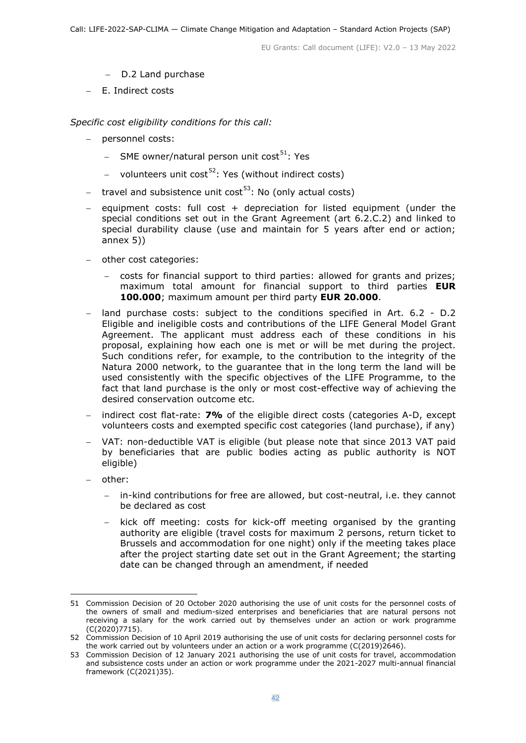- D.2 Land purchase
- E. Indirect costs

*Specific cost eligibility conditions for this call:*

- personnel costs:
  - SME owner/natural person unit cost[51]: Yes
  - volunteers unit cost[52]: Yes (without indirect costs)
- travel and subsistence unit cost[53]: No (only actual costs)
- equipment costs: full cost + depreciation for listed equipment (under the special conditions set out in the Grant Agreement (art 6.2.C.2) and linked to special durability clause (use and maintain for 5 years after end or action; annex 5))
- other cost categories:
  - costs for financial support to third parties: allowed for grants and prizes; maximum total amount for financial support to third parties **EUR 100.000**; maximum amount per third party **EUR 20.000**.
- land purchase costs: subject to the conditions specified in Art. 6.2 - D.2 Eligible and ineligible costs and contributions of the LIFE General Model Grant Agreement. The applicant must address each of these conditions in his proposal, explaining how each one is met or will be met during the project. Such conditions refer, for example, to the contribution to the integrity of the Natura 2000 network, to the guarantee that in the long term the land will be used consistently with the specific objectives of the LIFE Programme, to the fact that land purchase is the only or most cost-effective way of achieving the desired conservation outcome etc.
- indirect cost flat-rate: **7%** of the eligible direct costs (categories A-D, except volunteers costs and exempted specific cost categories (land purchase), if any)
- VAT: non-deductible VAT is eligible (but please note that since 2013 VAT paid by beneficiaries that are public bodies acting as public authority is NOT eligible)
- other:
  - in-kind contributions for free are allowed, but cost-neutral, i.e. they cannot be declared as cost
  - kick off meeting: costs for kick-off meeting organised by the granting authority are eligible (travel costs for maximum 2 persons, return ticket to Brussels and accommodation for one night) only if the meeting takes place after the project starting date set out in the Grant Agreement; the starting date can be changed through an amendment, if needed

---

51 Commission Decision of 20 October 2020 authorising the use of unit costs for the personnel costs of the owners of small and medium-sized enterprises and beneficiaries that are natural persons not receiving a salary for the work carried out by themselves under an action or work programme (C(2020)7715).

52 Commission Decision of 10 April 2019 authorising the use of unit costs for declaring personnel costs for the work carried out by volunteers under an action or a work programme (C(2019)2646).

53 Commission Decision of 12 January 2021 authorising the use of unit costs for travel, accommodation and subsistence costs under an action or work programme under the 2021-2027 multi-annual financial framework (C(2021)35).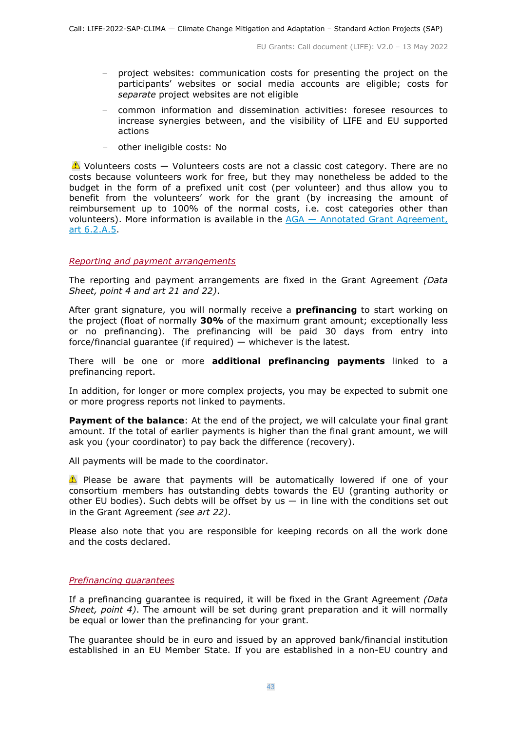- project websites: communication costs for presenting the project on the participants' websites or social media accounts are eligible; costs for *separate* project websites are not eligible
- common information and dissemination activities: foresee resources to increase synergies between, and the visibility of LIFE and EU supported actions
- other ineligible costs: No

⚠ Volunteers costs — Volunteers costs are not a classic cost category. There are no costs because volunteers work for free, but they may nonetheless be added to the budget in the form of a prefixed unit cost (per volunteer) and thus allow you to benefit from the volunteers' work for the grant (by increasing the amount of reimbursement up to 100% of the normal costs, i.e. cost categories other than volunteers). More information is available in the [AGA — Annotated Grant Agreement, art 6.2.A.5](#).

*Reporting and payment arrangements*

The reporting and payment arrangements are fixed in the Grant Agreement *(Data Sheet, point 4 and art 21 and 22)*.

After grant signature, you will normally receive a **prefinancing** to start working on the project (float of normally **30%** of the maximum grant amount; exceptionally less or no prefinancing). The prefinancing will be paid 30 days from entry into force/financial guarantee (if required) — whichever is the latest*.*

There will be one or more **additional prefinancing payments** linked to a prefinancing report.

In addition, for longer or more complex projects, you may be expected to submit one or more progress reports not linked to payments.

**Payment of the balance**: At the end of the project, we will calculate your final grant amount. If the total of earlier payments is higher than the final grant amount, we will ask you (your coordinator) to pay back the difference (recovery).

All payments will be made to the coordinator.

⚠ Please be aware that payments will be automatically lowered if one of your consortium members has outstanding debts towards the EU (granting authority or other EU bodies). Such debts will be offset by us — in line with the conditions set out in the Grant Agreement *(see art 22)*.

Please also note that you are responsible for keeping records on all the work done and the costs declared.

*Prefinancing guarantees*

If a prefinancing guarantee is required, it will be fixed in the Grant Agreement *(Data Sheet, point 4)*. The amount will be set during grant preparation and it will normally be equal or lower than the prefinancing for your grant.

The guarantee should be in euro and issued by an approved bank/financial institution established in an EU Member State. If you are established in a non-EU country and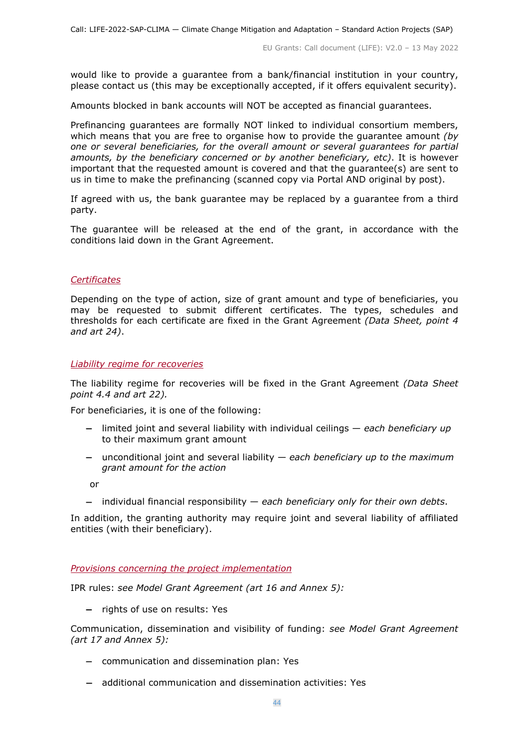would like to provide a guarantee from a bank/financial institution in your country, please contact us (this may be exceptionally accepted, if it offers equivalent security).

Amounts blocked in bank accounts will NOT be accepted as financial guarantees.

Prefinancing guarantees are formally NOT linked to individual consortium members, which means that you are free to organise how to provide the guarantee amount *(by one or several beneficiaries, for the overall amount or several guarantees for partial amounts, by the beneficiary concerned or by another beneficiary, etc)*. It is however important that the requested amount is covered and that the guarantee(s) are sent to us in time to make the prefinancing (scanned copy via Portal AND original by post).

If agreed with us, the bank guarantee may be replaced by a guarantee from a third party.

The guarantee will be released at the end of the grant, in accordance with the conditions laid down in the Grant Agreement.

*Certificates*

Depending on the type of action, size of grant amount and type of beneficiaries, you may be requested to submit different certificates. The types, schedules and thresholds for each certificate are fixed in the Grant Agreement *(Data Sheet, point 4 and art 24)*.

*Liability regime for recoveries*

The liability regime for recoveries will be fixed in the Grant Agreement *(Data Sheet point 4.4 and art 22).*

For beneficiaries, it is one of the following:

- limited joint and several liability with individual ceilings — *each beneficiary up to their maximum grant amount*
- unconditional joint and several liability — *each beneficiary up to the maximum grant amount for the action*

  or

- individual financial responsibility — *each beneficiary only for their own debts*.

In addition, the granting authority may require joint and several liability of affiliated entities (with their beneficiary).

*Provisions concerning the project implementation*

IPR rules: *see Model Grant Agreement (art 16 and Annex 5):*

- rights of use on results: Yes

Communication, dissemination and visibility of funding: *see Model Grant Agreement (art 17 and Annex 5):*

- communication and dissemination plan: Yes
- additional communication and dissemination activities: Yes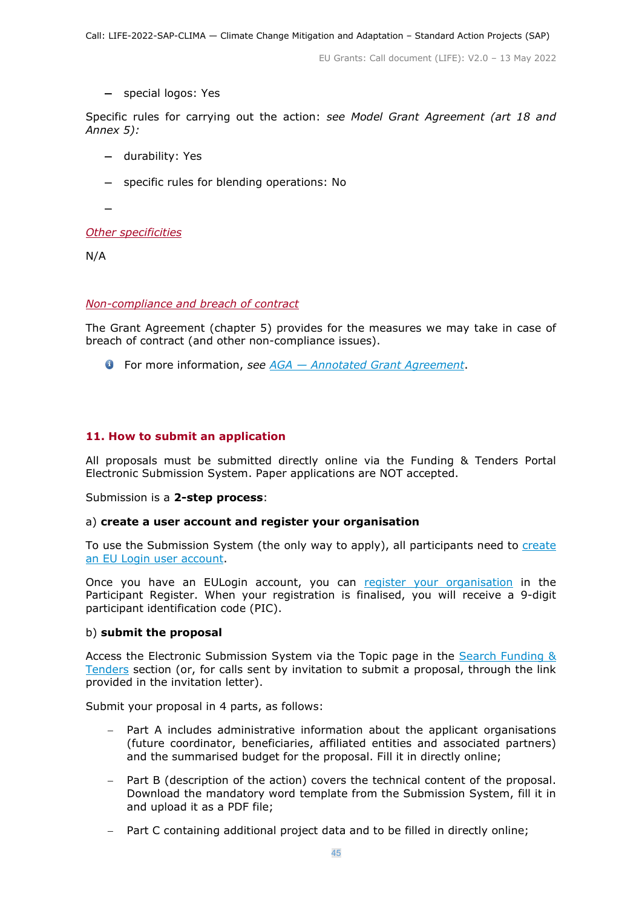– special logos: Yes

Specific rules for carrying out the action: *see Model Grant Agreement (art 18 and Annex 5):*

– durability: Yes

– specific rules for blending operations: No

–

*Other specificities*

N/A

*Non-compliance and breach of contract*

The Grant Agreement (chapter 5) provides for the measures we may take in case of breach of contract (and other non-compliance issues).

For more information, *see AGA — Annotated Grant Agreement*.

## 11. How to submit an application

All proposals must be submitted directly online via the Funding & Tenders Portal Electronic Submission System. Paper applications are NOT accepted.

Submission is a **2-step process**:

a) **create a user account and register your organisation**

To use the Submission System (the only way to apply), all participants need to create an EU Login user account.

Once you have an EULogin account, you can register your organisation in the Participant Register. When your registration is finalised, you will receive a 9-digit participant identification code (PIC).

b) **submit the proposal**

Access the Electronic Submission System via the Topic page in the Search Funding & Tenders section (or, for calls sent by invitation to submit a proposal, through the link provided in the invitation letter).

Submit your proposal in 4 parts, as follows:

- Part A includes administrative information about the applicant organisations (future coordinator, beneficiaries, affiliated entities and associated partners) and the summarised budget for the proposal. Fill it in directly online;
- Part B (description of the action) covers the technical content of the proposal. Download the mandatory word template from the Submission System, fill it in and upload it as a PDF file;
- Part C containing additional project data and to be filled in directly online;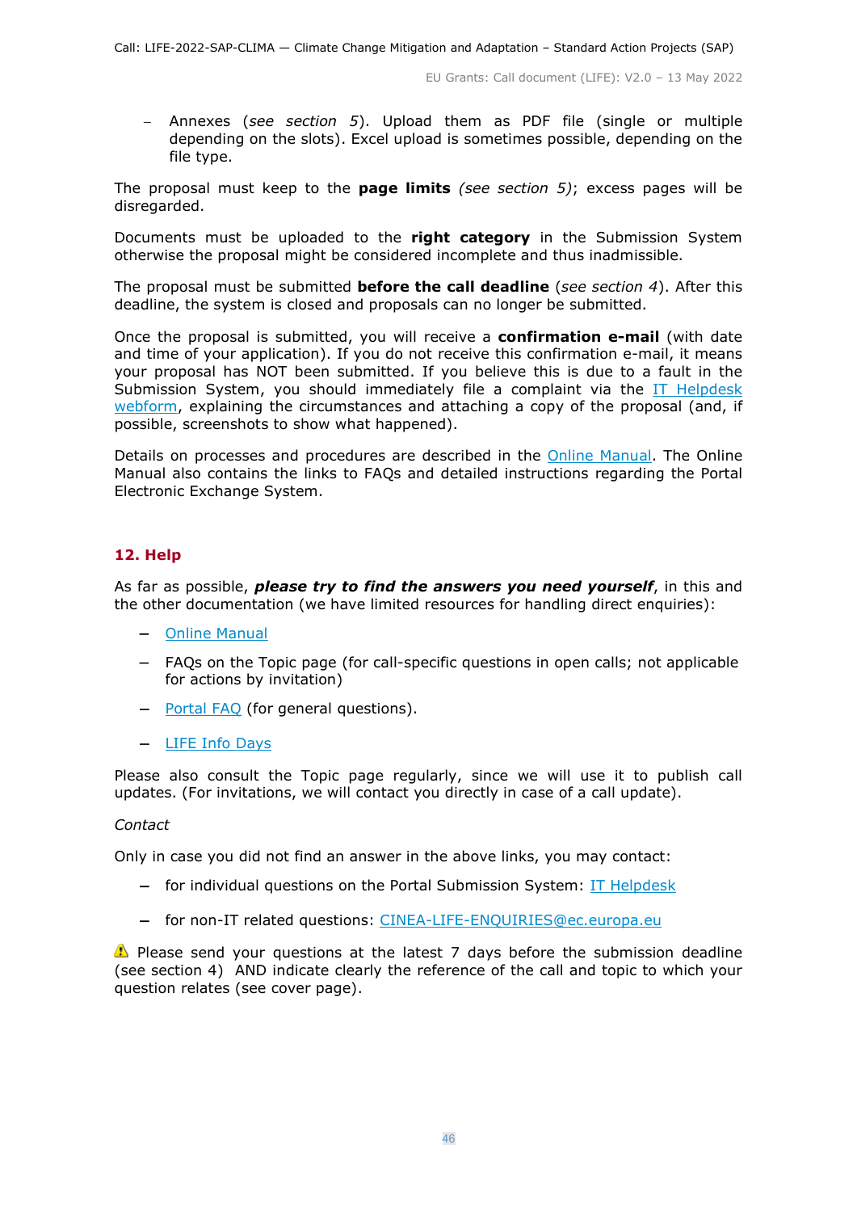- Annexes (*see section 5*). Upload them as PDF file (single or multiple depending on the slots). Excel upload is sometimes possible, depending on the file type.

The proposal must keep to the **page limits** *(see section 5)*; excess pages will be disregarded.

Documents must be uploaded to the **right category** in the Submission System otherwise the proposal might be considered incomplete and thus inadmissible.

The proposal must be submitted **before the call deadline** (*see section 4*). After this deadline, the system is closed and proposals can no longer be submitted.

Once the proposal is submitted, you will receive a **confirmation e-mail** (with date and time of your application). If you do not receive this confirmation e-mail, it means your proposal has NOT been submitted. If you believe this is due to a fault in the Submission System, you should immediately file a complaint via the IT Helpdesk webform, explaining the circumstances and attaching a copy of the proposal (and, if possible, screenshots to show what happened).

Details on processes and procedures are described in the Online Manual. The Online Manual also contains the links to FAQs and detailed instructions regarding the Portal Electronic Exchange System.

## 12. Help

As far as possible, ***please try to find the answers you need yourself***, in this and the other documentation (we have limited resources for handling direct enquiries):

- Online Manual
- FAQs on the Topic page (for call-specific questions in open calls; not applicable for actions by invitation)
- Portal FAQ (for general questions).
- LIFE Info Days

Please also consult the Topic page regularly, since we will use it to publish call updates. (For invitations, we will contact you directly in case of a call update).

*Contact*

Only in case you did not find an answer in the above links, you may contact:

- for individual questions on the Portal Submission System: IT Helpdesk
- for non-IT related questions: CINEA-LIFE-ENQUIRIES@ec.europa.eu

⚠ Please send your questions at the latest 7 days before the submission deadline (see section 4) AND indicate clearly the reference of the call and topic to which your question relates (see cover page).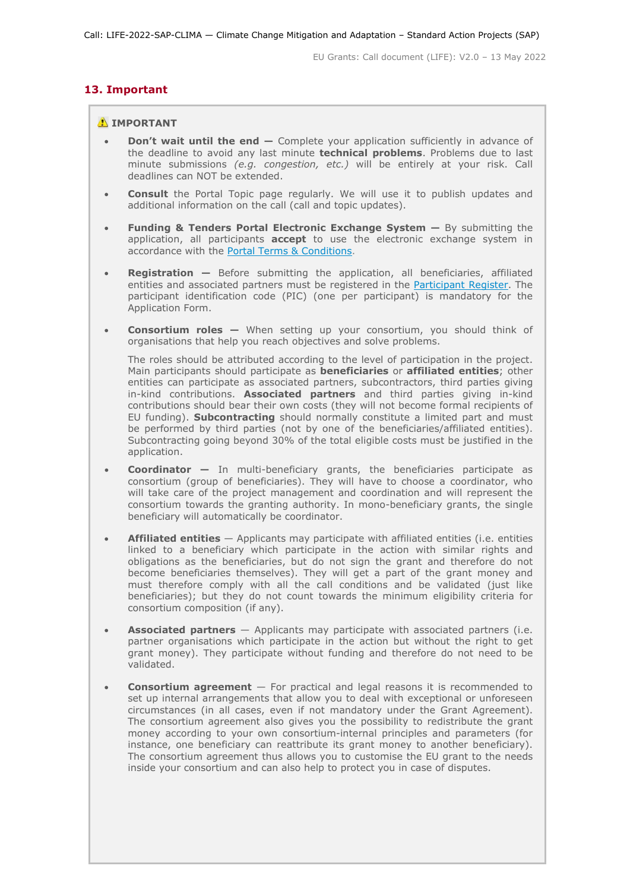## 13. Important

⚠ **IMPORTANT**

- **Don't wait until the end —** Complete your application sufficiently in advance of the deadline to avoid any last minute **technical problems**. Problems due to last minute submissions *(e.g. congestion, etc.)* will be entirely at your risk. Call deadlines can NOT be extended.

- **Consult** the Portal Topic page regularly. We will use it to publish updates and additional information on the call (call and topic updates).

- **Funding & Tenders Portal Electronic Exchange System —** By submitting the application, all participants **accept** to use the electronic exchange system in accordance with the Portal Terms & Conditions.

- **Registration —** Before submitting the application, all beneficiaries, affiliated entities and associated partners must be registered in the Participant Register. The participant identification code (PIC) (one per participant) is mandatory for the Application Form.

- **Consortium roles —** When setting up your consortium, you should think of organisations that help you reach objectives and solve problems.

  The roles should be attributed according to the level of participation in the project. Main participants should participate as **beneficiaries** or **affiliated entities**; other entities can participate as associated partners, subcontractors, third parties giving in-kind contributions. **Associated partners** and third parties giving in-kind contributions should bear their own costs (they will not become formal recipients of EU funding). **Subcontracting** should normally constitute a limited part and must be performed by third parties (not by one of the beneficiaries/affiliated entities). Subcontracting going beyond 30% of the total eligible costs must be justified in the application.

- **Coordinator —** In multi-beneficiary grants, the beneficiaries participate as consortium (group of beneficiaries). They will have to choose a coordinator, who will take care of the project management and coordination and will represent the consortium towards the granting authority. In mono-beneficiary grants, the single beneficiary will automatically be coordinator.

- **Affiliated entities** — Applicants may participate with affiliated entities (i.e. entities linked to a beneficiary which participate in the action with similar rights and obligations as the beneficiaries, but do not sign the grant and therefore do not become beneficiaries themselves). They will get a part of the grant money and must therefore comply with all the call conditions and be validated (just like beneficiaries); but they do not count towards the minimum eligibility criteria for consortium composition (if any).

- **Associated partners** — Applicants may participate with associated partners (i.e. partner organisations which participate in the action but without the right to get grant money). They participate without funding and therefore do not need to be validated.

- **Consortium agreement** — For practical and legal reasons it is recommended to set up internal arrangements that allow you to deal with exceptional or unforeseen circumstances (in all cases, even if not mandatory under the Grant Agreement). The consortium agreement also gives you the possibility to redistribute the grant money according to your own consortium-internal principles and parameters (for instance, one beneficiary can reattribute its grant money to another beneficiary). The consortium agreement thus allows you to customise the EU grant to the needs inside your consortium and can also help to protect you in case of disputes.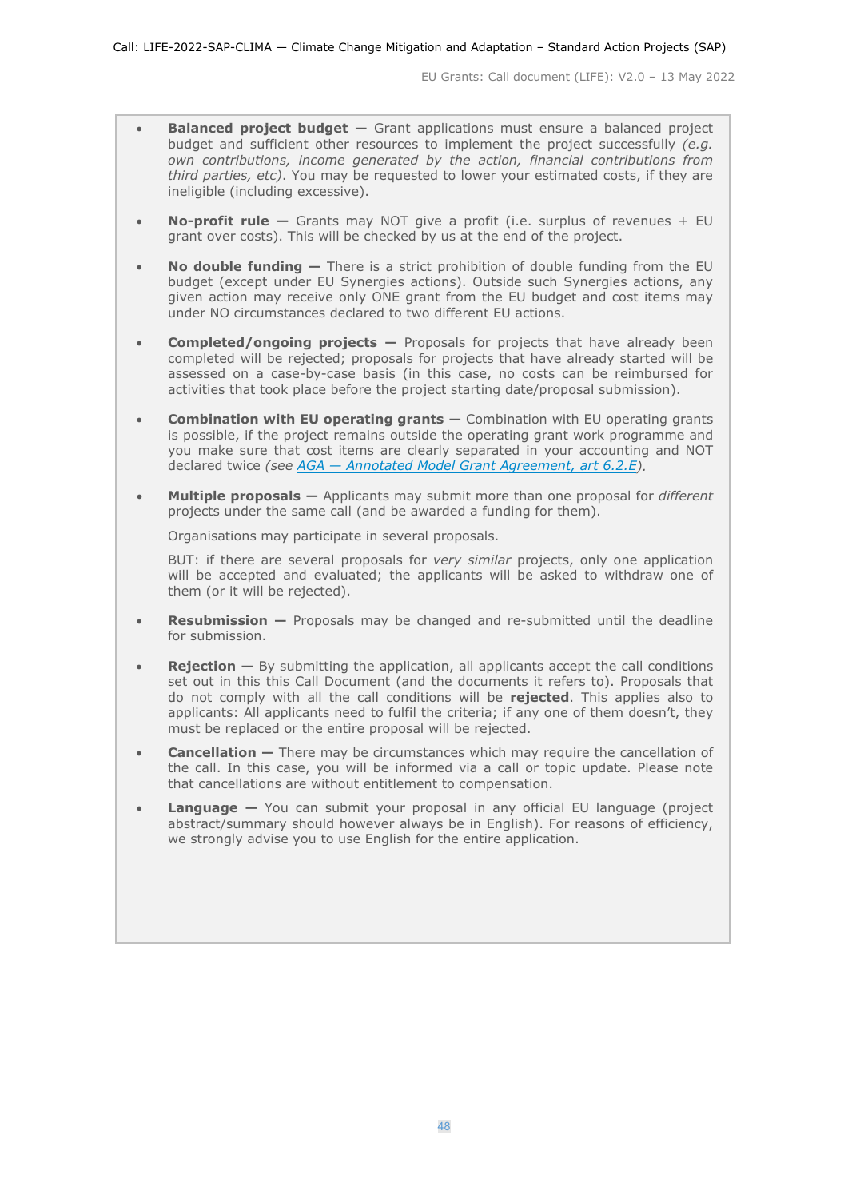- **Balanced project budget —** Grant applications must ensure a balanced project budget and sufficient other resources to implement the project successfully *(e.g. own contributions, income generated by the action, financial contributions from third parties, etc)*. You may be requested to lower your estimated costs, if they are ineligible (including excessive).

- **No-profit rule —** Grants may NOT give a profit (i.e. surplus of revenues + EU grant over costs). This will be checked by us at the end of the project.

- **No double funding —** There is a strict prohibition of double funding from the EU budget (except under EU Synergies actions). Outside such Synergies actions, any given action may receive only ONE grant from the EU budget and cost items may under NO circumstances declared to two different EU actions.

- **Completed/ongoing projects —** Proposals for projects that have already been completed will be rejected; proposals for projects that have already started will be assessed on a case-by-case basis (in this case, no costs can be reimbursed for activities that took place before the project starting date/proposal submission).

- **Combination with EU operating grants —** Combination with EU operating grants is possible, if the project remains outside the operating grant work programme and you make sure that cost items are clearly separated in your accounting and NOT declared twice *(see AGA — Annotated Model Grant Agreement, art 6.2.E)*.

- **Multiple proposals —** Applicants may submit more than one proposal for *different* projects under the same call (and be awarded a funding for them).

  Organisations may participate in several proposals.

  BUT: if there are several proposals for *very similar* projects, only one application will be accepted and evaluated; the applicants will be asked to withdraw one of them (or it will be rejected).

- **Resubmission —** Proposals may be changed and re-submitted until the deadline for submission.

- **Rejection —** By submitting the application, all applicants accept the call conditions set out in this this Call Document (and the documents it refers to). Proposals that do not comply with all the call conditions will be **rejected**. This applies also to applicants: All applicants need to fulfil the criteria; if any one of them doesn't, they must be replaced or the entire proposal will be rejected.

- **Cancellation —** There may be circumstances which may require the cancellation of the call. In this case, you will be informed via a call or topic update. Please note that cancellations are without entitlement to compensation.

- **Language —** You can submit your proposal in any official EU language (project abstract/summary should however always be in English). For reasons of efficiency, we strongly advise you to use English for the entire application.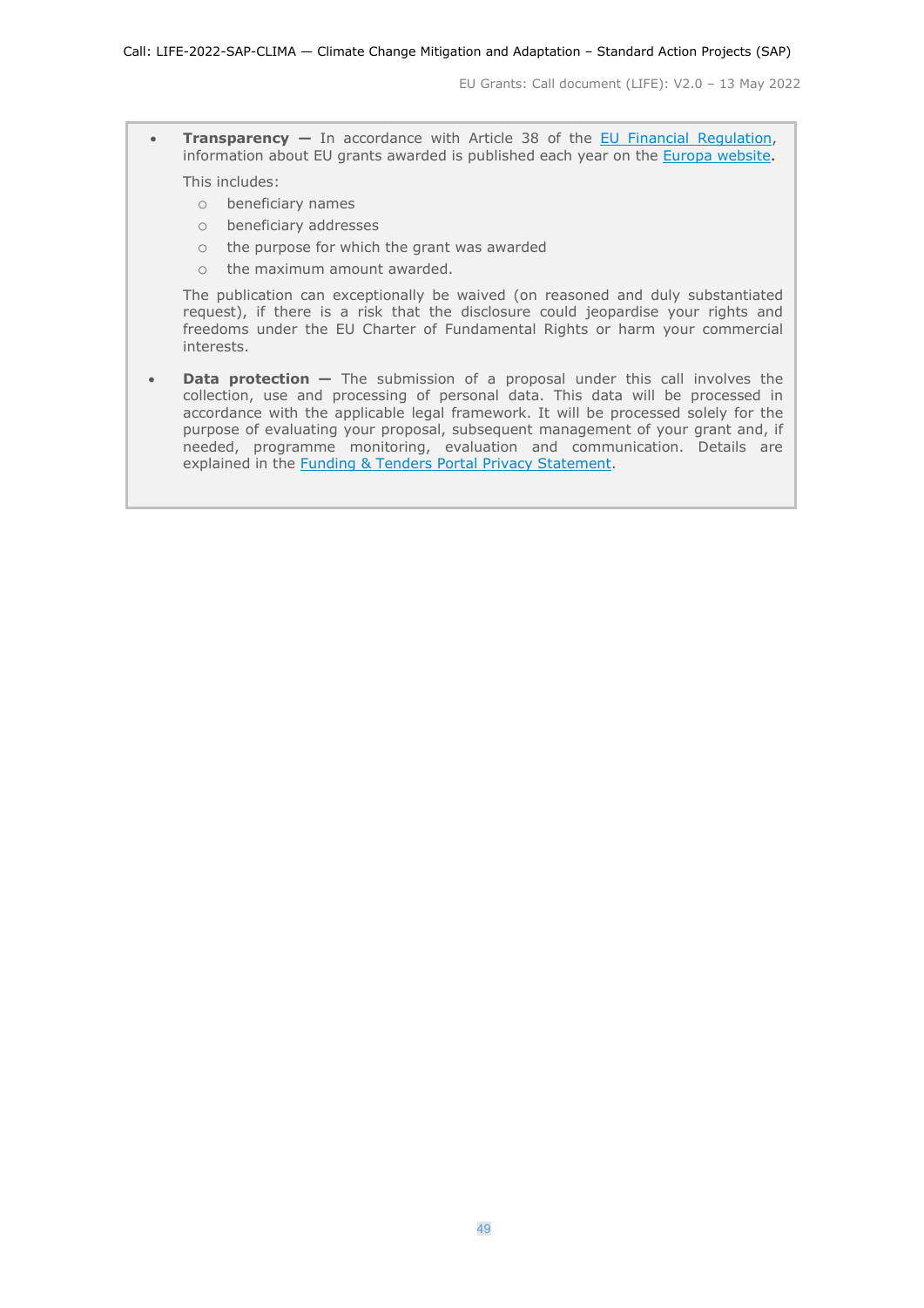- **Transparency —** In accordance with Article 38 of the EU Financial Regulation, information about EU grants awarded is published each year on the Europa website.

  This includes:

  - beneficiary names
  - beneficiary addresses
  - the purpose for which the grant was awarded
  - the maximum amount awarded.

  The publication can exceptionally be waived (on reasoned and duly substantiated request), if there is a risk that the disclosure could jeopardise your rights and freedoms under the EU Charter of Fundamental Rights or harm your commercial interests.

- **Data protection —** The submission of a proposal under this call involves the collection, use and processing of personal data. This data will be processed in accordance with the applicable legal framework. It will be processed solely for the purpose of evaluating your proposal, subsequent management of your grant and, if needed, programme monitoring, evaluation and communication. Details are explained in the Funding & Tenders Portal Privacy Statement.